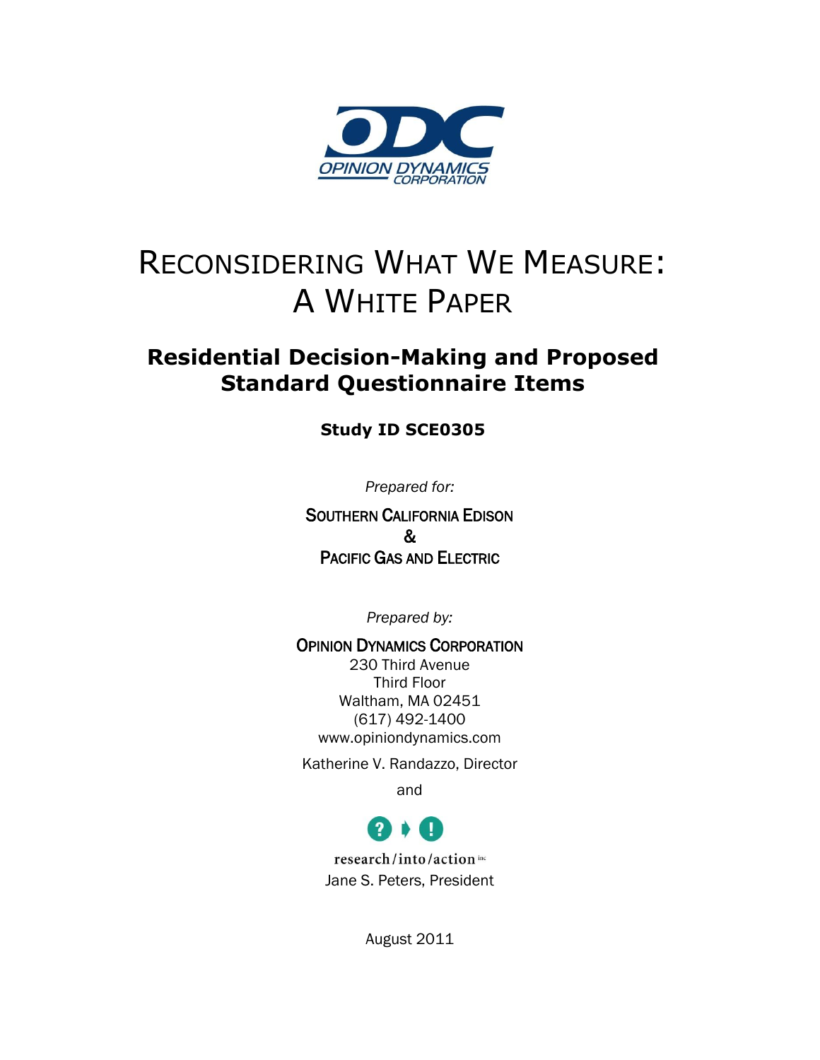ODC
OPINION DYNAMICS CORPORATION

# RECONSIDERING WHAT WE MEASURE: A WHITE PAPER

## Residential Decision-Making and Proposed Standard Questionnaire Items

**Study ID SCE0305**

*Prepared for:*

SOUTHERN CALIFORNIA EDISON
&
PACIFIC GAS AND ELECTRIC

*Prepared by:*

OPINION DYNAMICS CORPORATION
230 Third Avenue
Third Floor
Waltham, MA 02451
(617) 492-1400
www.opiniondynamics.com

Katherine V. Randazzo, Director

and

research/into/action inc
Jane S. Peters, President

August 2011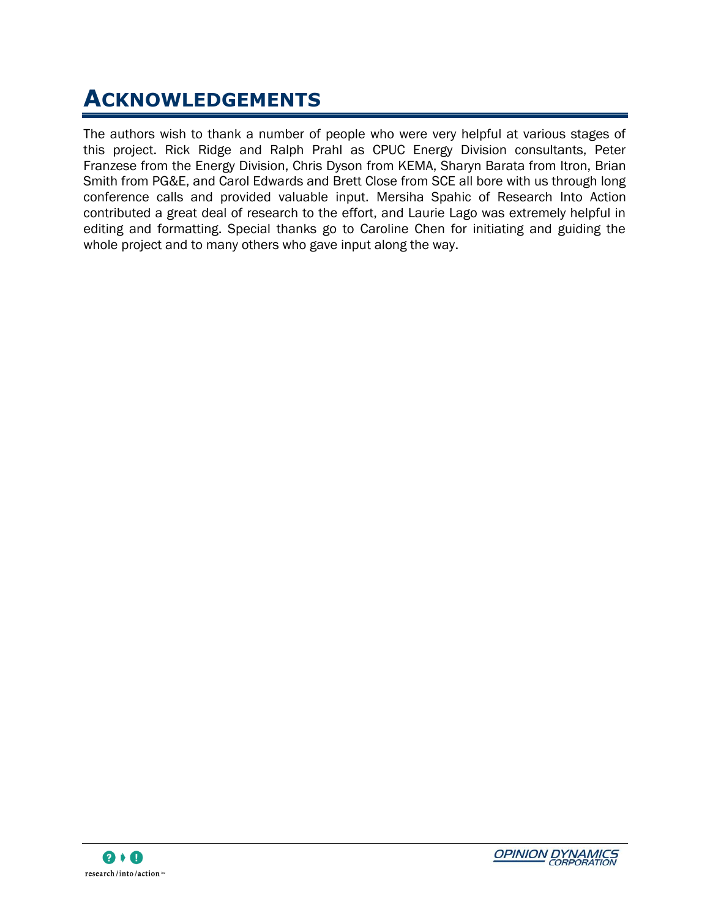# ACKNOWLEDGEMENTS

The authors wish to thank a number of people who were very helpful at various stages of this project. Rick Ridge and Ralph Prahl as CPUC Energy Division consultants, Peter Franzese from the Energy Division, Chris Dyson from KEMA, Sharyn Barata from Itron, Brian Smith from PG&E, and Carol Edwards and Brett Close from SCE all bore with us through long conference calls and provided valuable input. Mersiha Spahic of Research Into Action contributed a great deal of research to the effort, and Laurie Lago was extremely helpful in editing and formatting. Special thanks go to Caroline Chen for initiating and guiding the whole project and to many others who gave input along the way.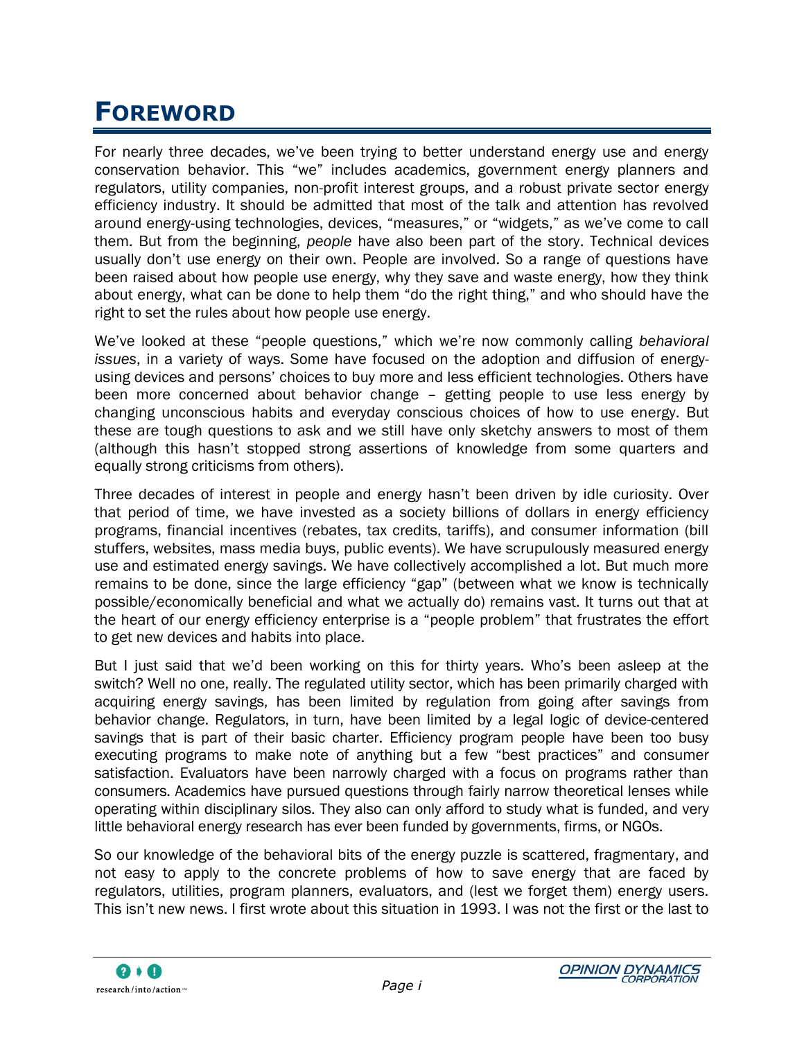# FOREWORD

For nearly three decades, we've been trying to better understand energy use and energy conservation behavior. This "we" includes academics, government energy planners and regulators, utility companies, non-profit interest groups, and a robust private sector energy efficiency industry. It should be admitted that most of the talk and attention has revolved around energy-using technologies, devices, "measures," or "widgets," as we've come to call them. But from the beginning, *people* have also been part of the story. Technical devices usually don't use energy on their own. People are involved. So a range of questions have been raised about how people use energy, why they save and waste energy, how they think about energy, what can be done to help them "do the right thing," and who should have the right to set the rules about how people use energy.

We've looked at these "people questions," which we're now commonly calling *behavioral issues*, in a variety of ways. Some have focused on the adoption and diffusion of energy-using devices and persons' choices to buy more and less efficient technologies. Others have been more concerned about behavior change – getting people to use less energy by changing unconscious habits and everyday conscious choices of how to use energy. But these are tough questions to ask and we still have only sketchy answers to most of them (although this hasn't stopped strong assertions of knowledge from some quarters and equally strong criticisms from others).

Three decades of interest in people and energy hasn't been driven by idle curiosity. Over that period of time, we have invested as a society billions of dollars in energy efficiency programs, financial incentives (rebates, tax credits, tariffs), and consumer information (bill stuffers, websites, mass media buys, public events). We have scrupulously measured energy use and estimated energy savings. We have collectively accomplished a lot. But much more remains to be done, since the large efficiency "gap" (between what we know is technically possible/economically beneficial and what we actually do) remains vast. It turns out that at the heart of our energy efficiency enterprise is a "people problem" that frustrates the effort to get new devices and habits into place.

But I just said that we'd been working on this for thirty years. Who's been asleep at the switch? Well no one, really. The regulated utility sector, which has been primarily charged with acquiring energy savings, has been limited by regulation from going after savings from behavior change. Regulators, in turn, have been limited by a legal logic of device-centered savings that is part of their basic charter. Efficiency program people have been too busy executing programs to make note of anything but a few "best practices" and consumer satisfaction. Evaluators have been narrowly charged with a focus on programs rather than consumers. Academics have pursued questions through fairly narrow theoretical lenses while operating within disciplinary silos. They also can only afford to study what is funded, and very little behavioral energy research has ever been funded by governments, firms, or NGOs.

So our knowledge of the behavioral bits of the energy puzzle is scattered, fragmentary, and not easy to apply to the concrete problems of how to save energy that are faced by regulators, utilities, program planners, evaluators, and (lest we forget them) energy users. This isn't new news. I first wrote about this situation in 1993. I was not the first or the last to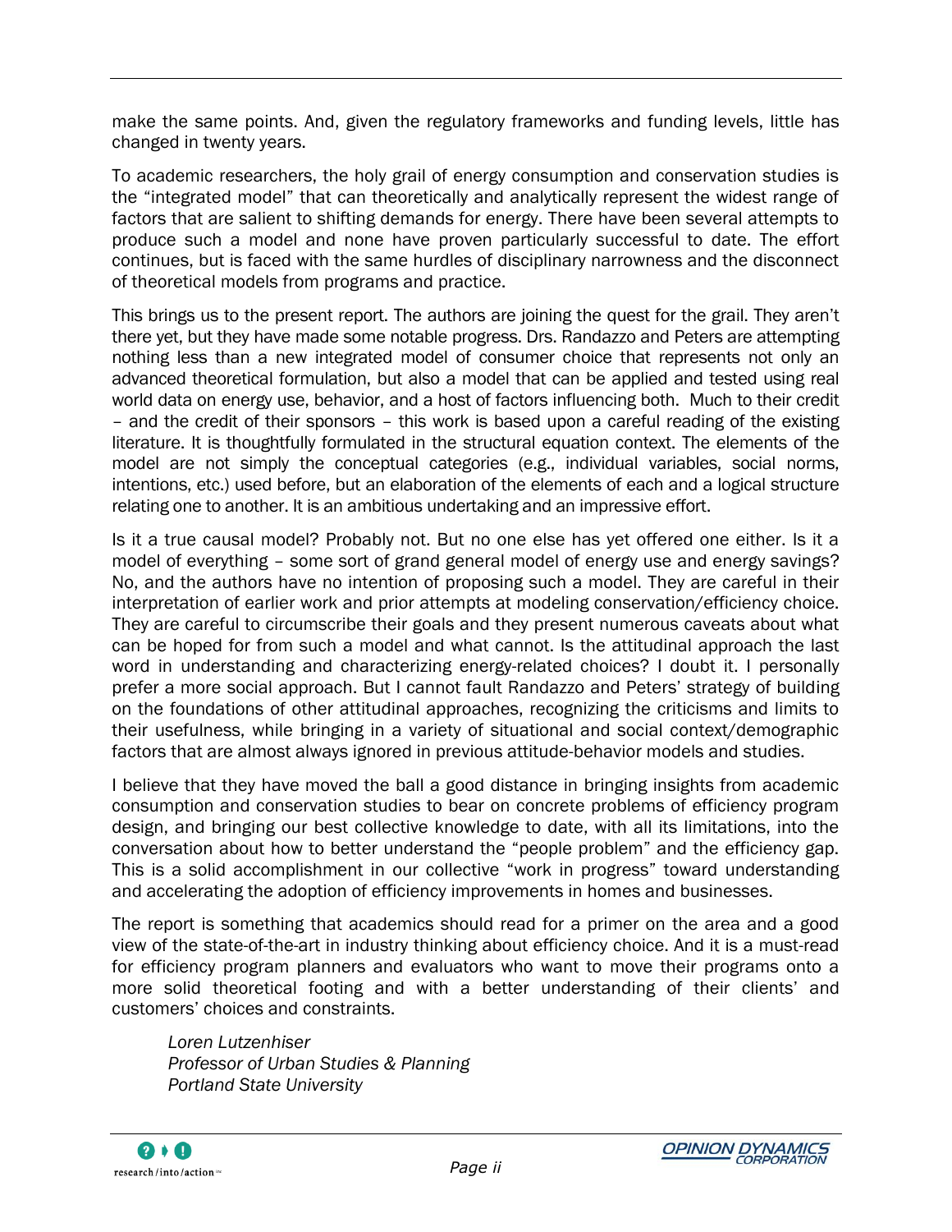make the same points. And, given the regulatory frameworks and funding levels, little has changed in twenty years.

To academic researchers, the holy grail of energy consumption and conservation studies is the "integrated model" that can theoretically and analytically represent the widest range of factors that are salient to shifting demands for energy. There have been several attempts to produce such a model and none have proven particularly successful to date. The effort continues, but is faced with the same hurdles of disciplinary narrowness and the disconnect of theoretical models from programs and practice.

This brings us to the present report. The authors are joining the quest for the grail. They aren't there yet, but they have made some notable progress. Drs. Randazzo and Peters are attempting nothing less than a new integrated model of consumer choice that represents not only an advanced theoretical formulation, but also a model that can be applied and tested using real world data on energy use, behavior, and a host of factors influencing both. Much to their credit – and the credit of their sponsors – this work is based upon a careful reading of the existing literature. It is thoughtfully formulated in the structural equation context. The elements of the model are not simply the conceptual categories (e.g., individual variables, social norms, intentions, etc.) used before, but an elaboration of the elements of each and a logical structure relating one to another. It is an ambitious undertaking and an impressive effort.

Is it a true causal model? Probably not. But no one else has yet offered one either. Is it a model of everything – some sort of grand general model of energy use and energy savings? No, and the authors have no intention of proposing such a model. They are careful in their interpretation of earlier work and prior attempts at modeling conservation/efficiency choice. They are careful to circumscribe their goals and they present numerous caveats about what can be hoped for from such a model and what cannot. Is the attitudinal approach the last word in understanding and characterizing energy-related choices? I doubt it. I personally prefer a more social approach. But I cannot fault Randazzo and Peters' strategy of building on the foundations of other attitudinal approaches, recognizing the criticisms and limits to their usefulness, while bringing in a variety of situational and social context/demographic factors that are almost always ignored in previous attitude-behavior models and studies.

I believe that they have moved the ball a good distance in bringing insights from academic consumption and conservation studies to bear on concrete problems of efficiency program design, and bringing our best collective knowledge to date, with all its limitations, into the conversation about how to better understand the "people problem" and the efficiency gap. This is a solid accomplishment in our collective "work in progress" toward understanding and accelerating the adoption of efficiency improvements in homes and businesses.

The report is something that academics should read for a primer on the area and a good view of the state-of-the-art in industry thinking about efficiency choice. And it is a must-read for efficiency program planners and evaluators who want to move their programs onto a more solid theoretical footing and with a better understanding of their clients' and customers' choices and constraints.

*Loren Lutzenhiser*
*Professor of Urban Studies & Planning*
*Portland State University*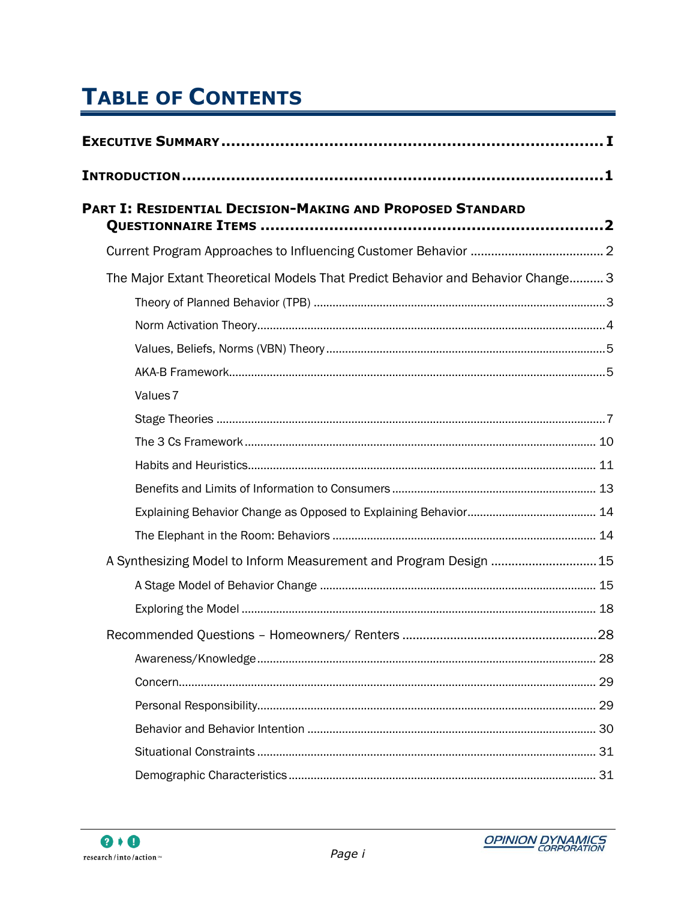# Table of Contents

| | |
|---|---|
| **Executive Summary** | **I** |
| **Introduction** | **1** |
| **Part I: Residential Decision-Making and Proposed Standard Questionnaire Items** | **2** |
| Current Program Approaches to Influencing Customer Behavior | 2 |
| The Major Extant Theoretical Models That Predict Behavior and Behavior Change | 3 |
| Theory of Planned Behavior (TPB) | 3 |
| Norm Activation Theory | 4 |
| Values, Beliefs, Norms (VBN) Theory | 5 |
| AKA-B Framework | 5 |
| Values | 7 |
| Stage Theories | 7 |
| The 3 Cs Framework | 10 |
| Habits and Heuristics | 11 |
| Benefits and Limits of Information to Consumers | 13 |
| Explaining Behavior Change as Opposed to Explaining Behavior | 14 |
| The Elephant in the Room: Behaviors | 14 |
| A Synthesizing Model to Inform Measurement and Program Design | 15 |
| A Stage Model of Behavior Change | 15 |
| Exploring the Model | 18 |
| Recommended Questions – Homeowners/ Renters | 28 |
| Awareness/Knowledge | 28 |
| Concern | 29 |
| Personal Responsibility | 29 |
| Behavior and Behavior Intention | 30 |
| Situational Constraints | 31 |
| Demographic Characteristics | 31 |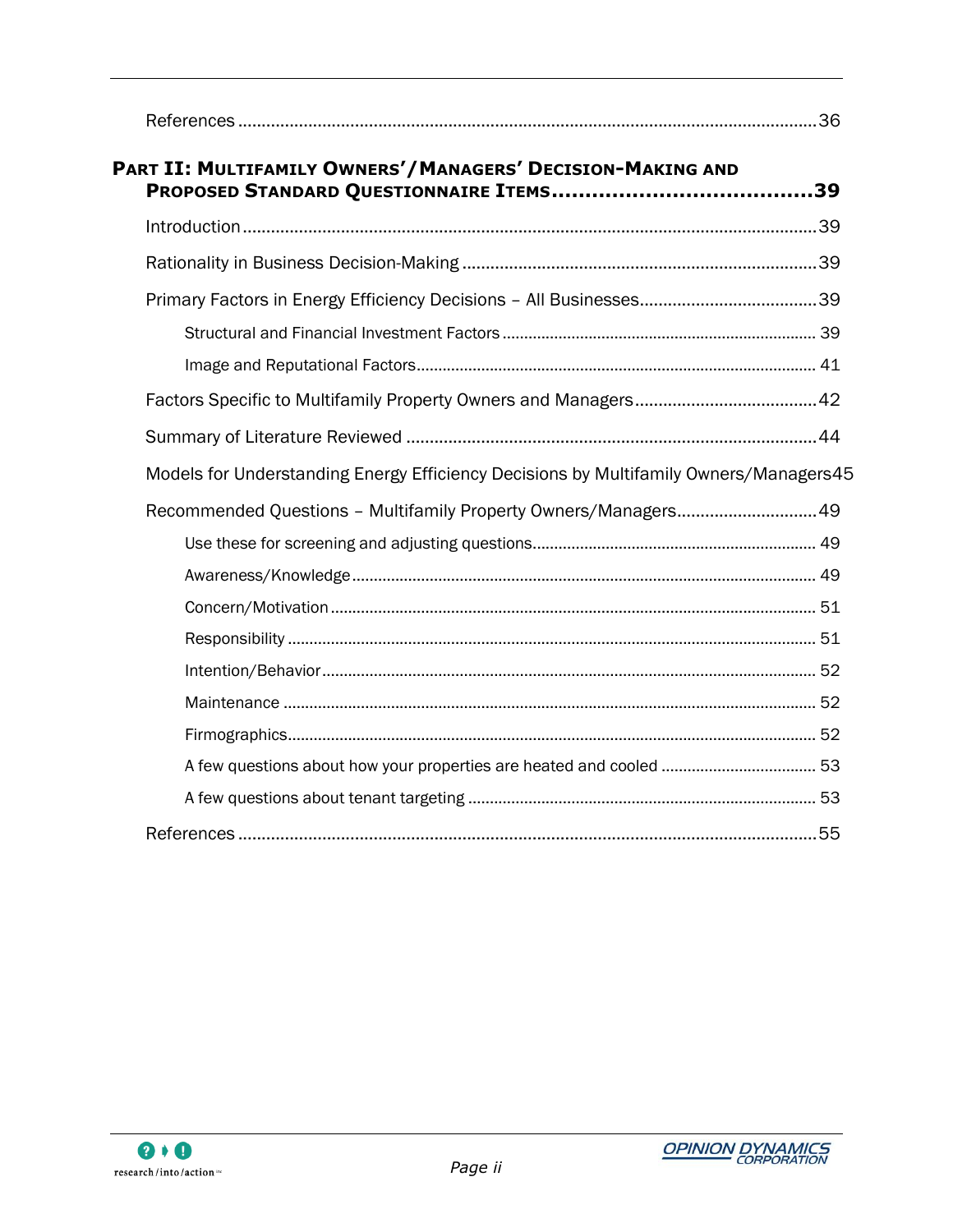References ..........36

**PART II: MULTIFAMILY OWNERS'/MANAGERS' DECISION-MAKING AND PROPOSED STANDARD QUESTIONNAIRE ITEMS ..........39**

Introduction ..........39

Rationality in Business Decision-Making ..........39

Primary Factors in Energy Efficiency Decisions – All Businesses ..........39

- Structural and Financial Investment Factors ..........39
- Image and Reputational Factors ..........41

Factors Specific to Multifamily Property Owners and Managers ..........42

Summary of Literature Reviewed ..........44

Models for Understanding Energy Efficiency Decisions by Multifamily Owners/Managers45

Recommended Questions – Multifamily Property Owners/Managers ..........49

- Use these for screening and adjusting questions ..........49
- Awareness/Knowledge ..........49
- Concern/Motivation ..........51
- Responsibility ..........51
- Intention/Behavior ..........52
- Maintenance ..........52
- Firmographics ..........52
- A few questions about how your properties are heated and cooled ..........53
- A few questions about tenant targeting ..........53

References ..........55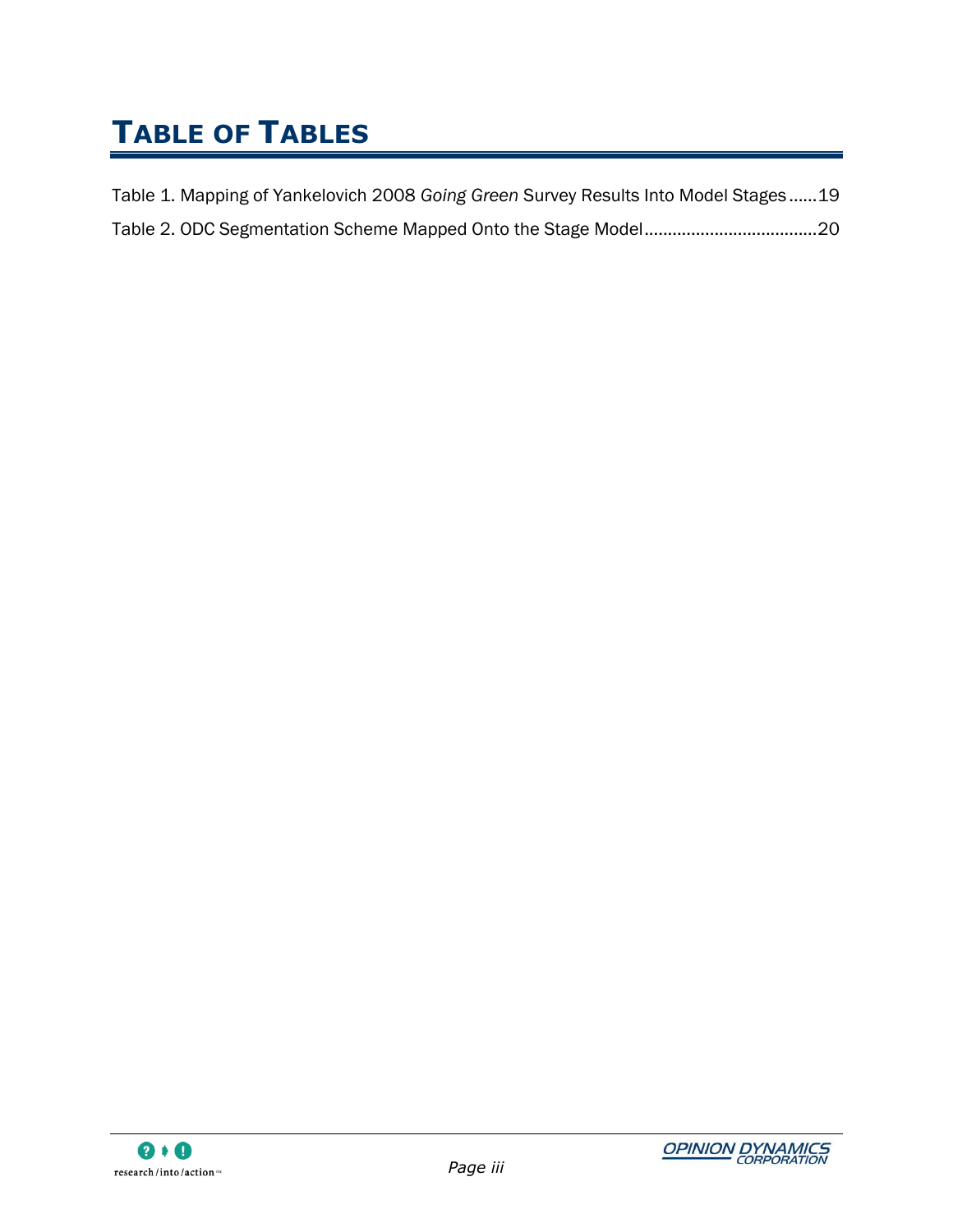# TABLE OF TABLES

Table 1. Mapping of Yankelovich 2008 *Going Green* Survey Results Into Model Stages......19

Table 2. ODC Segmentation Scheme Mapped Onto the Stage Model....................................20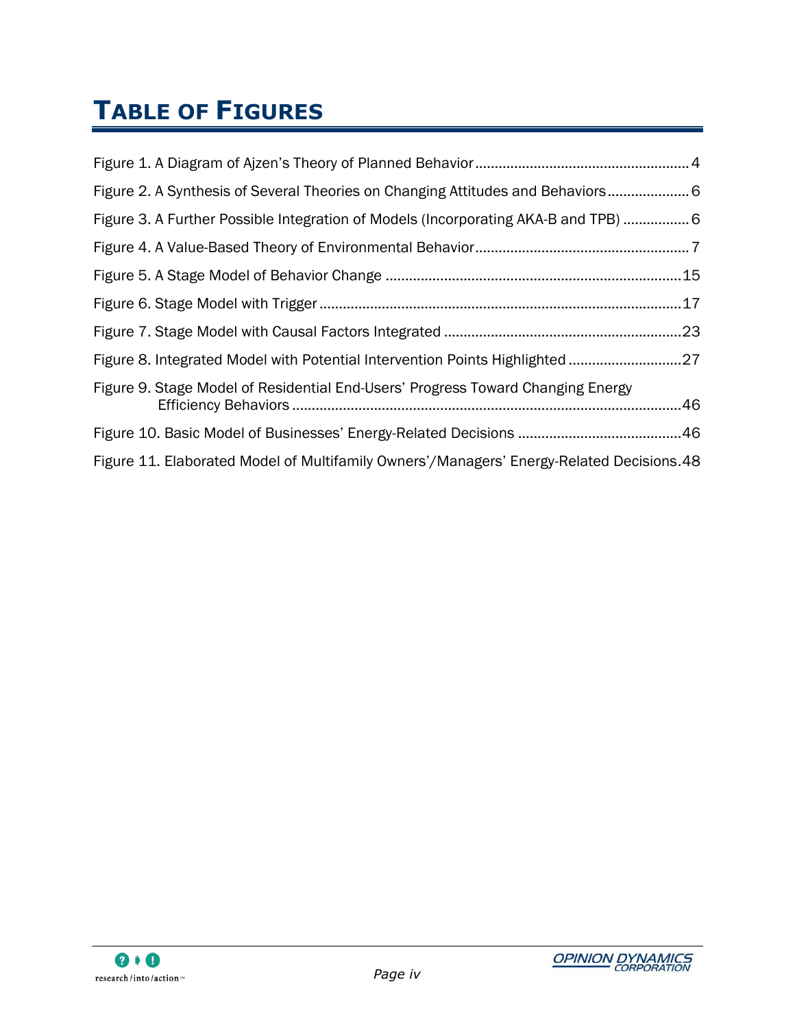# TABLE OF FIGURES

Figure 1. A Diagram of Ajzen's Theory of Planned Behavior ........................................................ 4

Figure 2. A Synthesis of Several Theories on Changing Attitudes and Behaviors ..................... 6

Figure 3. A Further Possible Integration of Models (Incorporating AKA-B and TPB) ................. 6

Figure 4. A Value-Based Theory of Environmental Behavior ....................................................... 7

Figure 5. A Stage Model of Behavior Change ........................................................................... 15

Figure 6. Stage Model with Trigger ........................................................................................... 17

Figure 7. Stage Model with Causal Factors Integrated ............................................................. 23

Figure 8. Integrated Model with Potential Intervention Points Highlighted ............................. 27

Figure 9. Stage Model of Residential End-Users' Progress Toward Changing Energy Efficiency Behaviors .................................................................................................... 46

Figure 10. Basic Model of Businesses' Energy-Related Decisions .......................................... 46

Figure 11. Elaborated Model of Multifamily Owners'/Managers' Energy-Related Decisions. 48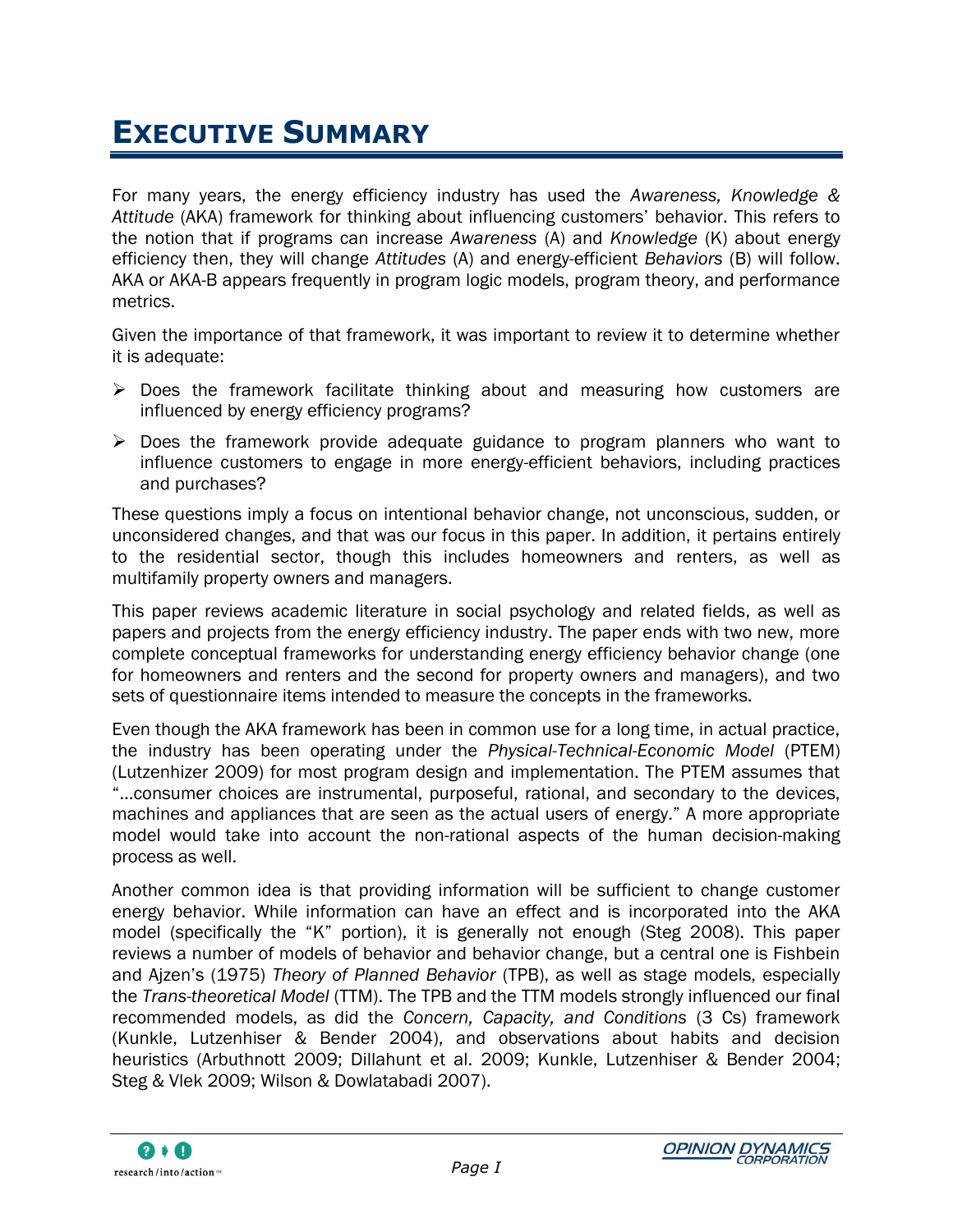# Executive Summary

For many years, the energy efficiency industry has used the *Awareness, Knowledge & Attitude* (AKA) framework for thinking about influencing customers' behavior. This refers to the notion that if programs can increase *Awareness* (A) and *Knowledge* (K) about energy efficiency then, they will change *Attitudes* (A) and energy-efficient *Behaviors* (B) will follow. AKA or AKA-B appears frequently in program logic models, program theory, and performance metrics.

Given the importance of that framework, it was important to review it to determine whether it is adequate:

- Does the framework facilitate thinking about and measuring how customers are influenced by energy efficiency programs?
- Does the framework provide adequate guidance to program planners who want to influence customers to engage in more energy-efficient behaviors, including practices and purchases?

These questions imply a focus on intentional behavior change, not unconscious, sudden, or unconsidered changes, and that was our focus in this paper. In addition, it pertains entirely to the residential sector, though this includes homeowners and renters, as well as multifamily property owners and managers.

This paper reviews academic literature in social psychology and related fields, as well as papers and projects from the energy efficiency industry. The paper ends with two new, more complete conceptual frameworks for understanding energy efficiency behavior change (one for homeowners and renters and the second for property owners and managers), and two sets of questionnaire items intended to measure the concepts in the frameworks.

Even though the AKA framework has been in common use for a long time, in actual practice, the industry has been operating under the *Physical-Technical-Economic Model* (PTEM) (Lutzenhizer 2009) for most program design and implementation. The PTEM assumes that "…consumer choices are instrumental, purposeful, rational, and secondary to the devices, machines and appliances that are seen as the actual users of energy." A more appropriate model would take into account the non-rational aspects of the human decision-making process as well.

Another common idea is that providing information will be sufficient to change customer energy behavior. While information can have an effect and is incorporated into the AKA model (specifically the "K" portion), it is generally not enough (Steg 2008). This paper reviews a number of models of behavior and behavior change, but a central one is Fishbein and Ajzen's (1975) *Theory of Planned Behavior* (TPB), as well as stage models, especially the *Trans-theoretical Model* (TTM). The TPB and the TTM models strongly influenced our final recommended models, as did the *Concern, Capacity, and Conditions* (3 Cs) framework (Kunkle, Lutzenhiser & Bender 2004), and observations about habits and decision heuristics (Arbuthnott 2009; Dillahunt et al. 2009; Kunkle, Lutzenhiser & Bender 2004; Steg & Vlek 2009; Wilson & Dowlatabadi 2007).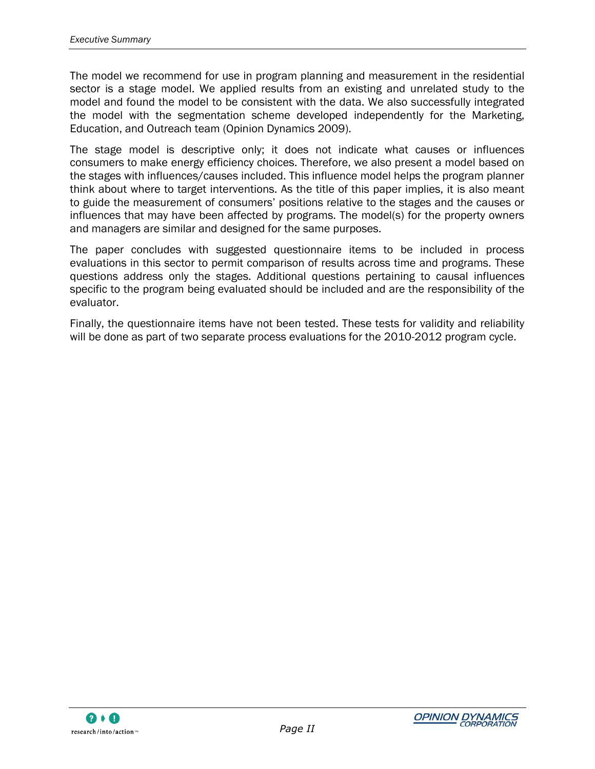The model we recommend for use in program planning and measurement in the residential sector is a stage model. We applied results from an existing and unrelated study to the model and found the model to be consistent with the data. We also successfully integrated the model with the segmentation scheme developed independently for the Marketing, Education, and Outreach team (Opinion Dynamics 2009).

The stage model is descriptive only; it does not indicate what causes or influences consumers to make energy efficiency choices. Therefore, we also present a model based on the stages with influences/causes included. This influence model helps the program planner think about where to target interventions. As the title of this paper implies, it is also meant to guide the measurement of consumers' positions relative to the stages and the causes or influences that may have been affected by programs. The model(s) for the property owners and managers are similar and designed for the same purposes.

The paper concludes with suggested questionnaire items to be included in process evaluations in this sector to permit comparison of results across time and programs. These questions address only the stages. Additional questions pertaining to causal influences specific to the program being evaluated should be included and are the responsibility of the evaluator.

Finally, the questionnaire items have not been tested. These tests for validity and reliability will be done as part of two separate process evaluations for the 2010-2012 program cycle.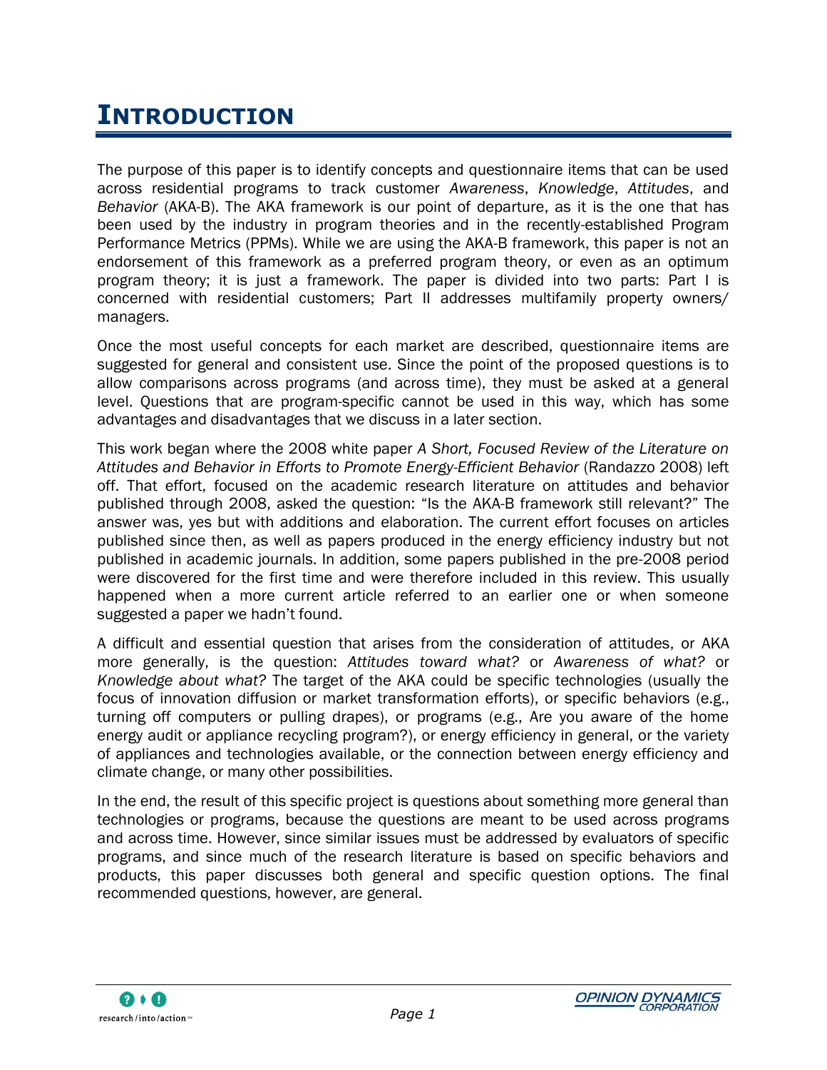# Introduction

The purpose of this paper is to identify concepts and questionnaire items that can be used across residential programs to track customer *Awareness*, *Knowledge*, *Attitudes*, and *Behavior* (AKA-B). The AKA framework is our point of departure, as it is the one that has been used by the industry in program theories and in the recently-established Program Performance Metrics (PPMs). While we are using the AKA-B framework, this paper is not an endorsement of this framework as a preferred program theory, or even as an optimum program theory; it is just a framework. The paper is divided into two parts: Part I is concerned with residential customers; Part II addresses multifamily property owners/ managers.

Once the most useful concepts for each market are described, questionnaire items are suggested for general and consistent use. Since the point of the proposed questions is to allow comparisons across programs (and across time), they must be asked at a general level. Questions that are program-specific cannot be used in this way, which has some advantages and disadvantages that we discuss in a later section.

This work began where the 2008 white paper *A Short, Focused Review of the Literature on Attitudes and Behavior in Efforts to Promote Energy-Efficient Behavior* (Randazzo 2008) left off. That effort, focused on the academic research literature on attitudes and behavior published through 2008, asked the question: "Is the AKA-B framework still relevant?" The answer was, yes but with additions and elaboration. The current effort focuses on articles published since then, as well as papers produced in the energy efficiency industry but not published in academic journals. In addition, some papers published in the pre-2008 period were discovered for the first time and were therefore included in this review. This usually happened when a more current article referred to an earlier one or when someone suggested a paper we hadn't found.

A difficult and essential question that arises from the consideration of attitudes, or AKA more generally, is the question: *Attitudes toward what?* or *Awareness of what?* or *Knowledge about what?* The target of the AKA could be specific technologies (usually the focus of innovation diffusion or market transformation efforts), or specific behaviors (e.g., turning off computers or pulling drapes), or programs (e.g., Are you aware of the home energy audit or appliance recycling program?), or energy efficiency in general, or the variety of appliances and technologies available, or the connection between energy efficiency and climate change, or many other possibilities.

In the end, the result of this specific project is questions about something more general than technologies or programs, because the questions are meant to be used across programs and across time. However, since similar issues must be addressed by evaluators of specific programs, and since much of the research literature is based on specific behaviors and products, this paper discusses both general and specific question options. The final recommended questions, however, are general.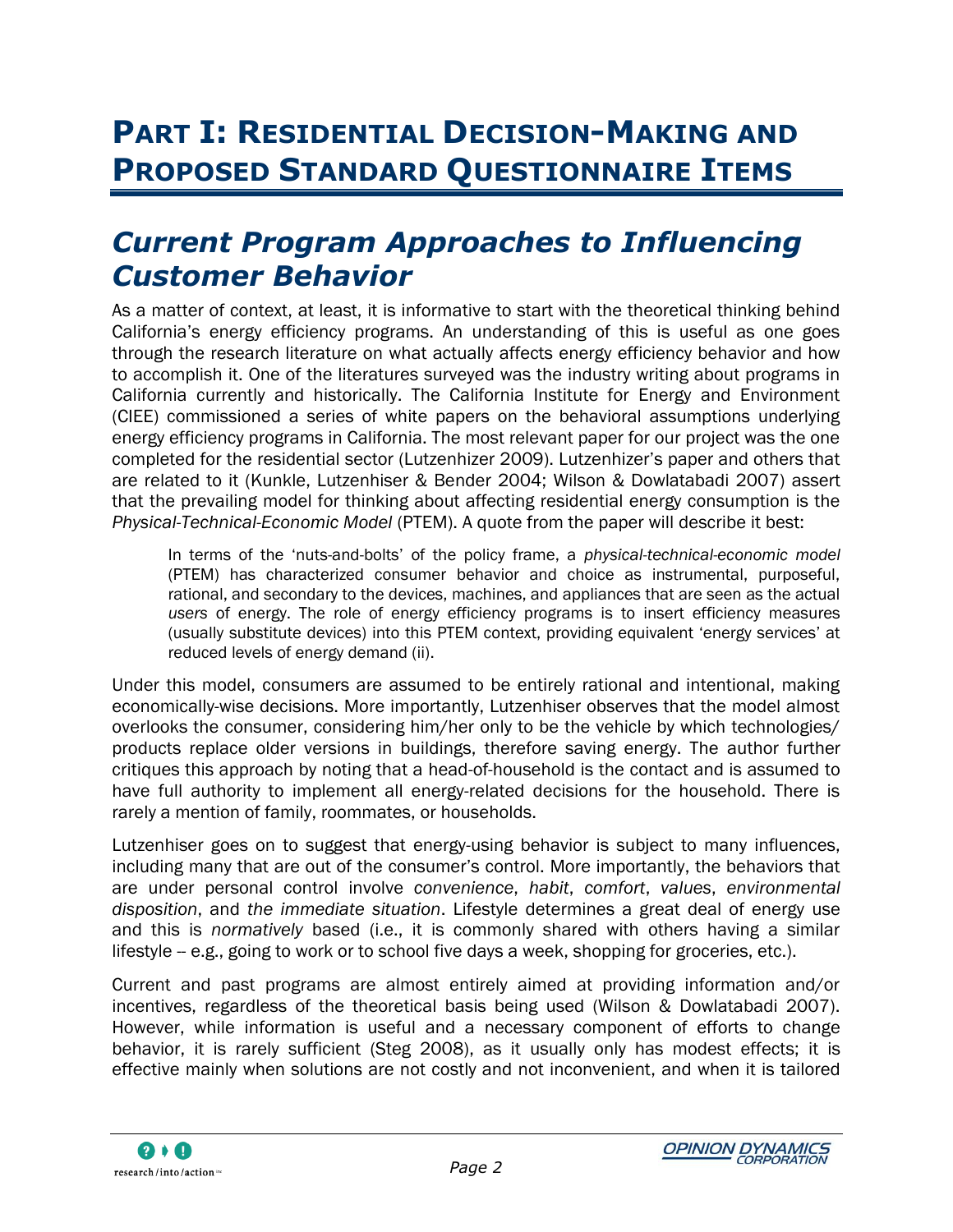# Part I: Residential Decision-Making and Proposed Standard Questionnaire Items

## *Current Program Approaches to Influencing Customer Behavior*

As a matter of context, at least, it is informative to start with the theoretical thinking behind California's energy efficiency programs. An understanding of this is useful as one goes through the research literature on what actually affects energy efficiency behavior and how to accomplish it. One of the literatures surveyed was the industry writing about programs in California currently and historically. The California Institute for Energy and Environment (CIEE) commissioned a series of white papers on the behavioral assumptions underlying energy efficiency programs in California. The most relevant paper for our project was the one completed for the residential sector (Lutzenhizer 2009). Lutzenhiser's paper and others that are related to it (Kunkle, Lutzenhiser & Bender 2004; Wilson & Dowlatabadi 2007) assert that the prevailing model for thinking about affecting residential energy consumption is the *Physical-Technical-Economic Model* (PTEM). A quote from the paper will describe it best:

> In terms of the 'nuts-and-bolts' of the policy frame, a *physical-technical-economic model* (PTEM) has characterized consumer behavior and choice as instrumental, purposeful, rational, and secondary to the devices, machines, and appliances that are seen as the actual *users* of energy. The role of energy efficiency programs is to insert efficiency measures (usually substitute devices) into this PTEM context, providing equivalent 'energy services' at reduced levels of energy demand (ii).

Under this model, consumers are assumed to be entirely rational and intentional, making economically-wise decisions. More importantly, Lutzenhiser observes that the model almost overlooks the consumer, considering him/her only to be the vehicle by which technologies/ products replace older versions in buildings, therefore saving energy. The author further critiques this approach by noting that a head-of-household is the contact and is assumed to have full authority to implement all energy-related decisions for the household. There is rarely a mention of family, roommates, or households.

Lutzenhiser goes on to suggest that energy-using behavior is subject to many influences, including many that are out of the consumer's control. More importantly, the behaviors that are under personal control involve *convenience*, *habit*, *comfort*, *values*, *environmental disposition*, and *the immediate situation*. Lifestyle determines a great deal of energy use and this is *normatively* based (i.e., it is commonly shared with others having a similar lifestyle -- e.g., going to work or to school five days a week, shopping for groceries, etc.).

Current and past programs are almost entirely aimed at providing information and/or incentives, regardless of the theoretical basis being used (Wilson & Dowlatabadi 2007). However, while information is useful and a necessary component of efforts to change behavior, it is rarely sufficient (Steg 2008), as it usually only has modest effects; it is effective mainly when solutions are not costly and not inconvenient, and when it is tailored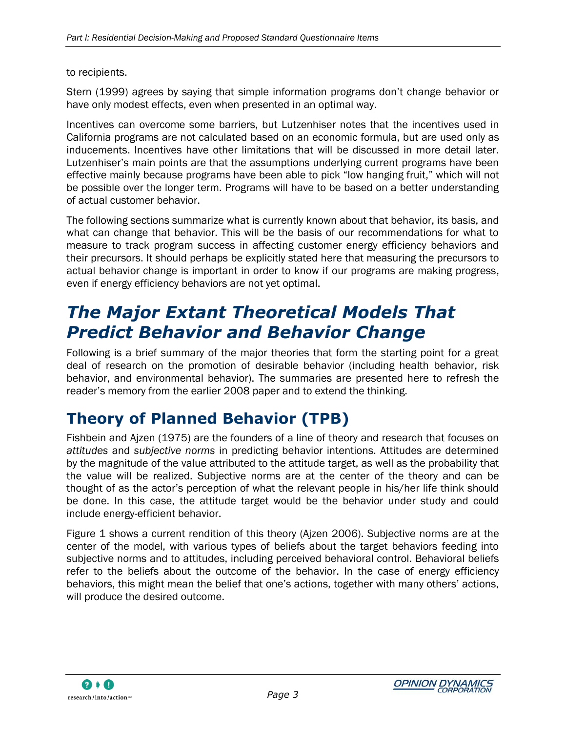to recipients.

Stern (1999) agrees by saying that simple information programs don't change behavior or have only modest effects, even when presented in an optimal way.

Incentives can overcome some barriers, but Lutzenhiser notes that the incentives used in California programs are not calculated based on an economic formula, but are used only as inducements. Incentives have other limitations that will be discussed in more detail later. Lutzenhiser's main points are that the assumptions underlying current programs have been effective mainly because programs have been able to pick "low hanging fruit," which will not be possible over the longer term. Programs will have to be based on a better understanding of actual customer behavior.

The following sections summarize what is currently known about that behavior, its basis, and what can change that behavior. This will be the basis of our recommendations for what to measure to track program success in affecting customer energy efficiency behaviors and their precursors. It should perhaps be explicitly stated here that measuring the precursors to actual behavior change is important in order to know if our programs are making progress, even if energy efficiency behaviors are not yet optimal.

# *The Major Extant Theoretical Models That Predict Behavior and Behavior Change*

Following is a brief summary of the major theories that form the starting point for a great deal of research on the promotion of desirable behavior (including health behavior, risk behavior, and environmental behavior). The summaries are presented here to refresh the reader's memory from the earlier 2008 paper and to extend the thinking.

## Theory of Planned Behavior (TPB)

Fishbein and Ajzen (1975) are the founders of a line of theory and research that focuses on *attitudes* and *subjective norms* in predicting behavior intentions. Attitudes are determined by the magnitude of the value attributed to the attitude target, as well as the probability that the value will be realized. Subjective norms are at the center of the theory and can be thought of as the actor's perception of what the relevant people in his/her life think should be done. In this case, the attitude target would be the behavior under study and could include energy-efficient behavior.

Figure 1 shows a current rendition of this theory (Ajzen 2006). Subjective norms are at the center of the model, with various types of beliefs about the target behaviors feeding into subjective norms and to attitudes, including perceived behavioral control. Behavioral beliefs refer to the beliefs about the outcome of the behavior. In the case of energy efficiency behaviors, this might mean the belief that one's actions, together with many others' actions, will produce the desired outcome.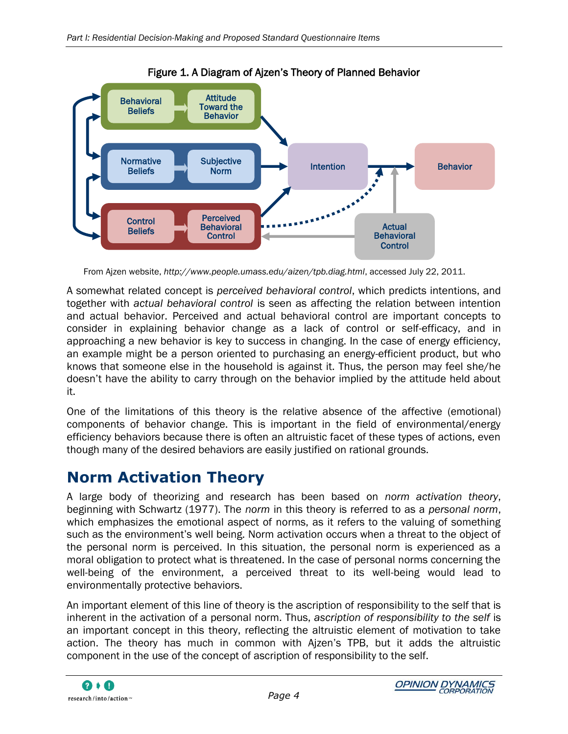Figure 1. A Diagram of Ajzen's Theory of Planned Behavior

From Ajzen website, *http://www.people.umass.edu/aizen/tpb.diag.html*, accessed July 22, 2011.

A somewhat related concept is *perceived behavioral control*, which predicts intentions, and together with *actual behavioral control* is seen as affecting the relation between intention and actual behavior. Perceived and actual behavioral control are important concepts to consider in explaining behavior change as a lack of control or self-efficacy, and in approaching a new behavior is key to success in changing. In the case of energy efficiency, an example might be a person oriented to purchasing an energy-efficient product, but who knows that someone else in the household is against it. Thus, the person may feel she/he doesn't have the ability to carry through on the behavior implied by the attitude held about it.

One of the limitations of this theory is the relative absence of the affective (emotional) components of behavior change. This is important in the field of environmental/energy efficiency behaviors because there is often an altruistic facet of these types of actions, even though many of the desired behaviors are easily justified on rational grounds.

# Norm Activation Theory

A large body of theorizing and research has been based on *norm activation theory*, beginning with Schwartz (1977). The *norm* in this theory is referred to as a *personal norm*, which emphasizes the emotional aspect of norms, as it refers to the valuing of something such as the environment's well being. Norm activation occurs when a threat to the object of the personal norm is perceived. In this situation, the personal norm is experienced as a moral obligation to protect what is threatened. In the case of personal norms concerning the well-being of the environment, a perceived threat to its well-being would lead to environmentally protective behaviors.

An important element of this line of theory is the ascription of responsibility to the self that is inherent in the activation of a personal norm. Thus, *ascription of responsibility to the self* is an important concept in this theory, reflecting the altruistic element of motivation to take action. The theory has much in common with Ajzen's TPB, but it adds the altruistic component in the use of the concept of ascription of responsibility to the self.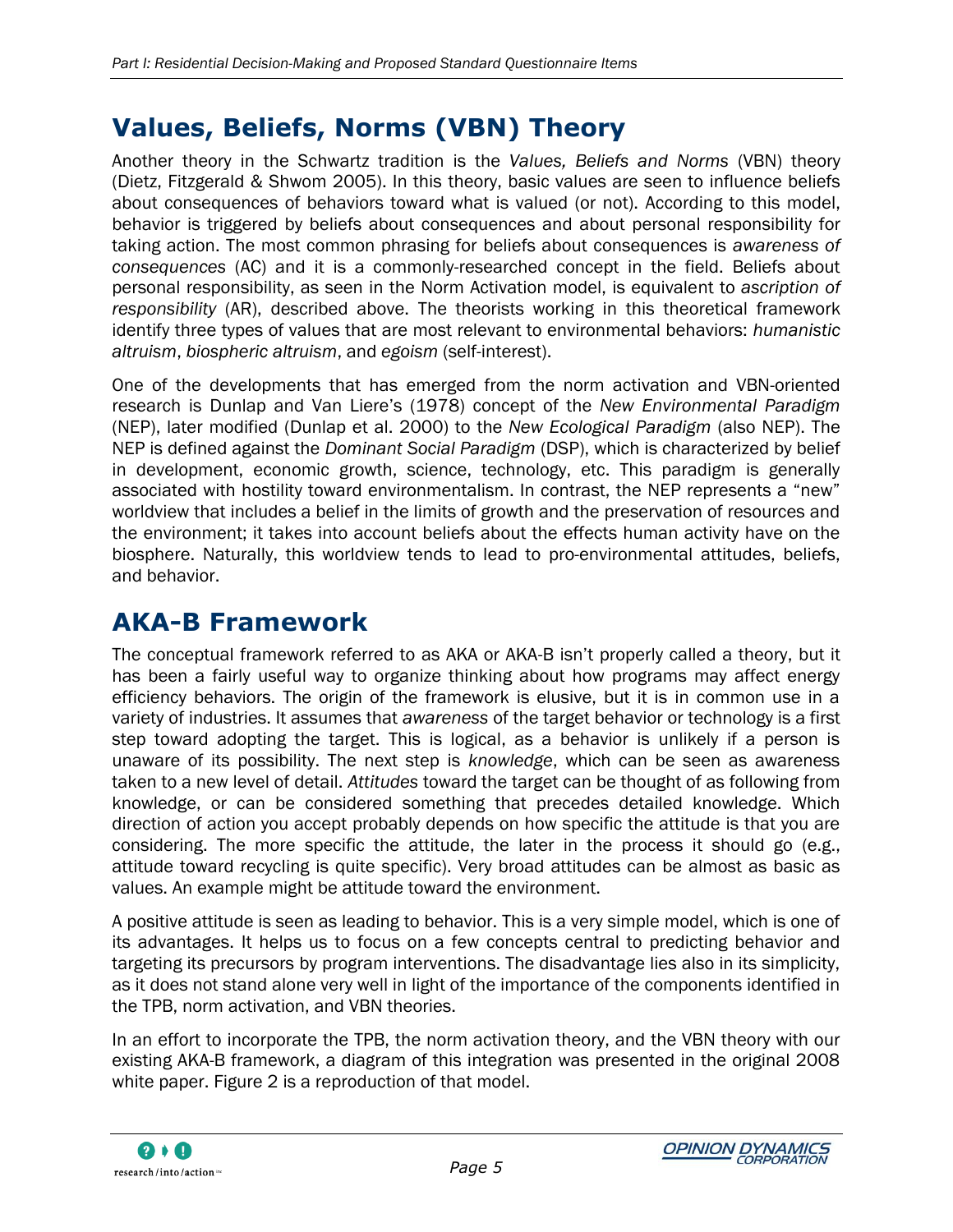## Values, Beliefs, Norms (VBN) Theory

Another theory in the Schwartz tradition is the *Values, Beliefs and Norms* (VBN) theory (Dietz, Fitzgerald & Shwom 2005). In this theory, basic values are seen to influence beliefs about consequences of behaviors toward what is valued (or not). According to this model, behavior is triggered by beliefs about consequences and about personal responsibility for taking action. The most common phrasing for beliefs about consequences is *awareness of consequences* (AC) and it is a commonly-researched concept in the field. Beliefs about personal responsibility, as seen in the Norm Activation model, is equivalent to *ascription of responsibility* (AR), described above. The theorists working in this theoretical framework identify three types of values that are most relevant to environmental behaviors: *humanistic altruism*, *biospheric altruism*, and *egoism* (self-interest).

One of the developments that has emerged from the norm activation and VBN-oriented research is Dunlap and Van Liere's (1978) concept of the *New Environmental Paradigm* (NEP), later modified (Dunlap et al. 2000) to the *New Ecological Paradigm* (also NEP). The NEP is defined against the *Dominant Social Paradigm* (DSP), which is characterized by belief in development, economic growth, science, technology, etc. This paradigm is generally associated with hostility toward environmentalism. In contrast, the NEP represents a "new" worldview that includes a belief in the limits of growth and the preservation of resources and the environment; it takes into account beliefs about the effects human activity have on the biosphere. Naturally, this worldview tends to lead to pro-environmental attitudes, beliefs, and behavior.

## AKA-B Framework

The conceptual framework referred to as AKA or AKA-B isn't properly called a theory, but it has been a fairly useful way to organize thinking about how programs may affect energy efficiency behaviors. The origin of the framework is elusive, but it is in common use in a variety of industries. It assumes that *awareness* of the target behavior or technology is a first step toward adopting the target. This is logical, as a behavior is unlikely if a person is unaware of its possibility. The next step is *knowledge*, which can be seen as awareness taken to a new level of detail. *Attitudes* toward the target can be thought of as following from knowledge, or can be considered something that precedes detailed knowledge. Which direction of action you accept probably depends on how specific the attitude is that you are considering. The more specific the attitude, the later in the process it should go (e.g., attitude toward recycling is quite specific). Very broad attitudes can be almost as basic as values. An example might be attitude toward the environment.

A positive attitude is seen as leading to behavior. This is a very simple model, which is one of its advantages. It helps us to focus on a few concepts central to predicting behavior and targeting its precursors by program interventions. The disadvantage lies also in its simplicity, as it does not stand alone very well in light of the importance of the components identified in the TPB, norm activation, and VBN theories.

In an effort to incorporate the TPB, the norm activation theory, and the VBN theory with our existing AKA-B framework, a diagram of this integration was presented in the original 2008 white paper. Figure 2 is a reproduction of that model.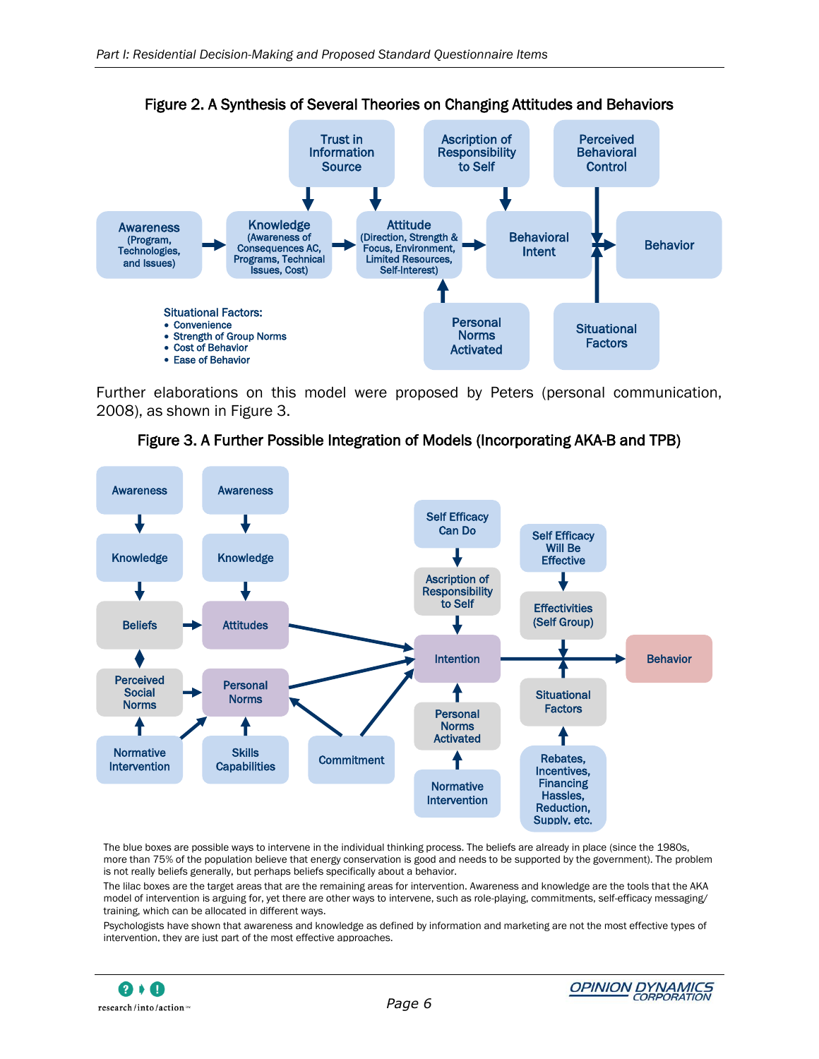**Figure 2. A Synthesis of Several Theories on Changing Attitudes and Behaviors**

Trust in Information Source

Ascription of Responsibility to Self

Perceived Behavioral Control

Awareness (Program, Technologies, and Issues)

Knowledge (Awareness of Consequences AC, Programs, Technical Issues, Cost)

Attitude (Direction, Strength & Focus, Environment, Limited Resources, Self-Interest)

Behavioral Intent

Behavior

Situational Factors:

- Convenience
- Strength of Group Norms
- Cost of Behavior
- Ease of Behavior

Personal Norms Activated

Situational Factors

Further elaborations on this model were proposed by Peters (personal communication, 2008), as shown in Figure 3.

**Figure 3. A Further Possible Integration of Models (Incorporating AKA-B and TPB)**

Awareness

Awareness

Knowledge

Knowledge

Beliefs

Attitudes

Perceived Social Norms

Personal Norms

Normative Intervention

Skills Capabilities

Commitment

Self Efficacy Can Do

Ascription of Responsibility to Self

Intention

Personal Norms Activated

Normative Intervention

Self Efficacy Will Be Effective

Effectivities (Self Group)

Situational Factors

Rebates, Incentives, Financing Hassles, Reduction, Supply, etc.

Behavior

The blue boxes are possible ways to intervene in the individual thinking process. The beliefs are already in place (since the 1980s, more than 75% of the population believe that energy conservation is good and needs to be supported by the government). The problem is not really beliefs generally, but perhaps beliefs specifically about a behavior.

The lilac boxes are the target areas that are the remaining areas for intervention. Awareness and knowledge are the tools that the AKA model of intervention is arguing for, yet there are other ways to intervene, such as role-playing, commitments, self-efficacy messaging/ training, which can be allocated in different ways.

Psychologists have shown that awareness and knowledge as defined by information and marketing are not the most effective types of intervention, they are just part of the most effective approaches.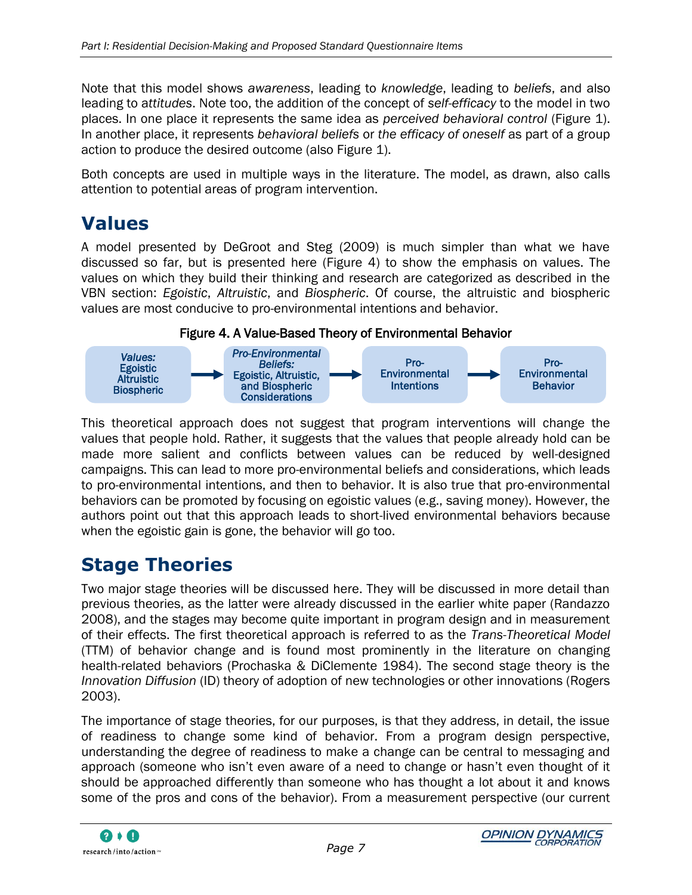Note that this model shows *awareness*, leading to *knowledge*, leading to *beliefs*, and also leading to a*ttitudes*. Note too, the addition of the concept of *self-efficacy* to the model in two places. In one place it represents the same idea as *perceived behavioral control* (Figure 1). In another place, it represents *behavioral beliefs* or *the efficacy of oneself* as part of a group action to produce the desired outcome (also Figure 1).

Both concepts are used in multiple ways in the literature. The model, as drawn, also calls attention to potential areas of program intervention.

## Values

A model presented by DeGroot and Steg (2009) is much simpler than what we have discussed so far, but is presented here (Figure 4) to show the emphasis on values. The values on which they build their thinking and research are categorized as described in the VBN section: *Egoistic*, *Altruistic*, and *Biospheric*. Of course, the altruistic and biospheric values are most conducive to pro-environmental intentions and behavior.

**Figure 4. A Value-Based Theory of Environmental Behavior**

*Values:* Egoistic Altruistic Biospheric → *Pro-Environmental Beliefs:* Egoistic, Altruistic, and Biospheric Considerations → Pro-Environmental Intentions → Pro-Environmental Behavior

This theoretical approach does not suggest that program interventions will change the values that people hold. Rather, it suggests that the values that people already hold can be made more salient and conflicts between values can be reduced by well-designed campaigns. This can lead to more pro-environmental beliefs and considerations, which leads to pro-environmental intentions, and then to behavior. It is also true that pro-environmental behaviors can be promoted by focusing on egoistic values (e.g., saving money). However, the authors point out that this approach leads to short-lived environmental behaviors because when the egoistic gain is gone, the behavior will go too.

## Stage Theories

Two major stage theories will be discussed here. They will be discussed in more detail than previous theories, as the latter were already discussed in the earlier white paper (Randazzo 2008), and the stages may become quite important in program design and in measurement of their effects. The first theoretical approach is referred to as the *Trans-Theoretical Model* (TTM) of behavior change and is found most prominently in the literature on changing health-related behaviors (Prochaska & DiClemente 1984). The second stage theory is the *Innovation Diffusion* (ID) theory of adoption of new technologies or other innovations (Rogers 2003).

The importance of stage theories, for our purposes, is that they address, in detail, the issue of readiness to change some kind of behavior. From a program design perspective, understanding the degree of readiness to make a change can be central to messaging and approach (someone who isn't even aware of a need to change or hasn't even thought of it should be approached differently than someone who has thought a lot about it and knows some of the pros and cons of the behavior). From a measurement perspective (our current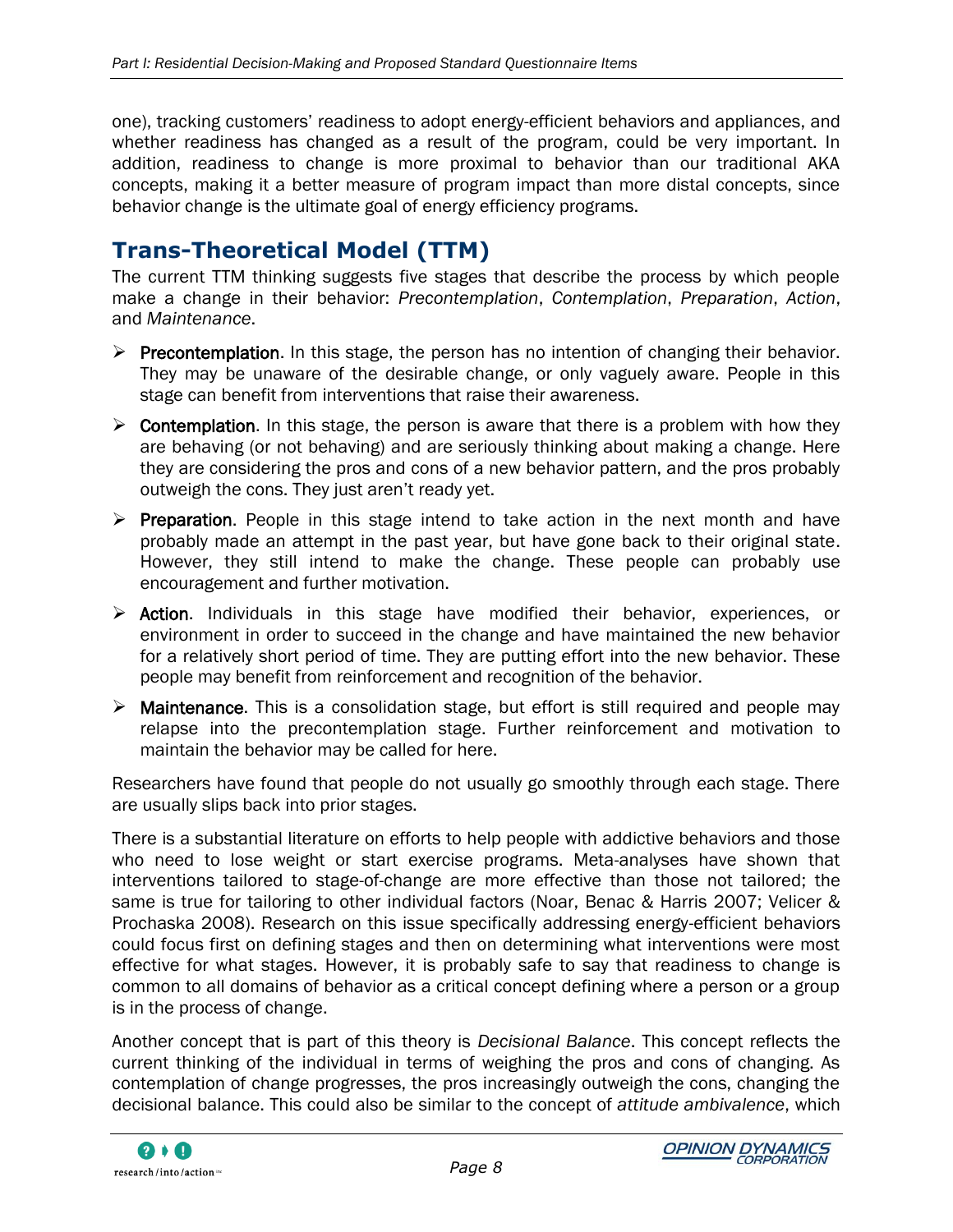one), tracking customers' readiness to adopt energy-efficient behaviors and appliances, and whether readiness has changed as a result of the program, could be very important. In addition, readiness to change is more proximal to behavior than our traditional AKA concepts, making it a better measure of program impact than more distal concepts, since behavior change is the ultimate goal of energy efficiency programs.

## Trans-Theoretical Model (TTM)

The current TTM thinking suggests five stages that describe the process by which people make a change in their behavior: *Precontemplation*, *Contemplation*, *Preparation*, *Action*, and *Maintenance*.

- **Precontemplation**. In this stage, the person has no intention of changing their behavior. They may be unaware of the desirable change, or only vaguely aware. People in this stage can benefit from interventions that raise their awareness.
- **Contemplation**. In this stage, the person is aware that there is a problem with how they are behaving (or not behaving) and are seriously thinking about making a change. Here they are considering the pros and cons of a new behavior pattern, and the pros probably outweigh the cons. They just aren't ready yet.
- **Preparation**. People in this stage intend to take action in the next month and have probably made an attempt in the past year, but have gone back to their original state. However, they still intend to make the change. These people can probably use encouragement and further motivation.
- **Action**. Individuals in this stage have modified their behavior, experiences, or environment in order to succeed in the change and have maintained the new behavior for a relatively short period of time. They are putting effort into the new behavior. These people may benefit from reinforcement and recognition of the behavior.
- **Maintenance**. This is a consolidation stage, but effort is still required and people may relapse into the precontemplation stage. Further reinforcement and motivation to maintain the behavior may be called for here.

Researchers have found that people do not usually go smoothly through each stage. There are usually slips back into prior stages.

There is a substantial literature on efforts to help people with addictive behaviors and those who need to lose weight or start exercise programs. Meta-analyses have shown that interventions tailored to stage-of-change are more effective than those not tailored; the same is true for tailoring to other individual factors (Noar, Benac & Harris 2007; Velicer & Prochaska 2008). Research on this issue specifically addressing energy-efficient behaviors could focus first on defining stages and then on determining what interventions were most effective for what stages. However, it is probably safe to say that readiness to change is common to all domains of behavior as a critical concept defining where a person or a group is in the process of change.

Another concept that is part of this theory is *Decisional Balance*. This concept reflects the current thinking of the individual in terms of weighing the pros and cons of changing. As contemplation of change progresses, the pros increasingly outweigh the cons, changing the decisional balance. This could also be similar to the concept of *attitude ambivalence*, which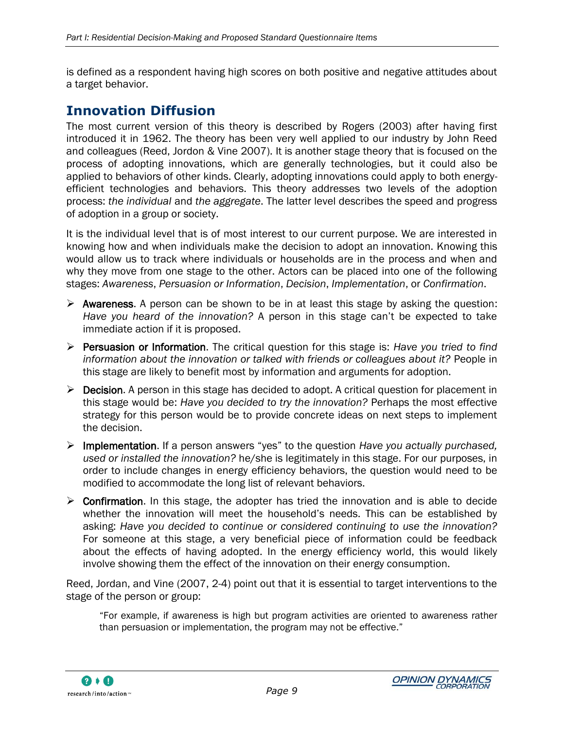is defined as a respondent having high scores on both positive and negative attitudes about a target behavior.

## Innovation Diffusion

The most current version of this theory is described by Rogers (2003) after having first introduced it in 1962. The theory has been very well applied to our industry by John Reed and colleagues (Reed, Jordon & Vine 2007). It is another stage theory that is focused on the process of adopting innovations, which are generally technologies, but it could also be applied to behaviors of other kinds. Clearly, adopting innovations could apply to both energy-efficient technologies and behaviors. This theory addresses two levels of the adoption process: *the individual* and *the aggregate*. The latter level describes the speed and progress of adoption in a group or society.

It is the individual level that is of most interest to our current purpose. We are interested in knowing how and when individuals make the decision to adopt an innovation. Knowing this would allow us to track where individuals or households are in the process and when and why they move from one stage to the other. Actors can be placed into one of the following stages: *Awareness*, *Persuasion or Information*, *Decision*, *Implementation*, or *Confirmation*.

- **Awareness**. A person can be shown to be in at least this stage by asking the question: *Have you heard of the innovation?* A person in this stage can't be expected to take immediate action if it is proposed.
- **Persuasion or Information**. The critical question for this stage is: *Have you tried to find information about the innovation or talked with friends or colleagues about it?* People in this stage are likely to benefit most by information and arguments for adoption.
- **Decision**. A person in this stage has decided to adopt. A critical question for placement in this stage would be: *Have you decided to try the innovation?* Perhaps the most effective strategy for this person would be to provide concrete ideas on next steps to implement the decision.
- **Implementation**. If a person answers "yes" to the question *Have you actually purchased, used or installed the innovation?* he/she is legitimately in this stage. For our purposes, in order to include changes in energy efficiency behaviors, the question would need to be modified to accommodate the long list of relevant behaviors.
- **Confirmation**. In this stage, the adopter has tried the innovation and is able to decide whether the innovation will meet the household's needs. This can be established by asking: *Have you decided to continue or considered continuing to use the innovation?* For someone at this stage, a very beneficial piece of information could be feedback about the effects of having adopted. In the energy efficiency world, this would likely involve showing them the effect of the innovation on their energy consumption.

Reed, Jordan, and Vine (2007, 2-4) point out that it is essential to target interventions to the stage of the person or group:

> "For example, if awareness is high but program activities are oriented to awareness rather than persuasion or implementation, the program may not be effective."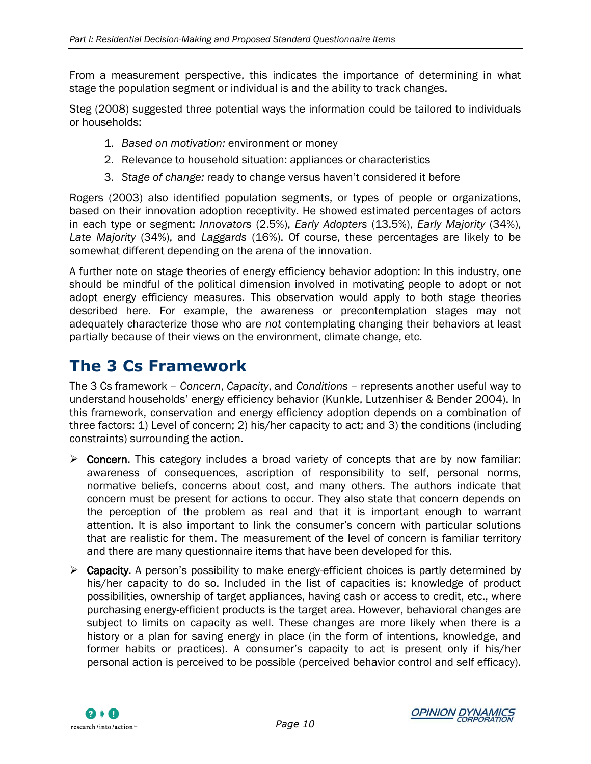From a measurement perspective, this indicates the importance of determining in what stage the population segment or individual is and the ability to track changes.

Steg (2008) suggested three potential ways the information could be tailored to individuals or households:

1. *Based on motivation:* environment or money
2. Relevance to household situation: appliances or characteristics
3. *Stage of change:* ready to change versus haven't considered it before

Rogers (2003) also identified population segments, or types of people or organizations, based on their innovation adoption receptivity. He showed estimated percentages of actors in each type or segment: *Innovators* (2.5%), *Early Adopters* (13.5%), *Early Majority* (34%), *Late Majority* (34%), and *Laggards* (16%). Of course, these percentages are likely to be somewhat different depending on the arena of the innovation.

A further note on stage theories of energy efficiency behavior adoption: In this industry, one should be mindful of the political dimension involved in motivating people to adopt or not adopt energy efficiency measures. This observation would apply to both stage theories described here. For example, the awareness or precontemplation stages may not adequately characterize those who are *not* contemplating changing their behaviors at least partially because of their views on the environment, climate change, etc.

## The 3 Cs Framework

The 3 Cs framework – *Concern*, *Capacity*, and *Conditions* – represents another useful way to understand households' energy efficiency behavior (Kunkle, Lutzenhiser & Bender 2004). In this framework, conservation and energy efficiency adoption depends on a combination of three factors: 1) Level of concern; 2) his/her capacity to act; and 3) the conditions (including constraints) surrounding the action.

- **Concern**. This category includes a broad variety of concepts that are by now familiar: awareness of consequences, ascription of responsibility to self, personal norms, normative beliefs, concerns about cost, and many others. The authors indicate that concern must be present for actions to occur. They also state that concern depends on the perception of the problem as real and that it is important enough to warrant attention. It is also important to link the consumer's concern with particular solutions that are realistic for them. The measurement of the level of concern is familiar territory and there are many questionnaire items that have been developed for this.
- **Capacity**. A person's possibility to make energy-efficient choices is partly determined by his/her capacity to do so. Included in the list of capacities is: knowledge of product possibilities, ownership of target appliances, having cash or access to credit, etc., where purchasing energy-efficient products is the target area. However, behavioral changes are subject to limits on capacity as well. These changes are more likely when there is a history or a plan for saving energy in place (in the form of intentions, knowledge, and former habits or practices). A consumer's capacity to act is present only if his/her personal action is perceived to be possible (perceived behavior control and self efficacy).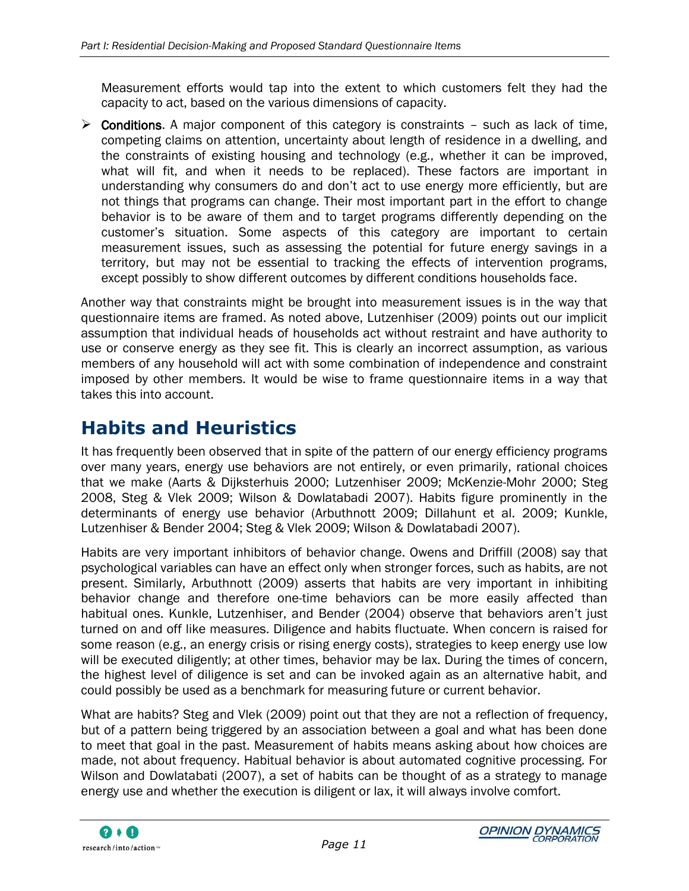Measurement efforts would tap into the extent to which customers felt they had the capacity to act, based on the various dimensions of capacity.

- **Conditions**. A major component of this category is constraints – such as lack of time, competing claims on attention, uncertainty about length of residence in a dwelling, and the constraints of existing housing and technology (e.g., whether it can be improved, what will fit, and when it needs to be replaced). These factors are important in understanding why consumers do and don't act to use energy more efficiently, but are not things that programs can change. Their most important part in the effort to change behavior is to be aware of them and to target programs differently depending on the customer's situation. Some aspects of this category are important to certain measurement issues, such as assessing the potential for future energy savings in a territory, but may not be essential to tracking the effects of intervention programs, except possibly to show different outcomes by different conditions households face.

Another way that constraints might be brought into measurement issues is in the way that questionnaire items are framed. As noted above, Lutzenhiser (2009) points out our implicit assumption that individual heads of households act without restraint and have authority to use or conserve energy as they see fit. This is clearly an incorrect assumption, as various members of any household will act with some combination of independence and constraint imposed by other members. It would be wise to frame questionnaire items in a way that takes this into account.

# Habits and Heuristics

It has frequently been observed that in spite of the pattern of our energy efficiency programs over many years, energy use behaviors are not entirely, or even primarily, rational choices that we make (Aarts & Dijksterhuis 2000; Lutzenhiser 2009; McKenzie-Mohr 2000; Steg 2008, Steg & Vlek 2009; Wilson & Dowlatabadi 2007). Habits figure prominently in the determinants of energy use behavior (Arbuthnott 2009; Dillahunt et al. 2009; Kunkle, Lutzenhiser & Bender 2004; Steg & Vlek 2009; Wilson & Dowlatabadi 2007).

Habits are very important inhibitors of behavior change. Owens and Driffill (2008) say that psychological variables can have an effect only when stronger forces, such as habits, are not present. Similarly, Arbuthnott (2009) asserts that habits are very important in inhibiting behavior change and therefore one-time behaviors can be more easily affected than habitual ones. Kunkle, Lutzenhiser, and Bender (2004) observe that behaviors aren't just turned on and off like measures. Diligence and habits fluctuate. When concern is raised for some reason (e.g., an energy crisis or rising energy costs), strategies to keep energy use low will be executed diligently; at other times, behavior may be lax. During the times of concern, the highest level of diligence is set and can be invoked again as an alternative habit, and could possibly be used as a benchmark for measuring future or current behavior.

What are habits? Steg and Vlek (2009) point out that they are not a reflection of frequency, but of a pattern being triggered by an association between a goal and what has been done to meet that goal in the past. Measurement of habits means asking about how choices are made, not about frequency. Habitual behavior is about automated cognitive processing. For Wilson and Dowlatabati (2007), a set of habits can be thought of as a strategy to manage energy use and whether the execution is diligent or lax, it will always involve comfort.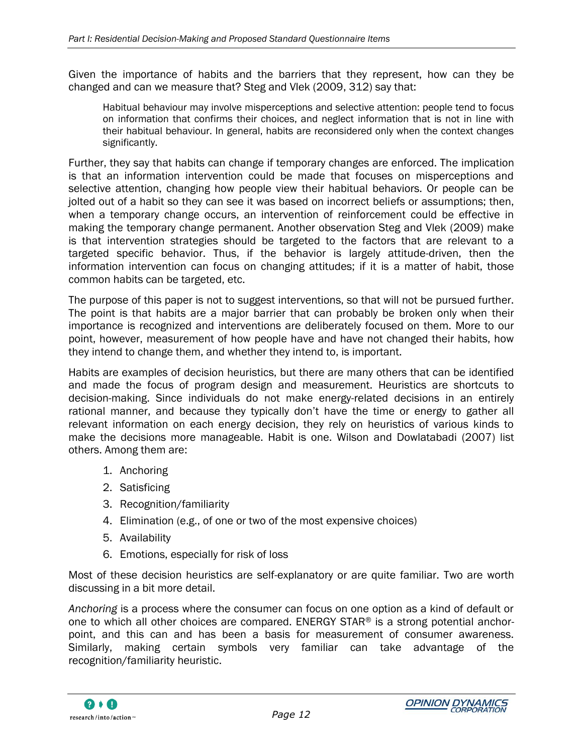Given the importance of habits and the barriers that they represent, how can they be changed and can we measure that? Steg and Vlek (2009, 312) say that:

> Habitual behaviour may involve misperceptions and selective attention: people tend to focus on information that confirms their choices, and neglect information that is not in line with their habitual behaviour. In general, habits are reconsidered only when the context changes significantly.

Further, they say that habits can change if temporary changes are enforced. The implication is that an information intervention could be made that focuses on misperceptions and selective attention, changing how people view their habitual behaviors. Or people can be jolted out of a habit so they can see it was based on incorrect beliefs or assumptions; then, when a temporary change occurs, an intervention of reinforcement could be effective in making the temporary change permanent. Another observation Steg and Vlek (2009) make is that intervention strategies should be targeted to the factors that are relevant to a targeted specific behavior. Thus, if the behavior is largely attitude-driven, then the information intervention can focus on changing attitudes; if it is a matter of habit, those common habits can be targeted, etc.

The purpose of this paper is not to suggest interventions, so that will not be pursued further. The point is that habits are a major barrier that can probably be broken only when their importance is recognized and interventions are deliberately focused on them. More to our point, however, measurement of how people have and have not changed their habits, how they intend to change them, and whether they intend to, is important.

Habits are examples of decision heuristics, but there are many others that can be identified and made the focus of program design and measurement. Heuristics are shortcuts to decision-making. Since individuals do not make energy-related decisions in an entirely rational manner, and because they typically don't have the time or energy to gather all relevant information on each energy decision, they rely on heuristics of various kinds to make the decisions more manageable. Habit is one. Wilson and Dowlatabadi (2007) list others. Among them are:

1. Anchoring
2. Satisficing
3. Recognition/familiarity
4. Elimination (e.g., of one or two of the most expensive choices)
5. Availability
6. Emotions, especially for risk of loss

Most of these decision heuristics are self-explanatory or are quite familiar. Two are worth discussing in a bit more detail.

*Anchoring* is a process where the consumer can focus on one option as a kind of default or one to which all other choices are compared. ENERGY STAR® is a strong potential anchor-point, and this can and has been a basis for measurement of consumer awareness. Similarly, making certain symbols very familiar can take advantage of the recognition/familiarity heuristic.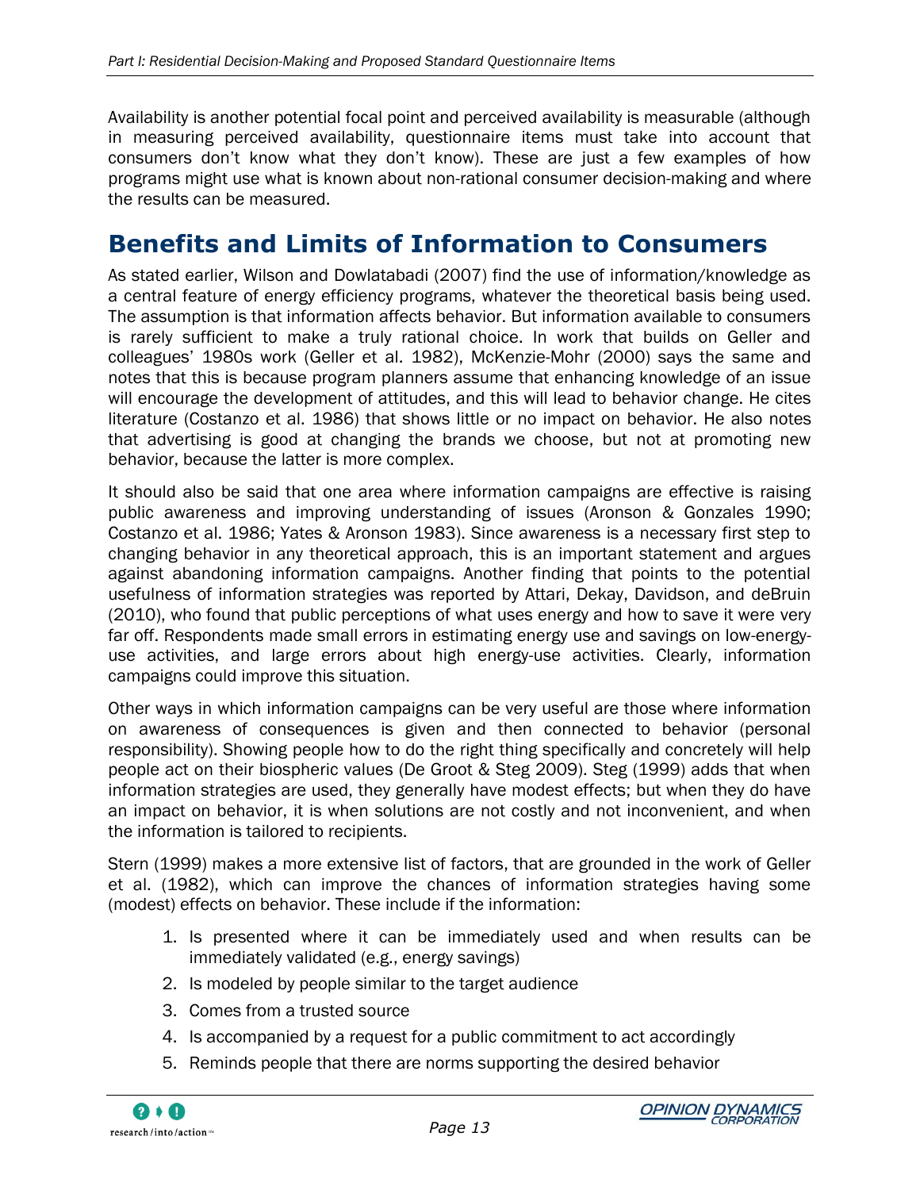Availability is another potential focal point and perceived availability is measurable (although in measuring perceived availability, questionnaire items must take into account that consumers don't know what they don't know). These are just a few examples of how programs might use what is known about non-rational consumer decision-making and where the results can be measured.

# Benefits and Limits of Information to Consumers

As stated earlier, Wilson and Dowlatabadi (2007) find the use of information/knowledge as a central feature of energy efficiency programs, whatever the theoretical basis being used. The assumption is that information affects behavior. But information available to consumers is rarely sufficient to make a truly rational choice. In work that builds on Geller and colleagues' 1980s work (Geller et al. 1982), McKenzie-Mohr (2000) says the same and notes that this is because program planners assume that enhancing knowledge of an issue will encourage the development of attitudes, and this will lead to behavior change. He cites literature (Costanzo et al. 1986) that shows little or no impact on behavior. He also notes that advertising is good at changing the brands we choose, but not at promoting new behavior, because the latter is more complex.

It should also be said that one area where information campaigns are effective is raising public awareness and improving understanding of issues (Aronson & Gonzales 1990; Costanzo et al. 1986; Yates & Aronson 1983). Since awareness is a necessary first step to changing behavior in any theoretical approach, this is an important statement and argues against abandoning information campaigns. Another finding that points to the potential usefulness of information strategies was reported by Attari, Dekay, Davidson, and deBruin (2010), who found that public perceptions of what uses energy and how to save it were very far off. Respondents made small errors in estimating energy use and savings on low-energy-use activities, and large errors about high energy-use activities. Clearly, information campaigns could improve this situation.

Other ways in which information campaigns can be very useful are those where information on awareness of consequences is given and then connected to behavior (personal responsibility). Showing people how to do the right thing specifically and concretely will help people act on their biospheric values (De Groot & Steg 2009). Steg (1999) adds that when information strategies are used, they generally have modest effects; but when they do have an impact on behavior, it is when solutions are not costly and not inconvenient, and when the information is tailored to recipients.

Stern (1999) makes a more extensive list of factors, that are grounded in the work of Geller et al. (1982), which can improve the chances of information strategies having some (modest) effects on behavior. These include if the information:

1. Is presented where it can be immediately used and when results can be immediately validated (e.g., energy savings)
2. Is modeled by people similar to the target audience
3. Comes from a trusted source
4. Is accompanied by a request for a public commitment to act accordingly
5. Reminds people that there are norms supporting the desired behavior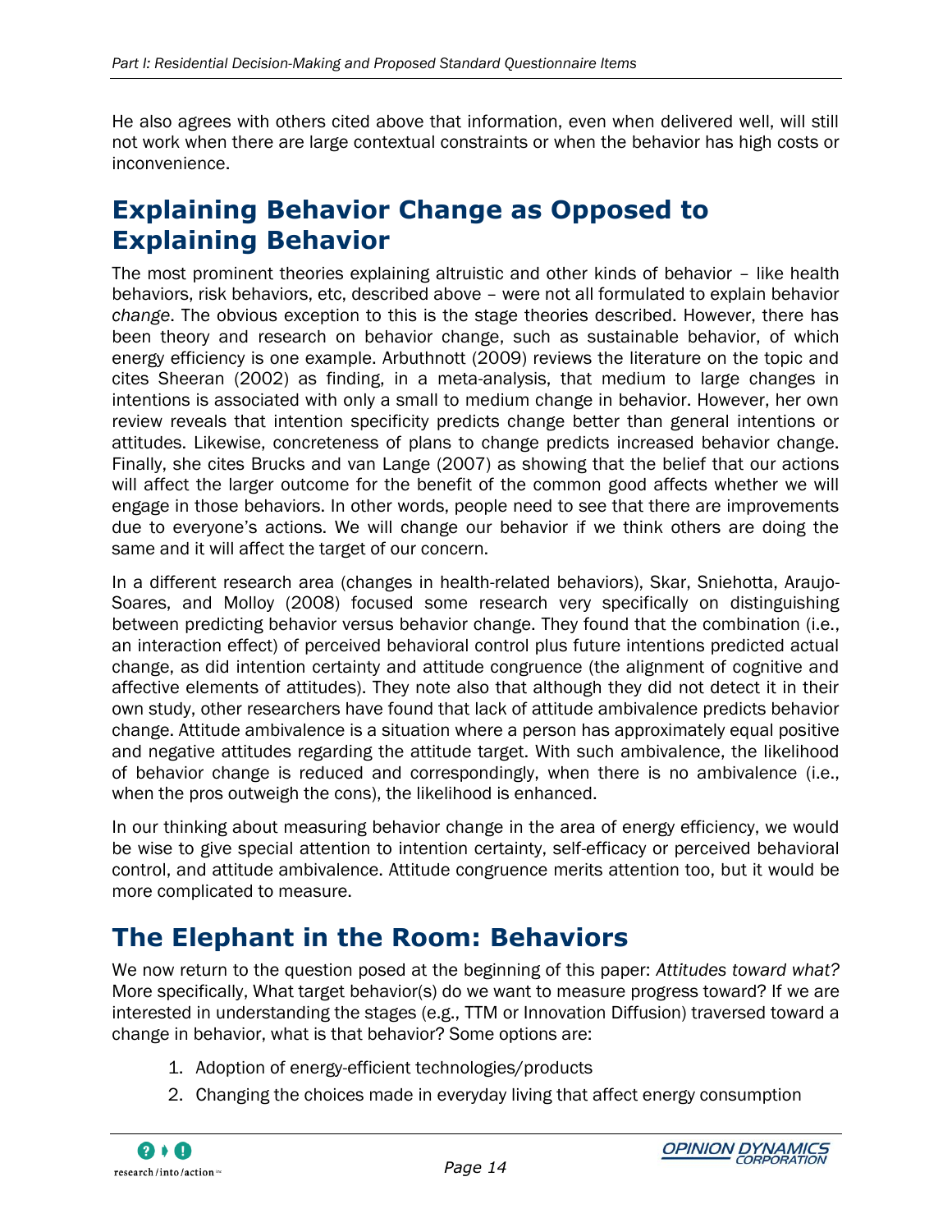He also agrees with others cited above that information, even when delivered well, will still not work when there are large contextual constraints or when the behavior has high costs or inconvenience.

## Explaining Behavior Change as Opposed to Explaining Behavior

The most prominent theories explaining altruistic and other kinds of behavior – like health behaviors, risk behaviors, etc, described above – were not all formulated to explain behavior *change*. The obvious exception to this is the stage theories described. However, there has been theory and research on behavior change, such as sustainable behavior, of which energy efficiency is one example. Arbuthnott (2009) reviews the literature on the topic and cites Sheeran (2002) as finding, in a meta-analysis, that medium to large changes in intentions is associated with only a small to medium change in behavior. However, her own review reveals that intention specificity predicts change better than general intentions or attitudes. Likewise, concreteness of plans to change predicts increased behavior change. Finally, she cites Brucks and van Lange (2007) as showing that the belief that our actions will affect the larger outcome for the benefit of the common good affects whether we will engage in those behaviors. In other words, people need to see that there are improvements due to everyone's actions. We will change our behavior if we think others are doing the same and it will affect the target of our concern.

In a different research area (changes in health-related behaviors), Skar, Sniehotta, Araujo-Soares, and Molloy (2008) focused some research very specifically on distinguishing between predicting behavior versus behavior change. They found that the combination (i.e., an interaction effect) of perceived behavioral control plus future intentions predicted actual change, as did intention certainty and attitude congruence (the alignment of cognitive and affective elements of attitudes). They note also that although they did not detect it in their own study, other researchers have found that lack of attitude ambivalence predicts behavior change. Attitude ambivalence is a situation where a person has approximately equal positive and negative attitudes regarding the attitude target. With such ambivalence, the likelihood of behavior change is reduced and correspondingly, when there is no ambivalence (i.e., when the pros outweigh the cons), the likelihood is enhanced.

In our thinking about measuring behavior change in the area of energy efficiency, we would be wise to give special attention to intention certainty, self-efficacy or perceived behavioral control, and attitude ambivalence. Attitude congruence merits attention too, but it would be more complicated to measure.

## The Elephant in the Room: Behaviors

We now return to the question posed at the beginning of this paper: *Attitudes toward what?* More specifically, What target behavior(s) do we want to measure progress toward? If we are interested in understanding the stages (e.g., TTM or Innovation Diffusion) traversed toward a change in behavior, what is that behavior? Some options are:

1. Adoption of energy-efficient technologies/products
2. Changing the choices made in everyday living that affect energy consumption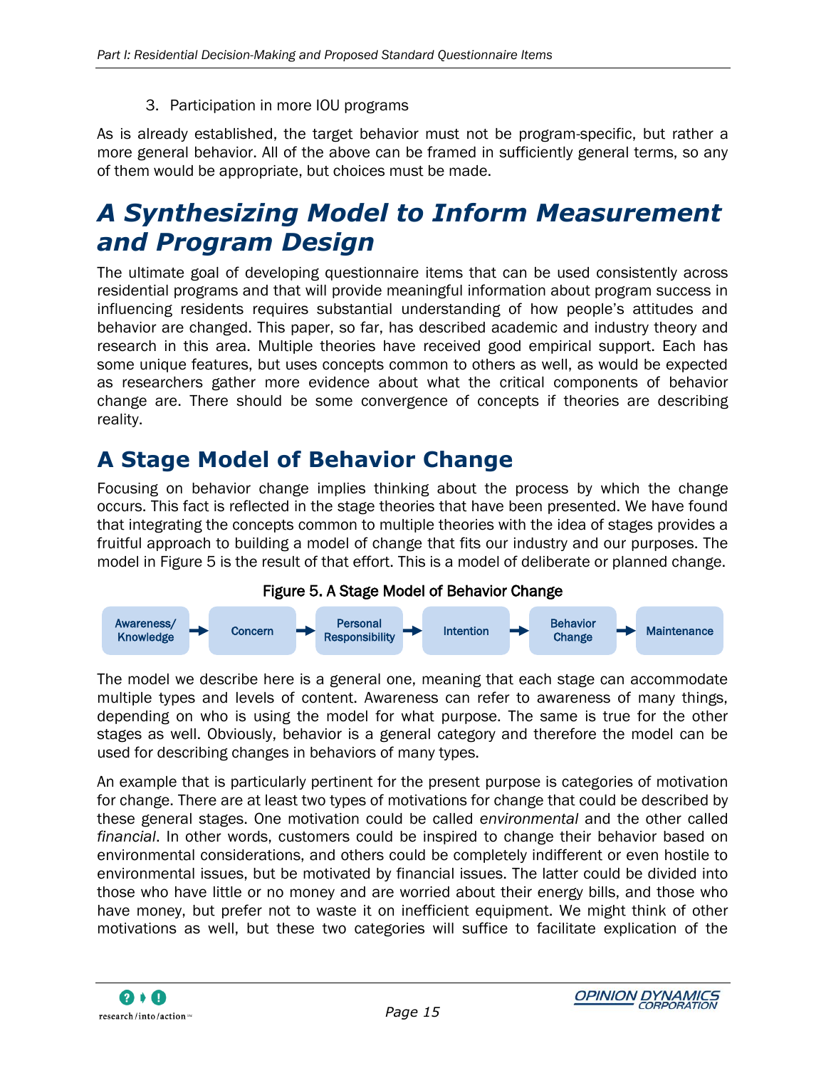3. Participation in more IOU programs

As is already established, the target behavior must not be program-specific, but rather a more general behavior. All of the above can be framed in sufficiently general terms, so any of them would be appropriate, but choices must be made.

# *A Synthesizing Model to Inform Measurement and Program Design*

The ultimate goal of developing questionnaire items that can be used consistently across residential programs and that will provide meaningful information about program success in influencing residents requires substantial understanding of how people's attitudes and behavior are changed. This paper, so far, has described academic and industry theory and research in this area. Multiple theories have received good empirical support. Each has some unique features, but uses concepts common to others as well, as would be expected as researchers gather more evidence about what the critical components of behavior change are. There should be some convergence of concepts if theories are describing reality.

## A Stage Model of Behavior Change

Focusing on behavior change implies thinking about the process by which the change occurs. This fact is reflected in the stage theories that have been presented. We have found that integrating the concepts common to multiple theories with the idea of stages provides a fruitful approach to building a model of change that fits our industry and our purposes. The model in Figure 5 is the result of that effort. This is a model of deliberate or planned change.

Figure 5. A Stage Model of Behavior Change

Awareness/ Knowledge → Concern → Personal Responsibility → Intention → Behavior Change → Maintenance

The model we describe here is a general one, meaning that each stage can accommodate multiple types and levels of content. Awareness can refer to awareness of many things, depending on who is using the model for what purpose. The same is true for the other stages as well. Obviously, behavior is a general category and therefore the model can be used for describing changes in behaviors of many types.

An example that is particularly pertinent for the present purpose is categories of motivation for change. There are at least two types of motivations for change that could be described by these general stages. One motivation could be called *environmental* and the other called *financial*. In other words, customers could be inspired to change their behavior based on environmental considerations, and others could be completely indifferent or even hostile to environmental issues, but be motivated by financial issues. The latter could be divided into those who have little or no money and are worried about their energy bills, and those who have money, but prefer not to waste it on inefficient equipment. We might think of other motivations as well, but these two categories will suffice to facilitate explication of the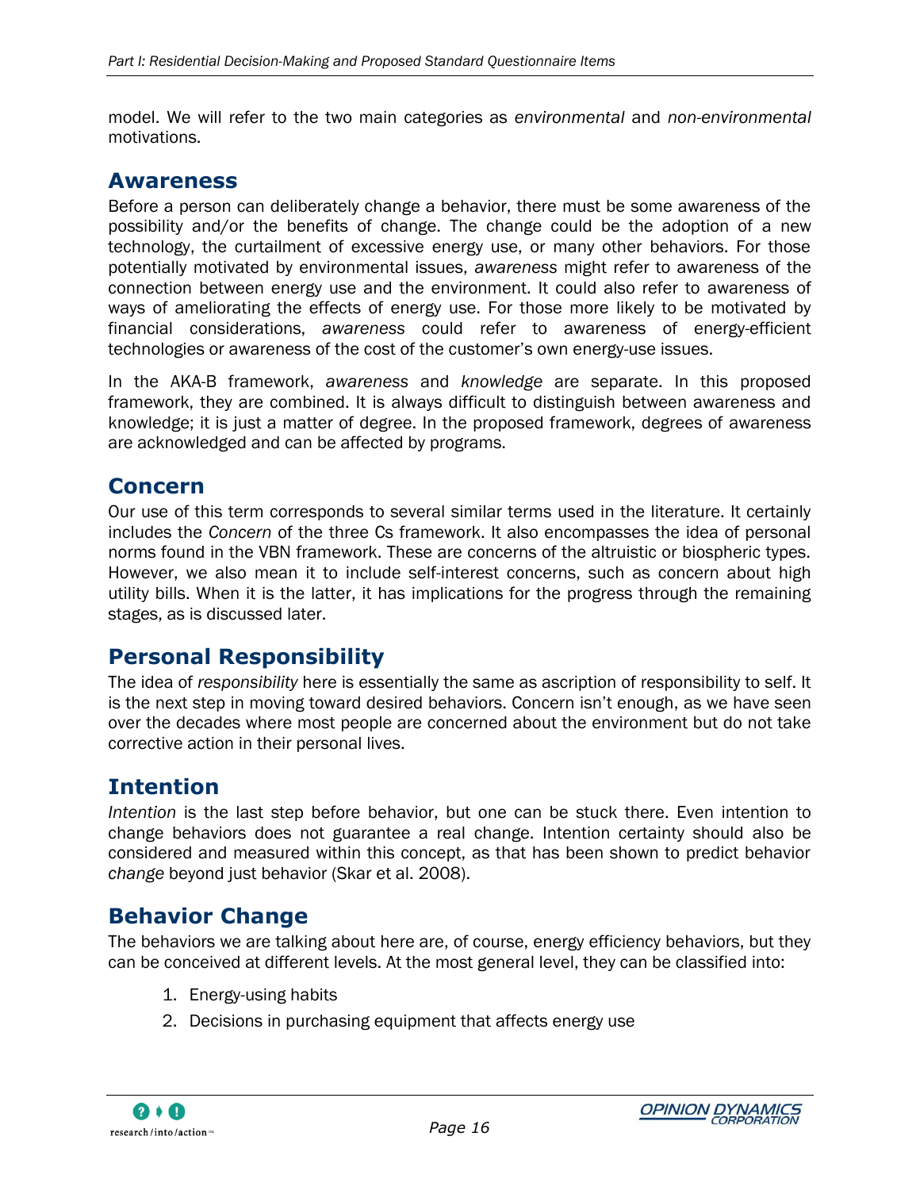model. We will refer to the two main categories as *environmental* and *non-environmental* motivations.

## Awareness

Before a person can deliberately change a behavior, there must be some awareness of the possibility and/or the benefits of change. The change could be the adoption of a new technology, the curtailment of excessive energy use, or many other behaviors. For those potentially motivated by environmental issues, *awareness* might refer to awareness of the connection between energy use and the environment. It could also refer to awareness of ways of ameliorating the effects of energy use. For those more likely to be motivated by financial considerations, *awareness* could refer to awareness of energy-efficient technologies or awareness of the cost of the customer's own energy-use issues.

In the AKA-B framework, *awareness* and *knowledge* are separate. In this proposed framework, they are combined. It is always difficult to distinguish between awareness and knowledge; it is just a matter of degree. In the proposed framework, degrees of awareness are acknowledged and can be affected by programs.

## Concern

Our use of this term corresponds to several similar terms used in the literature. It certainly includes the *Concern* of the three Cs framework. It also encompasses the idea of personal norms found in the VBN framework. These are concerns of the altruistic or biospheric types. However, we also mean it to include self-interest concerns, such as concern about high utility bills. When it is the latter, it has implications for the progress through the remaining stages, as is discussed later.

## Personal Responsibility

The idea of *responsibility* here is essentially the same as ascription of responsibility to self. It is the next step in moving toward desired behaviors. Concern isn't enough, as we have seen over the decades where most people are concerned about the environment but do not take corrective action in their personal lives.

## Intention

*Intention* is the last step before behavior, but one can be stuck there. Even intention to change behaviors does not guarantee a real change. Intention certainty should also be considered and measured within this concept, as that has been shown to predict behavior *change* beyond just behavior (Skar et al. 2008).

## Behavior Change

The behaviors we are talking about here are, of course, energy efficiency behaviors, but they can be conceived at different levels. At the most general level, they can be classified into:

1. Energy-using habits
2. Decisions in purchasing equipment that affects energy use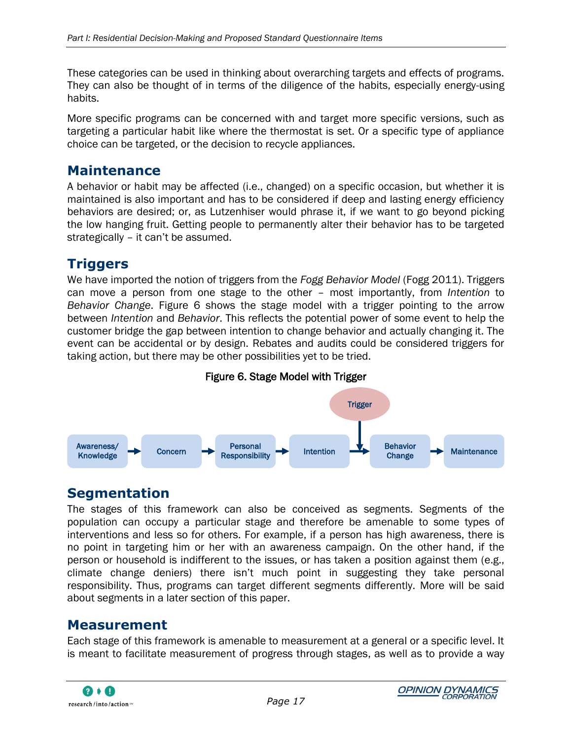These categories can be used in thinking about overarching targets and effects of programs. They can also be thought of in terms of the diligence of the habits, especially energy-using habits.

More specific programs can be concerned with and target more specific versions, such as targeting a particular habit like where the thermostat is set. Or a specific type of appliance choice can be targeted, or the decision to recycle appliances.

## Maintenance

A behavior or habit may be affected (i.e., changed) on a specific occasion, but whether it is maintained is also important and has to be considered if deep and lasting energy efficiency behaviors are desired; or, as Lutzenhiser would phrase it, if we want to go beyond picking the low hanging fruit. Getting people to permanently alter their behavior has to be targeted strategically – it can't be assumed.

## Triggers

We have imported the notion of triggers from the *Fogg Behavior Model* (Fogg 2011). Triggers can move a person from one stage to the other – most importantly, from *Intention* to *Behavior Change*. Figure 6 shows the stage model with a trigger pointing to the arrow between *Intention* and *Behavior*. This reflects the potential power of some event to help the customer bridge the gap between intention to change behavior and actually changing it. The event can be accidental or by design. Rebates and audits could be considered triggers for taking action, but there may be other possibilities yet to be tried.

**Figure 6. Stage Model with Trigger**

Awareness/Knowledge → Concern → Personal Responsibility → Intention → Behavior Change → Maintenance

(Trigger points to the arrow between Intention and Behavior Change)

## Segmentation

The stages of this framework can also be conceived as segments. Segments of the population can occupy a particular stage and therefore be amenable to some types of interventions and less so for others. For example, if a person has high awareness, there is no point in targeting him or her with an awareness campaign. On the other hand, if the person or household is indifferent to the issues, or has taken a position against them (e.g., climate change deniers) there isn't much point in suggesting they take personal responsibility. Thus, programs can target different segments differently. More will be said about segments in a later section of this paper.

## Measurement

Each stage of this framework is amenable to measurement at a general or a specific level. It is meant to facilitate measurement of progress through stages, as well as to provide a way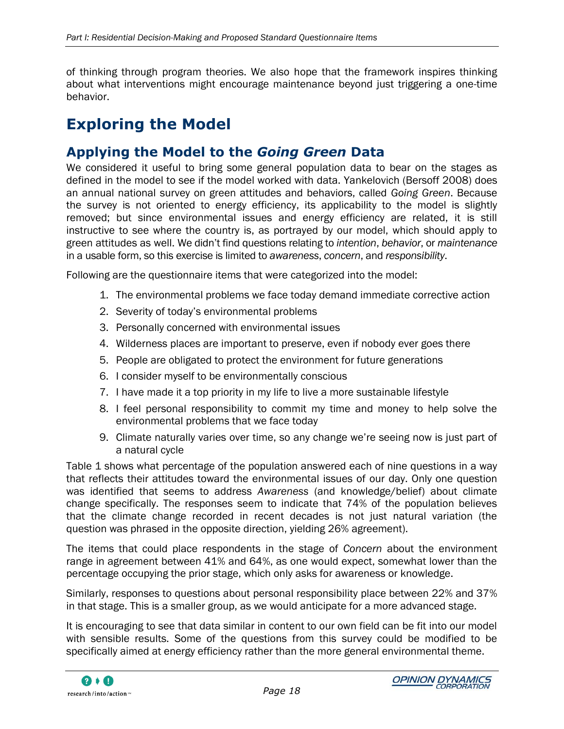of thinking through program theories. We also hope that the framework inspires thinking about what interventions might encourage maintenance beyond just triggering a one-time behavior.

# Exploring the Model

## Applying the Model to the *Going Green* Data

We considered it useful to bring some general population data to bear on the stages as defined in the model to see if the model worked with data. Yankelovich (Bersoff 2008) does an annual national survey on green attitudes and behaviors, called *Going Green*. Because the survey is not oriented to energy efficiency, its applicability to the model is slightly removed; but since environmental issues and energy efficiency are related, it is still instructive to see where the country is, as portrayed by our model, which should apply to green attitudes as well. We didn't find questions relating to *intention*, *behavior*, or *maintenance* in a usable form, so this exercise is limited to *awareness*, *concern*, and *responsibility*.

Following are the questionnaire items that were categorized into the model:

1. The environmental problems we face today demand immediate corrective action
2. Severity of today's environmental problems
3. Personally concerned with environmental issues
4. Wilderness places are important to preserve, even if nobody ever goes there
5. People are obligated to protect the environment for future generations
6. I consider myself to be environmentally conscious
7. I have made it a top priority in my life to live a more sustainable lifestyle
8. I feel personal responsibility to commit my time and money to help solve the environmental problems that we face today
9. Climate naturally varies over time, so any change we're seeing now is just part of a natural cycle

Table 1 shows what percentage of the population answered each of nine questions in a way that reflects their attitudes toward the environmental issues of our day. Only one question was identified that seems to address *Awareness* (and knowledge/belief) about climate change specifically. The responses seem to indicate that 74% of the population believes that the climate change recorded in recent decades is not just natural variation (the question was phrased in the opposite direction, yielding 26% agreement).

The items that could place respondents in the stage of *Concern* about the environment range in agreement between 41% and 64%, as one would expect, somewhat lower than the percentage occupying the prior stage, which only asks for awareness or knowledge.

Similarly, responses to questions about personal responsibility place between 22% and 37% in that stage. This is a smaller group, as we would anticipate for a more advanced stage.

It is encouraging to see that data similar in content to our own field can be fit into our model with sensible results. Some of the questions from this survey could be modified to be specifically aimed at energy efficiency rather than the more general environmental theme.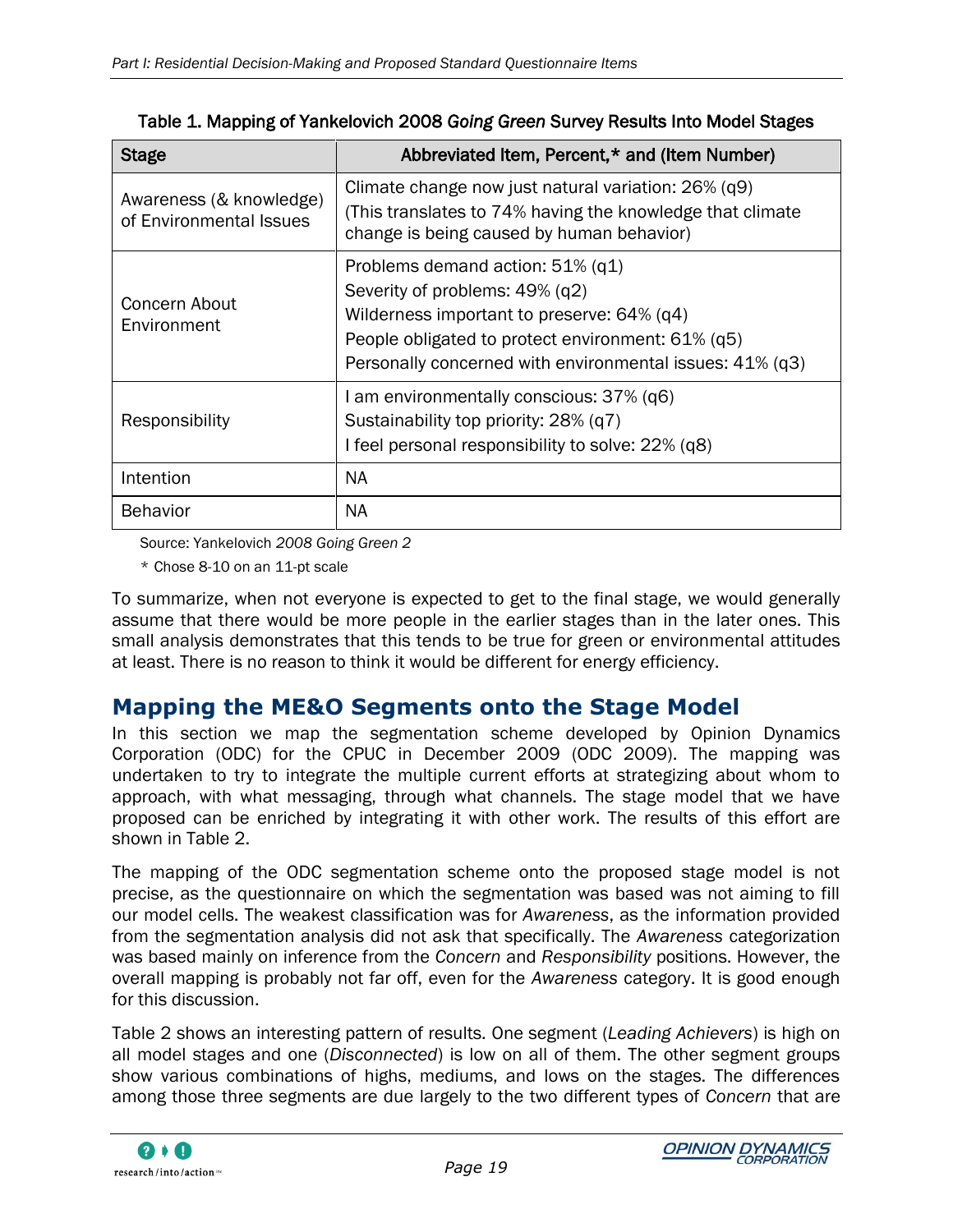**Table 1. Mapping of Yankelovich 2008 *Going Green* Survey Results Into Model Stages**

| Stage | Abbreviated Item, Percent,* and (Item Number) |
|---|---|
| Awareness (& knowledge) of Environmental Issues | Climate change now just natural variation: 26% (q9)<br>(This translates to 74% having the knowledge that climate change is being caused by human behavior) |
| Concern About Environment | Problems demand action: 51% (q1)<br>Severity of problems: 49% (q2)<br>Wilderness important to preserve: 64% (q4)<br>People obligated to protect environment: 61% (q5)<br>Personally concerned with environmental issues: 41% (q3) |
| Responsibility | I am environmentally conscious: 37% (q6)<br>Sustainability top priority: 28% (q7)<br>I feel personal responsibility to solve: 22% (q8) |
| Intention | NA |
| Behavior | NA |

Source: Yankelovich *2008 Going Green 2*

\* Chose 8-10 on an 11-pt scale

To summarize, when not everyone is expected to get to the final stage, we would generally assume that there would be more people in the earlier stages than in the later ones. This small analysis demonstrates that this tends to be true for green or environmental attitudes at least. There is no reason to think it would be different for energy efficiency.

## Mapping the ME&O Segments onto the Stage Model

In this section we map the segmentation scheme developed by Opinion Dynamics Corporation (ODC) for the CPUC in December 2009 (ODC 2009). The mapping was undertaken to try to integrate the multiple current efforts at strategizing about whom to approach, with what messaging, through what channels. The stage model that we have proposed can be enriched by integrating it with other work. The results of this effort are shown in Table 2.

The mapping of the ODC segmentation scheme onto the proposed stage model is not precise, as the questionnaire on which the segmentation was based was not aiming to fill our model cells. The weakest classification was for *Awareness*, as the information provided from the segmentation analysis did not ask that specifically. The *Awareness* categorization was based mainly on inference from the *Concern* and *Responsibility* positions. However, the overall mapping is probably not far off, even for the *Awareness* category. It is good enough for this discussion.

Table 2 shows an interesting pattern of results. One segment (*Leading Achievers*) is high on all model stages and one (*Disconnected*) is low on all of them. The other segment groups show various combinations of highs, mediums, and lows on the stages. The differences among those three segments are due largely to the two different types of *Concern* that are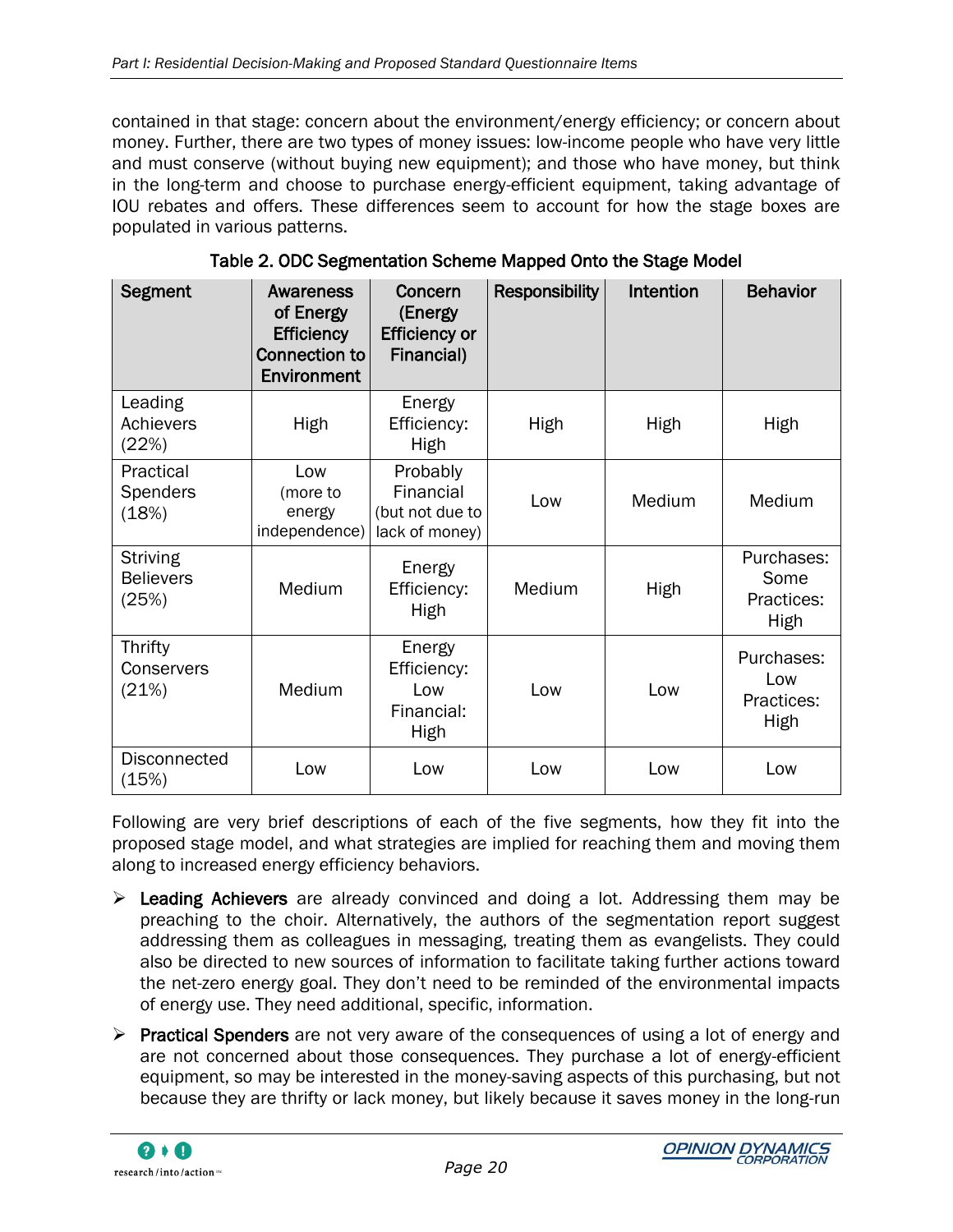contained in that stage: concern about the environment/energy efficiency; or concern about money. Further, there are two types of money issues: low-income people who have very little and must conserve (without buying new equipment); and those who have money, but think in the long-term and choose to purchase energy-efficient equipment, taking advantage of IOU rebates and offers. These differences seem to account for how the stage boxes are populated in various patterns.

**Table 2. ODC Segmentation Scheme Mapped Onto the Stage Model**

| Segment | Awareness of Energy Efficiency Connection to Environment | Concern (Energy Efficiency or Financial) | Responsibility | Intention | Behavior |
|---|---|---|---|---|---|
| Leading Achievers (22%) | High | Energy Efficiency: High | High | High | High |
| Practical Spenders (18%) | Low (more to energy independence) | Probably Financial (but not due to lack of money) | Low | Medium | Medium |
| Striving Believers (25%) | Medium | Energy Efficiency: High | Medium | High | Purchases: Some Practices: High |
| Thrifty Conservers (21%) | Medium | Energy Efficiency: Low Financial: High | Low | Low | Purchases: Low Practices: High |
| Disconnected (15%) | Low | Low | Low | Low | Low |

Following are very brief descriptions of each of the five segments, how they fit into the proposed stage model, and what strategies are implied for reaching them and moving them along to increased energy efficiency behaviors.

- **Leading Achievers** are already convinced and doing a lot. Addressing them may be preaching to the choir. Alternatively, the authors of the segmentation report suggest addressing them as colleagues in messaging, treating them as evangelists. They could also be directed to new sources of information to facilitate taking further actions toward the net-zero energy goal. They don't need to be reminded of the environmental impacts of energy use. They need additional, specific, information.
- **Practical Spenders** are not very aware of the consequences of using a lot of energy and are not concerned about those consequences. They purchase a lot of energy-efficient equipment, so may be interested in the money-saving aspects of this purchasing, but not because they are thrifty or lack money, but likely because it saves money in the long-run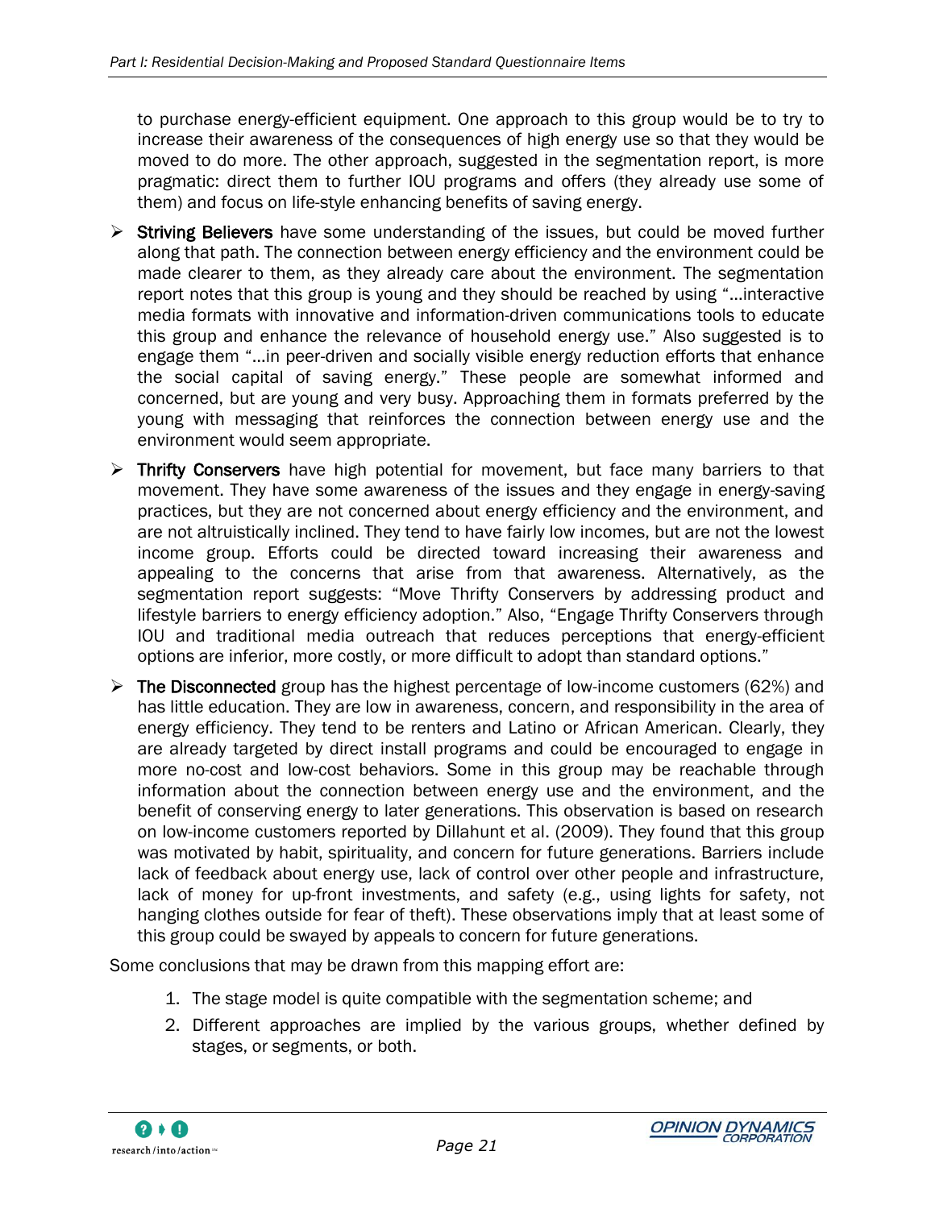to purchase energy-efficient equipment. One approach to this group would be to try to increase their awareness of the consequences of high energy use so that they would be moved to do more. The other approach, suggested in the segmentation report, is more pragmatic: direct them to further IOU programs and offers (they already use some of them) and focus on life-style enhancing benefits of saving energy.

- **Striving Believers** have some understanding of the issues, but could be moved further along that path. The connection between energy efficiency and the environment could be made clearer to them, as they already care about the environment. The segmentation report notes that this group is young and they should be reached by using "…interactive media formats with innovative and information-driven communications tools to educate this group and enhance the relevance of household energy use." Also suggested is to engage them "…in peer-driven and socially visible energy reduction efforts that enhance the social capital of saving energy." These people are somewhat informed and concerned, but are young and very busy. Approaching them in formats preferred by the young with messaging that reinforces the connection between energy use and the environment would seem appropriate.
- **Thrifty Conservers** have high potential for movement, but face many barriers to that movement. They have some awareness of the issues and they engage in energy-saving practices, but they are not concerned about energy efficiency and the environment, and are not altruistically inclined. They tend to have fairly low incomes, but are not the lowest income group. Efforts could be directed toward increasing their awareness and appealing to the concerns that arise from that awareness. Alternatively, as the segmentation report suggests: "Move Thrifty Conservers by addressing product and lifestyle barriers to energy efficiency adoption." Also, "Engage Thrifty Conservers through IOU and traditional media outreach that reduces perceptions that energy-efficient options are inferior, more costly, or more difficult to adopt than standard options."
- **The Disconnected** group has the highest percentage of low-income customers (62%) and has little education. They are low in awareness, concern, and responsibility in the area of energy efficiency. They tend to be renters and Latino or African American. Clearly, they are already targeted by direct install programs and could be encouraged to engage in more no-cost and low-cost behaviors. Some in this group may be reachable through information about the connection between energy use and the environment, and the benefit of conserving energy to later generations. This observation is based on research on low-income customers reported by Dillahunt et al. (2009). They found that this group was motivated by habit, spirituality, and concern for future generations. Barriers include lack of feedback about energy use, lack of control over other people and infrastructure, lack of money for up-front investments, and safety (e.g., using lights for safety, not hanging clothes outside for fear of theft). These observations imply that at least some of this group could be swayed by appeals to concern for future generations.

Some conclusions that may be drawn from this mapping effort are:

1. The stage model is quite compatible with the segmentation scheme; and
2. Different approaches are implied by the various groups, whether defined by stages, or segments, or both.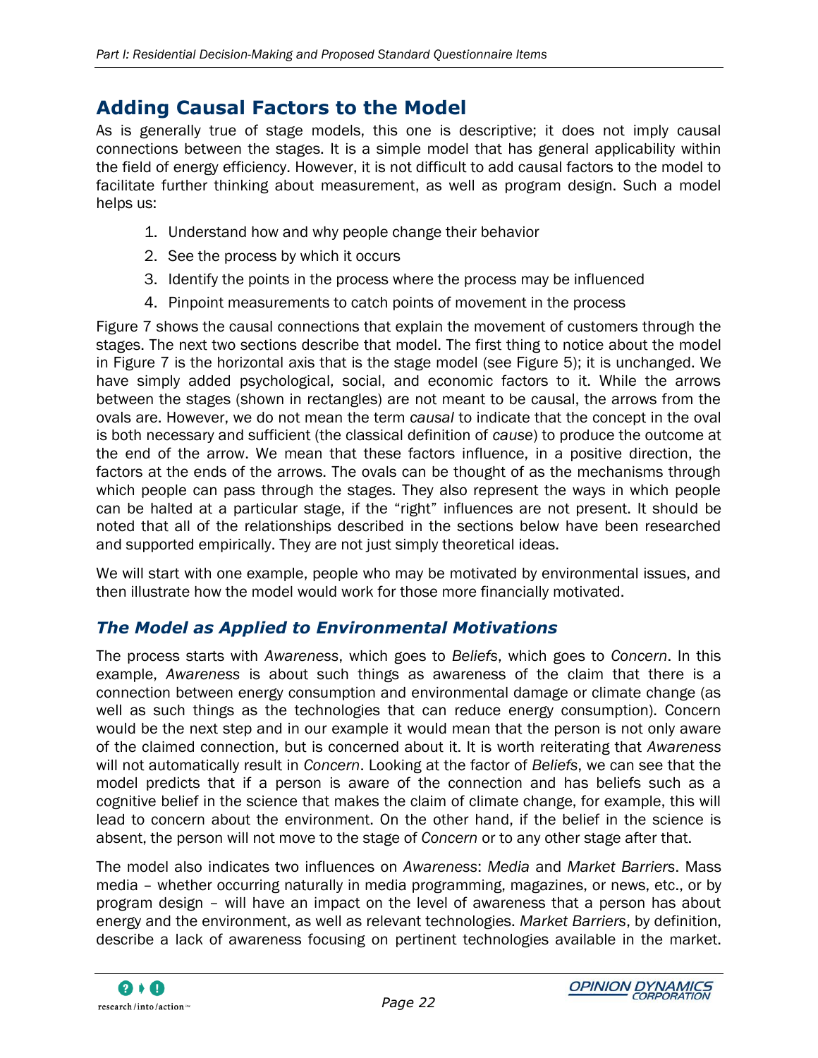## Adding Causal Factors to the Model

As is generally true of stage models, this one is descriptive; it does not imply causal connections between the stages. It is a simple model that has general applicability within the field of energy efficiency. However, it is not difficult to add causal factors to the model to facilitate further thinking about measurement, as well as program design. Such a model helps us:

1. Understand how and why people change their behavior
2. See the process by which it occurs
3. Identify the points in the process where the process may be influenced
4. Pinpoint measurements to catch points of movement in the process

Figure 7 shows the causal connections that explain the movement of customers through the stages. The next two sections describe that model. The first thing to notice about the model in Figure 7 is the horizontal axis that is the stage model (see Figure 5); it is unchanged. We have simply added psychological, social, and economic factors to it. While the arrows between the stages (shown in rectangles) are not meant to be causal, the arrows from the ovals are. However, we do not mean the term *causal* to indicate that the concept in the oval is both necessary and sufficient (the classical definition of *cause*) to produce the outcome at the end of the arrow. We mean that these factors influence, in a positive direction, the factors at the ends of the arrows. The ovals can be thought of as the mechanisms through which people can pass through the stages. They also represent the ways in which people can be halted at a particular stage, if the "right" influences are not present. It should be noted that all of the relationships described in the sections below have been researched and supported empirically. They are not just simply theoretical ideas.

We will start with one example, people who may be motivated by environmental issues, and then illustrate how the model would work for those more financially motivated.

### *The Model as Applied to Environmental Motivations*

The process starts with *Awareness*, which goes to *Beliefs*, which goes to *Concern*. In this example, *Awareness* is about such things as awareness of the claim that there is a connection between energy consumption and environmental damage or climate change (as well as such things as the technologies that can reduce energy consumption). Concern would be the next step and in our example it would mean that the person is not only aware of the claimed connection, but is concerned about it. It is worth reiterating that *Awareness* will not automatically result in *Concern*. Looking at the factor of *Beliefs*, we can see that the model predicts that if a person is aware of the connection and has beliefs such as a cognitive belief in the science that makes the claim of climate change, for example, this will lead to concern about the environment. On the other hand, if the belief in the science is absent, the person will not move to the stage of *Concern* or to any other stage after that.

The model also indicates two influences on *Awareness*: *Media* and *Market Barriers*. Mass media – whether occurring naturally in media programming, magazines, or news, etc., or by program design – will have an impact on the level of awareness that a person has about energy and the environment, as well as relevant technologies. *Market Barriers*, by definition, describe a lack of awareness focusing on pertinent technologies available in the market.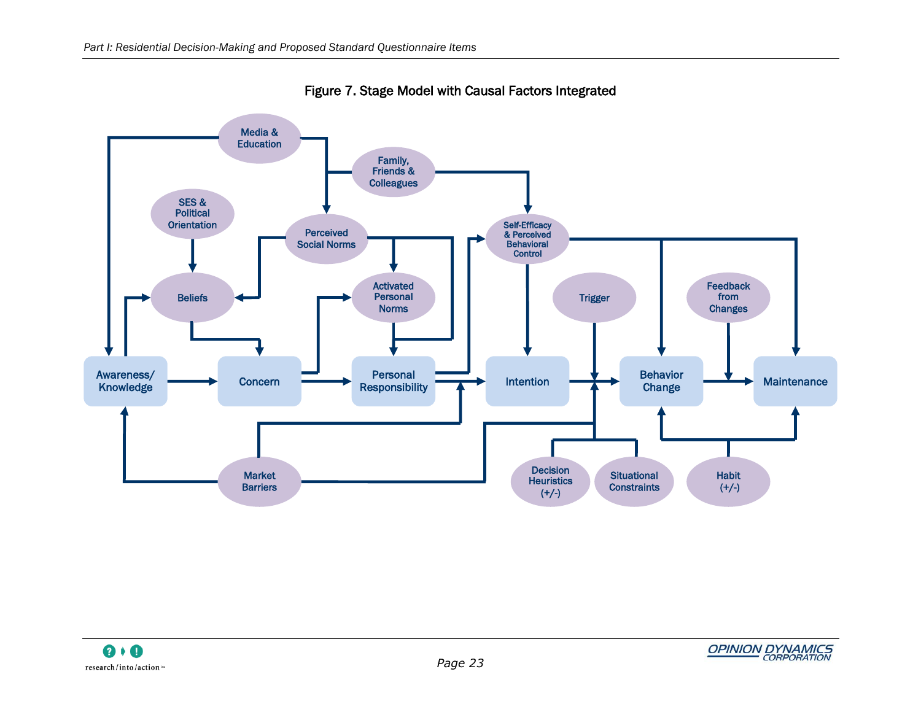Figure 7. Stage Model with Causal Factors Integrated

Media & Education

Family, Friends & Colleagues

SES & Political Orientation

Perceived Social Norms

Self-Efficacy & Perceived Behavioral Control

Beliefs

Activated Personal Norms

Trigger

Feedback from Changes

Awareness/ Knowledge

Concern

Personal Responsibility

Intention

Behavior Change

Maintenance

Market Barriers

Decision Heuristics (+/-)

Situational Constraints

Habit (+/-)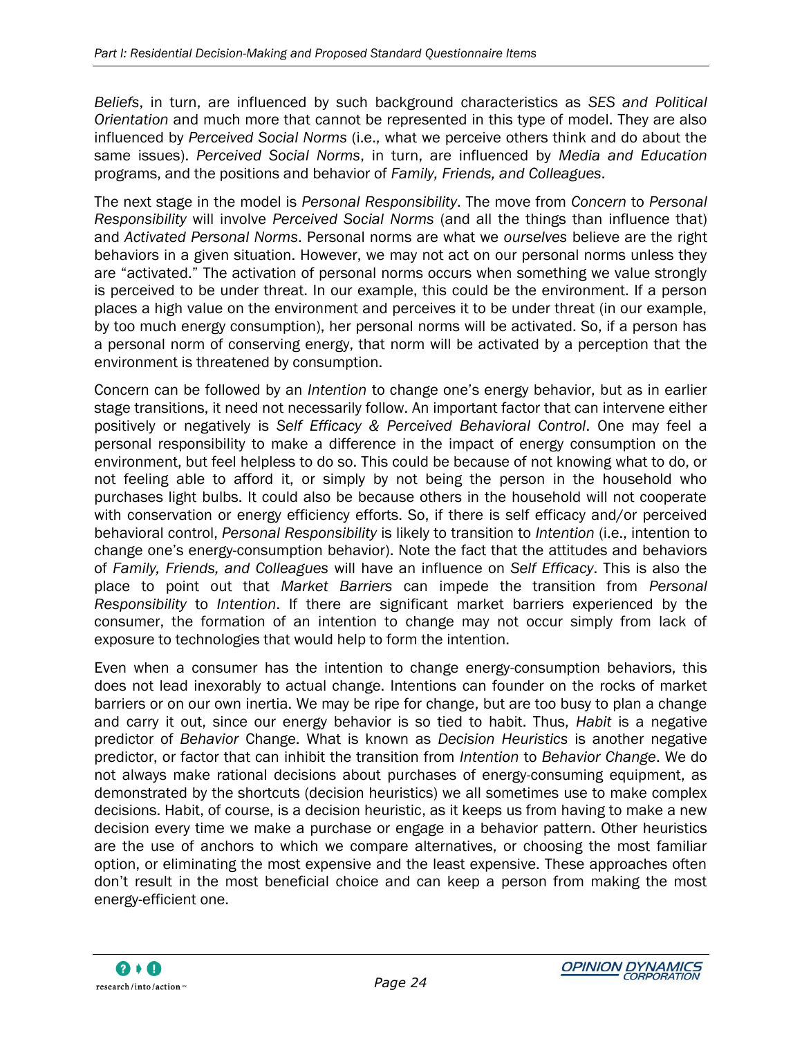*Beliefs*, in turn, are influenced by such background characteristics as *SES and Political Orientation* and much more that cannot be represented in this type of model. They are also influenced by *Perceived Social Norms* (i.e., what we perceive others think and do about the same issues). *Perceived Social Norms*, in turn, are influenced by *Media and Education* programs, and the positions and behavior of *Family, Friends, and Colleagues*.

The next stage in the model is *Personal Responsibility*. The move from *Concern* to *Personal Responsibility* will involve *Perceived Social Norms* (and all the things than influence that) and *Activated Personal Norms*. Personal norms are what we *ourselves* believe are the right behaviors in a given situation. However, we may not act on our personal norms unless they are "activated." The activation of personal norms occurs when something we value strongly is perceived to be under threat. In our example, this could be the environment. If a person places a high value on the environment and perceives it to be under threat (in our example, by too much energy consumption), her personal norms will be activated. So, if a person has a personal norm of conserving energy, that norm will be activated by a perception that the environment is threatened by consumption.

Concern can be followed by an *Intention* to change one's energy behavior, but as in earlier stage transitions, it need not necessarily follow. An important factor that can intervene either positively or negatively is *Self Efficacy & Perceived Behavioral Control*. One may feel a personal responsibility to make a difference in the impact of energy consumption on the environment, but feel helpless to do so. This could be because of not knowing what to do, or not feeling able to afford it, or simply by not being the person in the household who purchases light bulbs. It could also be because others in the household will not cooperate with conservation or energy efficiency efforts. So, if there is self efficacy and/or perceived behavioral control, *Personal Responsibility* is likely to transition to *Intention* (i.e., intention to change one's energy-consumption behavior). Note the fact that the attitudes and behaviors of *Family, Friends, and Colleagues* will have an influence on *Self Efficacy*. This is also the place to point out that *Market Barriers* can impede the transition from *Personal Responsibility* to *Intention*. If there are significant market barriers experienced by the consumer, the formation of an intention to change may not occur simply from lack of exposure to technologies that would help to form the intention.

Even when a consumer has the intention to change energy-consumption behaviors, this does not lead inexorably to actual change. Intentions can founder on the rocks of market barriers or on our own inertia. We may be ripe for change, but are too busy to plan a change and carry it out, since our energy behavior is so tied to habit. Thus, *Habit* is a negative predictor of *Behavior* Change. What is known as *Decision Heuristics* is another negative predictor, or factor that can inhibit the transition from *Intention* to *Behavior Change*. We do not always make rational decisions about purchases of energy-consuming equipment, as demonstrated by the shortcuts (decision heuristics) we all sometimes use to make complex decisions. Habit, of course, is a decision heuristic, as it keeps us from having to make a new decision every time we make a purchase or engage in a behavior pattern. Other heuristics are the use of anchors to which we compare alternatives, or choosing the most familiar option, or eliminating the most expensive and the least expensive. These approaches often don't result in the most beneficial choice and can keep a person from making the most energy-efficient one.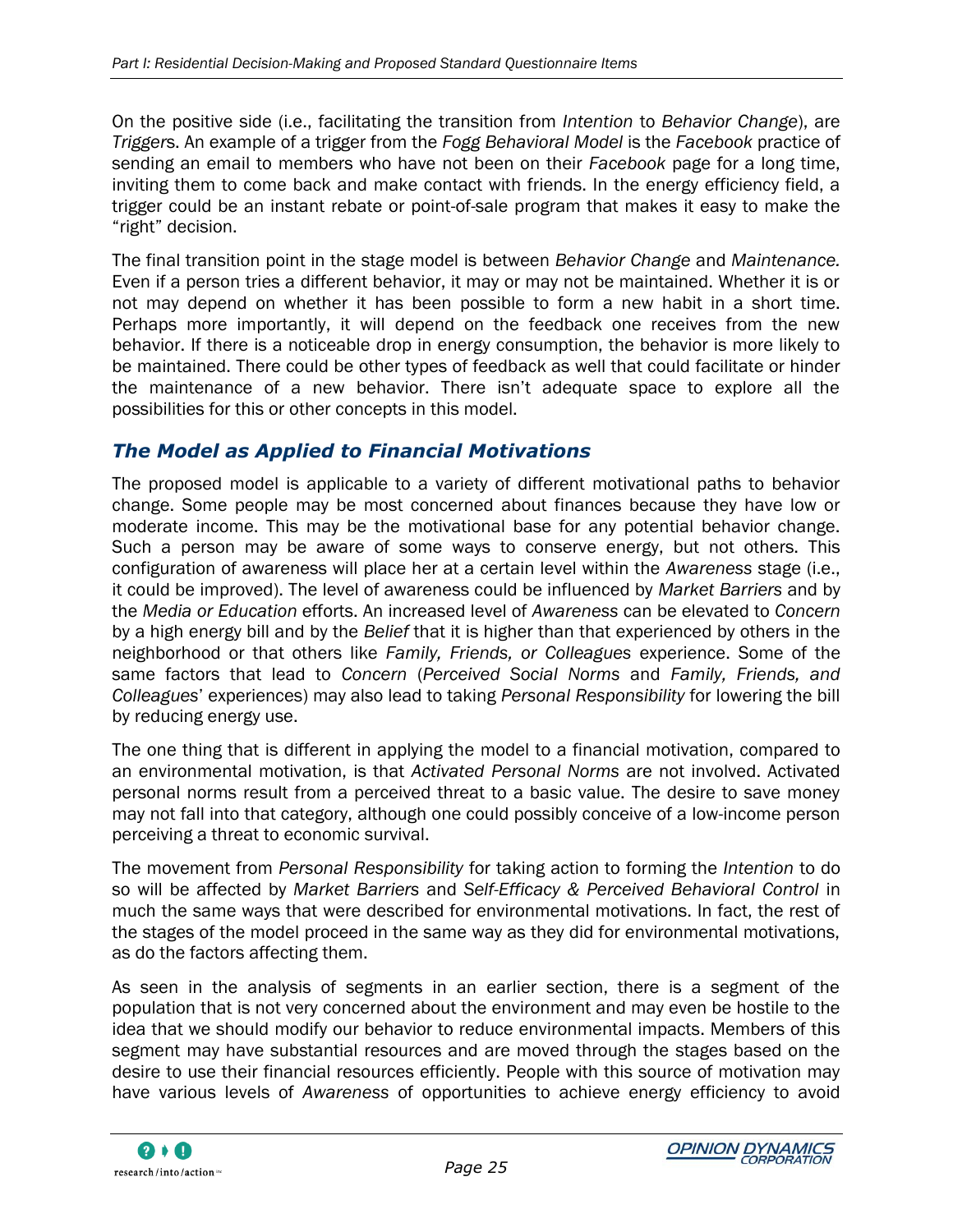On the positive side (i.e., facilitating the transition from *Intention* to *Behavior Change*), are *Triggers*. An example of a trigger from the *Fogg Behavioral Model* is the *Facebook* practice of sending an email to members who have not been on their *Facebook* page for a long time, inviting them to come back and make contact with friends. In the energy efficiency field, a trigger could be an instant rebate or point-of-sale program that makes it easy to make the "right" decision.

The final transition point in the stage model is between *Behavior Change* and *Maintenance.* Even if a person tries a different behavior, it may or may not be maintained. Whether it is or not may depend on whether it has been possible to form a new habit in a short time. Perhaps more importantly, it will depend on the feedback one receives from the new behavior. If there is a noticeable drop in energy consumption, the behavior is more likely to be maintained. There could be other types of feedback as well that could facilitate or hinder the maintenance of a new behavior. There isn't adequate space to explore all the possibilities for this or other concepts in this model.

### *The Model as Applied to Financial Motivations*

The proposed model is applicable to a variety of different motivational paths to behavior change. Some people may be most concerned about finances because they have low or moderate income. This may be the motivational base for any potential behavior change. Such a person may be aware of some ways to conserve energy, but not others. This configuration of awareness will place her at a certain level within the *Awareness* stage (i.e., it could be improved). The level of awareness could be influenced by *Market Barriers* and by the *Media or Education* efforts. An increased level of *Awareness* can be elevated to *Concern* by a high energy bill and by the *Belief* that it is higher than that experienced by others in the neighborhood or that others like *Family, Friends, or Colleagues* experience. Some of the same factors that lead to *Concern* (*Perceived Social Norms* and *Family, Friends, and Colleagues*' experiences) may also lead to taking *Personal Responsibility* for lowering the bill by reducing energy use.

The one thing that is different in applying the model to a financial motivation, compared to an environmental motivation, is that *Activated Personal Norms* are not involved. Activated personal norms result from a perceived threat to a basic value. The desire to save money may not fall into that category, although one could possibly conceive of a low-income person perceiving a threat to economic survival.

The movement from *Personal Responsibility* for taking action to forming the *Intention* to do so will be affected by *Market Barriers* and *Self-Efficacy & Perceived Behavioral Control* in much the same ways that were described for environmental motivations. In fact, the rest of the stages of the model proceed in the same way as they did for environmental motivations, as do the factors affecting them.

As seen in the analysis of segments in an earlier section, there is a segment of the population that is not very concerned about the environment and may even be hostile to the idea that we should modify our behavior to reduce environmental impacts. Members of this segment may have substantial resources and are moved through the stages based on the desire to use their financial resources efficiently. People with this source of motivation may have various levels of *Awareness* of opportunities to achieve energy efficiency to avoid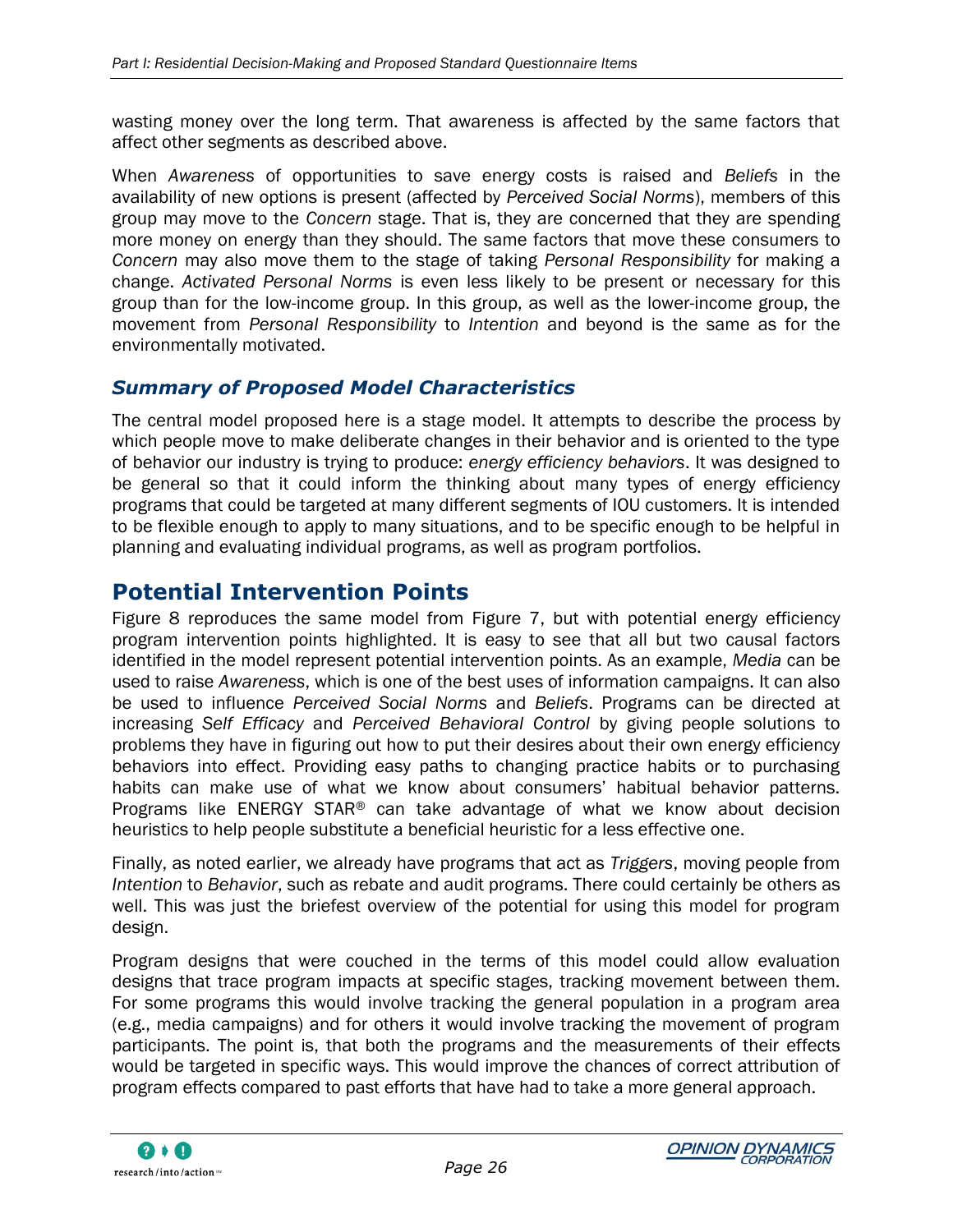wasting money over the long term. That awareness is affected by the same factors that affect other segments as described above.

When *Awareness* of opportunities to save energy costs is raised and *Beliefs* in the availability of new options is present (affected by *Perceived Social Norms*), members of this group may move to the *Concern* stage. That is, they are concerned that they are spending more money on energy than they should. The same factors that move these consumers to *Concern* may also move them to the stage of taking *Personal Responsibility* for making a change. *Activated Personal Norms* is even less likely to be present or necessary for this group than for the low-income group. In this group, as well as the lower-income group, the movement from *Personal Responsibility* to *Intention* and beyond is the same as for the environmentally motivated.

### *Summary of Proposed Model Characteristics*

The central model proposed here is a stage model. It attempts to describe the process by which people move to make deliberate changes in their behavior and is oriented to the type of behavior our industry is trying to produce: *energy efficiency behaviors*. It was designed to be general so that it could inform the thinking about many types of energy efficiency programs that could be targeted at many different segments of IOU customers. It is intended to be flexible enough to apply to many situations, and to be specific enough to be helpful in planning and evaluating individual programs, as well as program portfolios.

## Potential Intervention Points

Figure 8 reproduces the same model from Figure 7, but with potential energy efficiency program intervention points highlighted. It is easy to see that all but two causal factors identified in the model represent potential intervention points. As an example, *Media* can be used to raise *Awareness*, which is one of the best uses of information campaigns. It can also be used to influence *Perceived Social Norms* and *Beliefs*. Programs can be directed at increasing *Self Efficacy* and *Perceived Behavioral Control* by giving people solutions to problems they have in figuring out how to put their desires about their own energy efficiency behaviors into effect. Providing easy paths to changing practice habits or to purchasing habits can make use of what we know about consumers' habitual behavior patterns. Programs like ENERGY STAR® can take advantage of what we know about decision heuristics to help people substitute a beneficial heuristic for a less effective one.

Finally, as noted earlier, we already have programs that act as *Triggers*, moving people from *Intention* to *Behavior*, such as rebate and audit programs. There could certainly be others as well. This was just the briefest overview of the potential for using this model for program design.

Program designs that were couched in the terms of this model could allow evaluation designs that trace program impacts at specific stages, tracking movement between them. For some programs this would involve tracking the general population in a program area (e.g., media campaigns) and for others it would involve tracking the movement of program participants. The point is, that both the programs and the measurements of their effects would be targeted in specific ways. This would improve the chances of correct attribution of program effects compared to past efforts that have had to take a more general approach.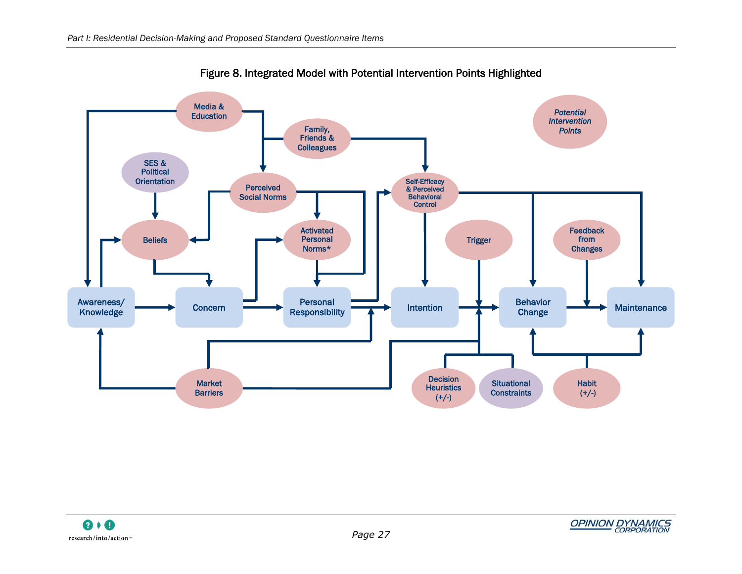Figure 8. Integrated Model with Potential Intervention Points Highlighted

Media & Education

Family, Friends & Colleagues

Potential Intervention Points

SES & Political Orientation

Perceived Social Norms

Self-Efficacy & Perceived Behavioral Control

Beliefs

Activated Personal Norms*

Trigger

Feedback from Changes

Awareness/ Knowledge

Concern

Personal Responsibility

Intention

Behavior Change

Maintenance

Market Barriers

Decision Heuristics (+/-)

Situational Constraints

Habit (+/-)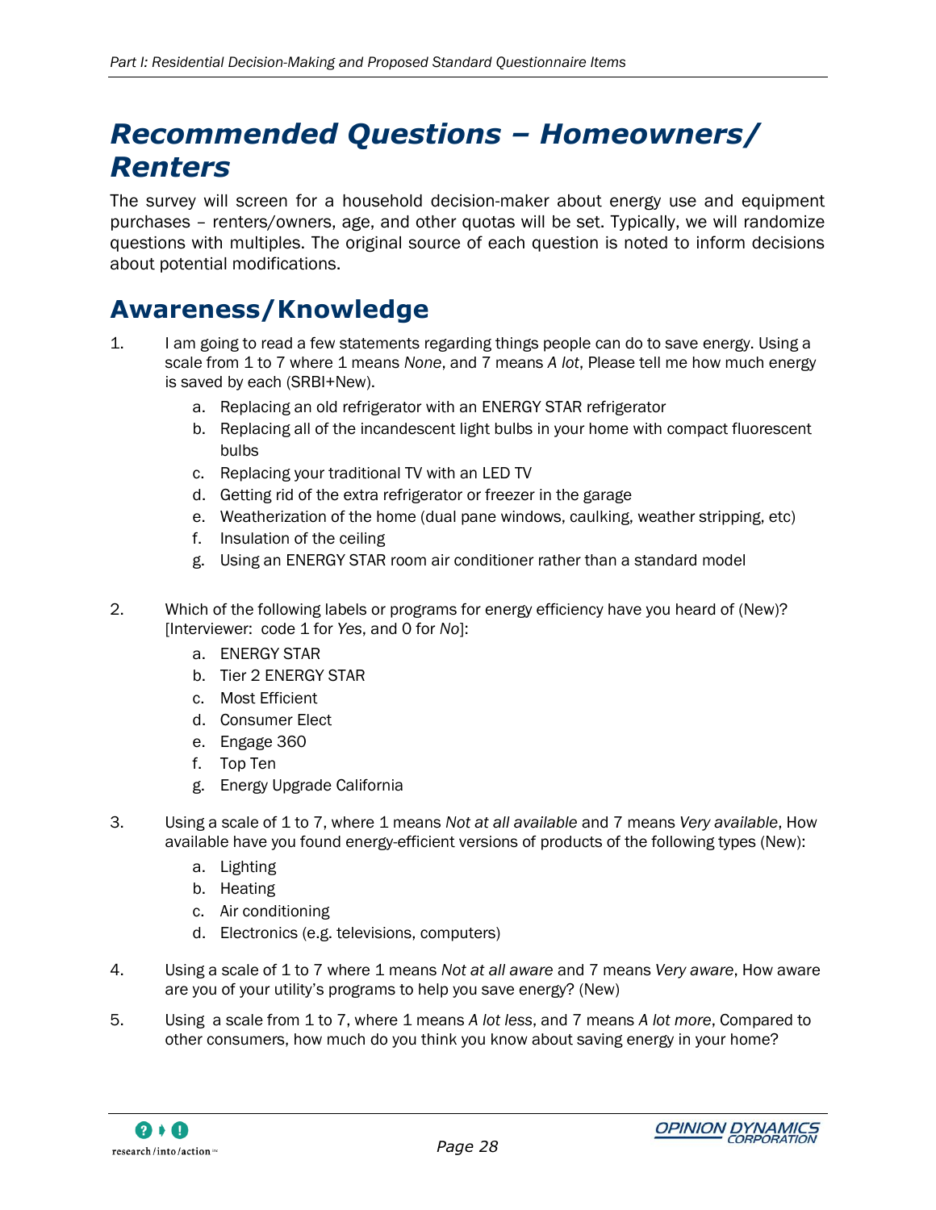# Recommended Questions – Homeowners/ Renters

The survey will screen for a household decision-maker about energy use and equipment purchases – renters/owners, age, and other quotas will be set. Typically, we will randomize questions with multiples. The original source of each question is noted to inform decisions about potential modifications.

## Awareness/Knowledge

1. I am going to read a few statements regarding things people can do to save energy. Using a scale from 1 to 7 where 1 means *None*, and 7 means *A lot*, Please tell me how much energy is saved by each (SRBI+New).
   a. Replacing an old refrigerator with an ENERGY STAR refrigerator
   b. Replacing all of the incandescent light bulbs in your home with compact fluorescent bulbs
   c. Replacing your traditional TV with an LED TV
   d. Getting rid of the extra refrigerator or freezer in the garage
   e. Weatherization of the home (dual pane windows, caulking, weather stripping, etc)
   f. Insulation of the ceiling
   g. Using an ENERGY STAR room air conditioner rather than a standard model

2. Which of the following labels or programs for energy efficiency have you heard of (New)? [Interviewer: code 1 for *Yes*, and 0 for *No*]:
   a. ENERGY STAR
   b. Tier 2 ENERGY STAR
   c. Most Efficient
   d. Consumer Elect
   e. Engage 360
   f. Top Ten
   g. Energy Upgrade California

3. Using a scale of 1 to 7, where 1 means *Not at all available* and 7 means *Very available*, How available have you found energy-efficient versions of products of the following types (New):
   a. Lighting
   b. Heating
   c. Air conditioning
   d. Electronics (e.g. televisions, computers)

4. Using a scale of 1 to 7 where 1 means *Not at all aware* and 7 means *Very aware*, How aware are you of your utility's programs to help you save energy? (New)

5. Using a scale from 1 to 7, where 1 means *A lot less*, and 7 means *A lot more*, Compared to other consumers, how much do you think you know about saving energy in your home?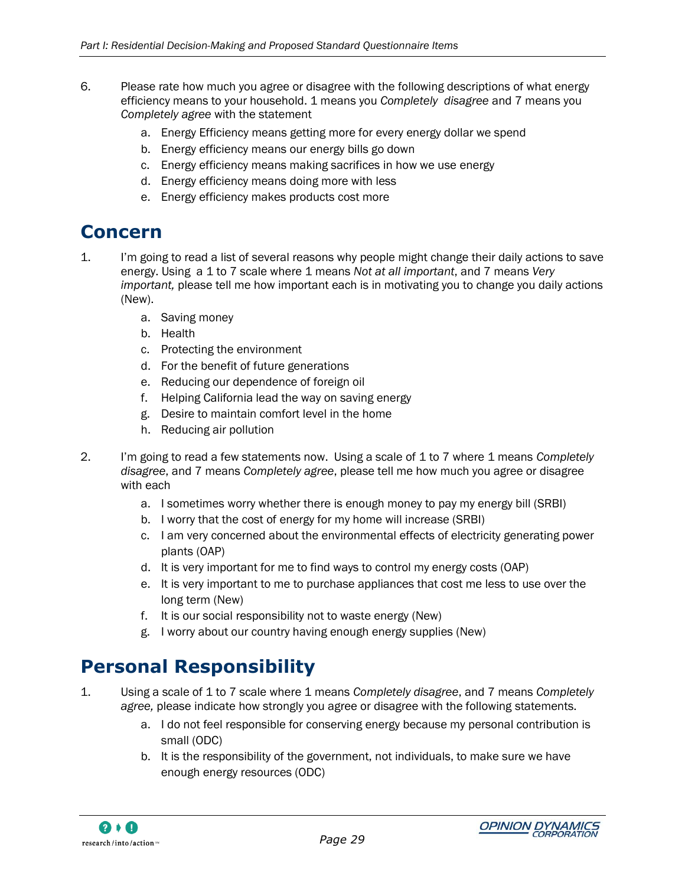6. Please rate how much you agree or disagree with the following descriptions of what energy efficiency means to your household. 1 means you *Completely disagree* and 7 means you *Completely agree* with the statement

   a. Energy Efficiency means getting more for every energy dollar we spend
   b. Energy efficiency means our energy bills go down
   c. Energy efficiency means making sacrifices in how we use energy
   d. Energy efficiency means doing more with less
   e. Energy efficiency makes products cost more

# Concern

1. I'm going to read a list of several reasons why people might change their daily actions to save energy. Using a 1 to 7 scale where 1 means *Not at all important*, and 7 means *Very important,* please tell me how important each is in motivating you to change you daily actions (New).

   a. Saving money
   b. Health
   c. Protecting the environment
   d. For the benefit of future generations
   e. Reducing our dependence of foreign oil
   f. Helping California lead the way on saving energy
   g. Desire to maintain comfort level in the home
   h. Reducing air pollution

2. I'm going to read a few statements now. Using a scale of 1 to 7 where 1 means *Completely disagree*, and 7 means *Completely agree*, please tell me how much you agree or disagree with each

   a. I sometimes worry whether there is enough money to pay my energy bill (SRBI)
   b. I worry that the cost of energy for my home will increase (SRBI)
   c. I am very concerned about the environmental effects of electricity generating power plants (OAP)
   d. It is very important for me to find ways to control my energy costs (OAP)
   e. It is very important to me to purchase appliances that cost me less to use over the long term (New)
   f. It is our social responsibility not to waste energy (New)
   g. I worry about our country having enough energy supplies (New)

# Personal Responsibility

1. Using a scale of 1 to 7 scale where 1 means *Completely disagree*, and 7 means *Completely agree,* please indicate how strongly you agree or disagree with the following statements.

   a. I do not feel responsible for conserving energy because my personal contribution is small (ODC)
   b. It is the responsibility of the government, not individuals, to make sure we have enough energy resources (ODC)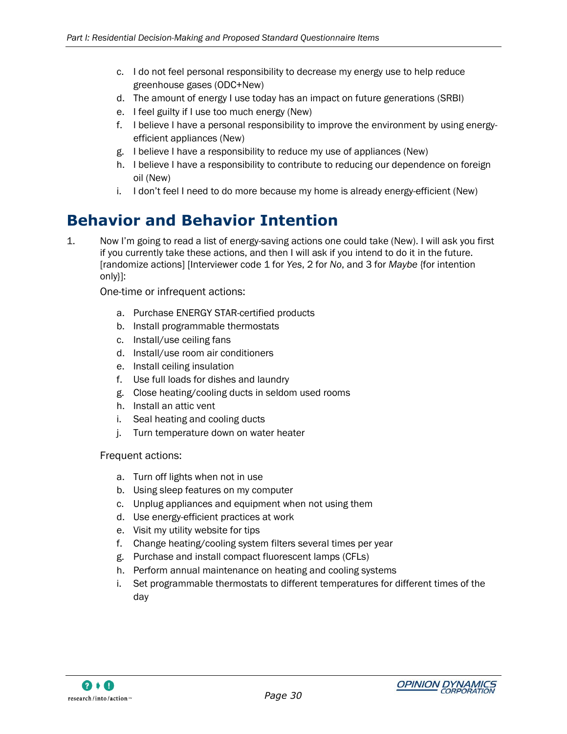c. I do not feel personal responsibility to decrease my energy use to help reduce greenhouse gases (ODC+New)
d. The amount of energy I use today has an impact on future generations (SRBI)
e. I feel guilty if I use too much energy (New)
f. I believe I have a personal responsibility to improve the environment by using energy-efficient appliances (New)
g. I believe I have a responsibility to reduce my use of appliances (New)
h. I believe I have a responsibility to contribute to reducing our dependence on foreign oil (New)
i. I don't feel I need to do more because my home is already energy-efficient (New)

# Behavior and Behavior Intention

1. Now I'm going to read a list of energy-saving actions one could take (New). I will ask you first if you currently take these actions, and then I will ask if you intend to do it in the future. [randomize actions] [Interviewer code 1 for *Yes*, 2 for *No*, and 3 for *Maybe* {for intention only}]:

   One-time or infrequent actions:

   a. Purchase ENERGY STAR-certified products
   b. Install programmable thermostats
   c. Install/use ceiling fans
   d. Install/use room air conditioners
   e. Install ceiling insulation
   f. Use full loads for dishes and laundry
   g. Close heating/cooling ducts in seldom used rooms
   h. Install an attic vent
   i. Seal heating and cooling ducts
   j. Turn temperature down on water heater

   Frequent actions:

   a. Turn off lights when not in use
   b. Using sleep features on my computer
   c. Unplug appliances and equipment when not using them
   d. Use energy-efficient practices at work
   e. Visit my utility website for tips
   f. Change heating/cooling system filters several times per year
   g. Purchase and install compact fluorescent lamps (CFLs)
   h. Perform annual maintenance on heating and cooling systems
   i. Set programmable thermostats to different temperatures for different times of the day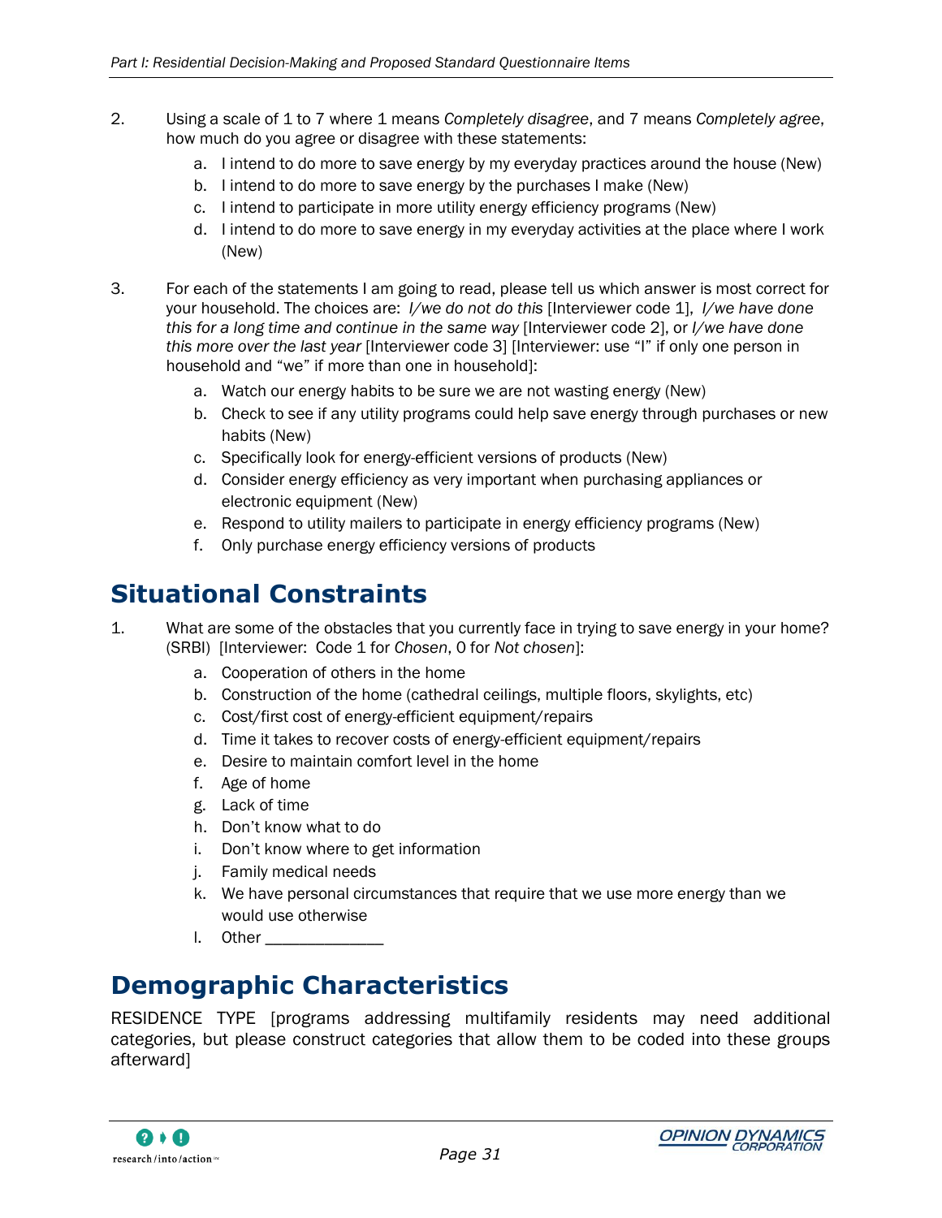2. Using a scale of 1 to 7 where 1 means *Completely disagree*, and 7 means *Completely agree*, how much do you agree or disagree with these statements:
   a. I intend to do more to save energy by my everyday practices around the house (New)
   b. I intend to do more to save energy by the purchases I make (New)
   c. I intend to participate in more utility energy efficiency programs (New)
   d. I intend to do more to save energy in my everyday activities at the place where I work (New)

3. For each of the statements I am going to read, please tell us which answer is most correct for your household. The choices are: *I/we do not do this* [Interviewer code 1], *I/we have done this for a long time and continue in the same way* [Interviewer code 2], or *I/we have done this more over the last year* [Interviewer code 3] [Interviewer: use "I" if only one person in household and "we" if more than one in household]:
   a. Watch our energy habits to be sure we are not wasting energy (New)
   b. Check to see if any utility programs could help save energy through purchases or new habits (New)
   c. Specifically look for energy-efficient versions of products (New)
   d. Consider energy efficiency as very important when purchasing appliances or electronic equipment (New)
   e. Respond to utility mailers to participate in energy efficiency programs (New)
   f. Only purchase energy efficiency versions of products

# Situational Constraints

1. What are some of the obstacles that you currently face in trying to save energy in your home? (SRBI) [Interviewer: Code 1 for *Chosen*, 0 for *Not chosen*]:
   a. Cooperation of others in the home
   b. Construction of the home (cathedral ceilings, multiple floors, skylights, etc)
   c. Cost/first cost of energy-efficient equipment/repairs
   d. Time it takes to recover costs of energy-efficient equipment/repairs
   e. Desire to maintain comfort level in the home
   f. Age of home
   g. Lack of time
   h. Don't know what to do
   i. Don't know where to get information
   j. Family medical needs
   k. We have personal circumstances that require that we use more energy than we would use otherwise
   l. Other ______________

# Demographic Characteristics

RESIDENCE TYPE [programs addressing multifamily residents may need additional categories, but please construct categories that allow them to be coded into these groups afterward]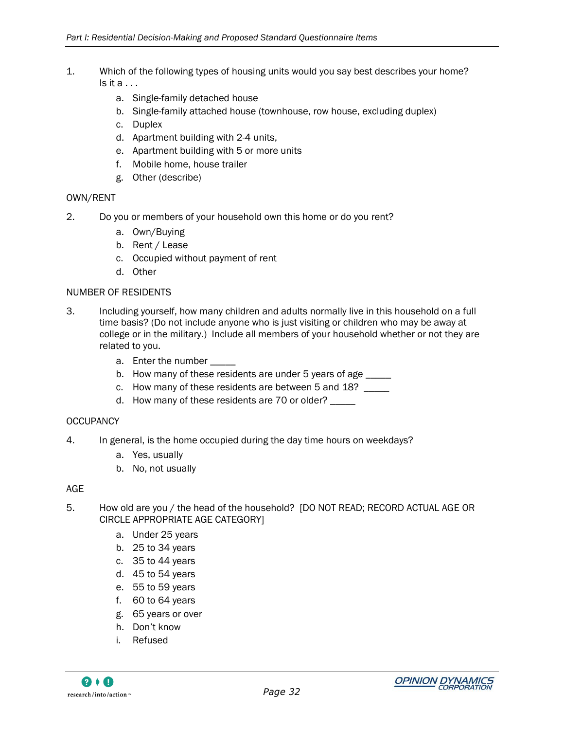1. Which of the following types of housing units would you say best describes your home? Is it a . . .
   a. Single-family detached house
   b. Single-family attached house (townhouse, row house, excluding duplex)
   c. Duplex
   d. Apartment building with 2-4 units,
   e. Apartment building with 5 or more units
   f. Mobile home, house trailer
   g. Other (describe)

OWN/RENT

2. Do you or members of your household own this home or do you rent?
   a. Own/Buying
   b. Rent / Lease
   c. Occupied without payment of rent
   d. Other

NUMBER OF RESIDENTS

3. Including yourself, how many children and adults normally live in this household on a full time basis? (Do not include anyone who is just visiting or children who may be away at college or in the military.) Include all members of your household whether or not they are related to you.
   a. Enter the number _____
   b. How many of these residents are under 5 years of age _____
   c. How many of these residents are between 5 and 18? _____
   d. How many of these residents are 70 or older? _____

OCCUPANCY

4. In general, is the home occupied during the day time hours on weekdays?
   a. Yes, usually
   b. No, not usually

AGE

5. How old are you / the head of the household? [DO NOT READ; RECORD ACTUAL AGE OR CIRCLE APPROPRIATE AGE CATEGORY]
   a. Under 25 years
   b. 25 to 34 years
   c. 35 to 44 years
   d. 45 to 54 years
   e. 55 to 59 years
   f. 60 to 64 years
   g. 65 years or over
   h. Don't know
   i. Refused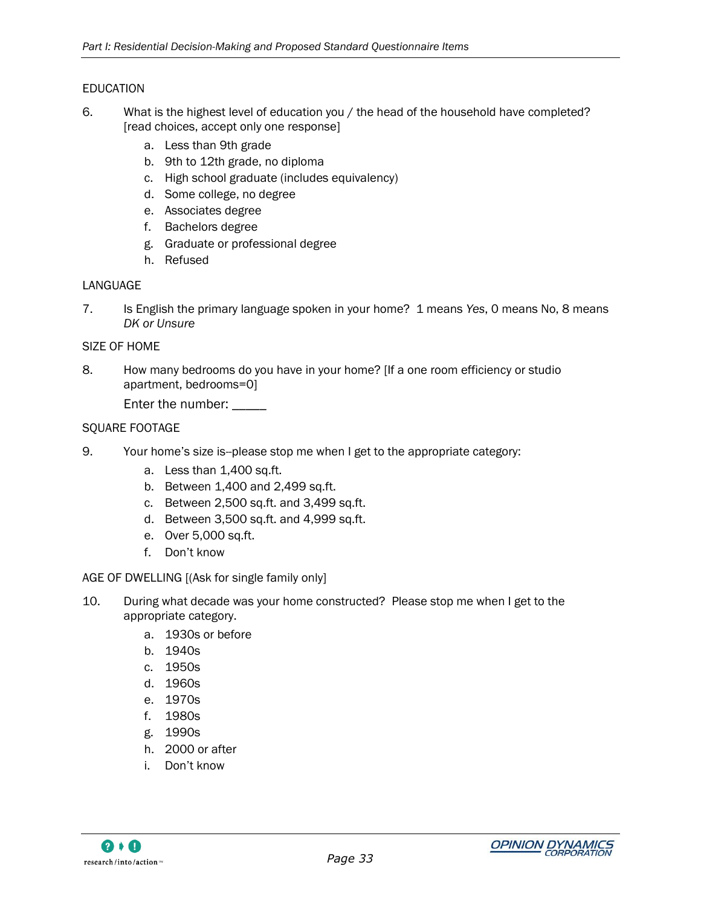EDUCATION

6. What is the highest level of education you / the head of the household have completed? [read choices, accept only one response]

   a. Less than 9th grade
   b. 9th to 12th grade, no diploma
   c. High school graduate (includes equivalency)
   d. Some college, no degree
   e. Associates degree
   f. Bachelors degree
   g. Graduate or professional degree
   h. Refused

LANGUAGE

7. Is English the primary language spoken in your home? 1 means *Yes*, 0 means No, 8 means *DK or Unsure*

SIZE OF HOME

8. How many bedrooms do you have in your home? [If a one room efficiency or studio apartment, bedrooms=0]

   Enter the number: _____

SQUARE FOOTAGE

9. Your home's size is--please stop me when I get to the appropriate category:

   a. Less than 1,400 sq.ft.
   b. Between 1,400 and 2,499 sq.ft.
   c. Between 2,500 sq.ft. and 3,499 sq.ft.
   d. Between 3,500 sq.ft. and 4,999 sq.ft.
   e. Over 5,000 sq.ft.
   f. Don't know

AGE OF DWELLING [(Ask for single family only]

10. During what decade was your home constructed? Please stop me when I get to the appropriate category.

    a. 1930s or before
    b. 1940s
    c. 1950s
    d. 1960s
    e. 1970s
    f. 1980s
    g. 1990s
    h. 2000 or after
    i. Don't know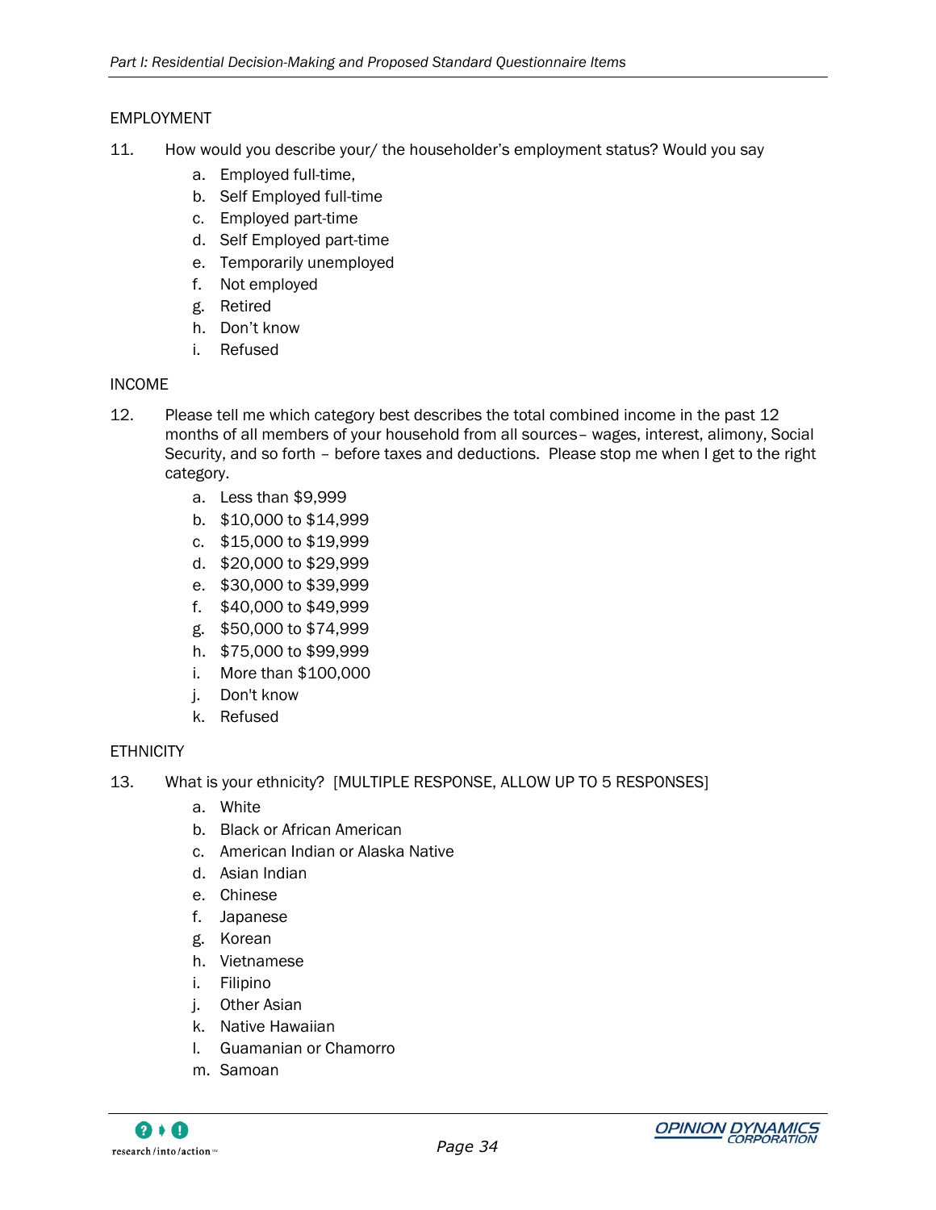EMPLOYMENT

11. How would you describe your/ the householder's employment status? Would you say

   a. Employed full-time,
   b. Self Employed full-time
   c. Employed part-time
   d. Self Employed part-time
   e. Temporarily unemployed
   f. Not employed
   g. Retired
   h. Don't know
   i. Refused

INCOME

12. Please tell me which category best describes the total combined income in the past 12 months of all members of your household from all sources– wages, interest, alimony, Social Security, and so forth – before taxes and deductions. Please stop me when I get to the right category.

   a. Less than $9,999
   b. $10,000 to $14,999
   c. $15,000 to $19,999
   d. $20,000 to $29,999
   e. $30,000 to $39,999
   f. $40,000 to $49,999
   g. $50,000 to $74,999
   h. $75,000 to $99,999
   i. More than $100,000
   j. Don't know
   k. Refused

ETHNICITY

13. What is your ethnicity? [MULTIPLE RESPONSE, ALLOW UP TO 5 RESPONSES]

   a. White
   b. Black or African American
   c. American Indian or Alaska Native
   d. Asian Indian
   e. Chinese
   f. Japanese
   g. Korean
   h. Vietnamese
   i. Filipino
   j. Other Asian
   k. Native Hawaiian
   l. Guamanian or Chamorro
   m. Samoan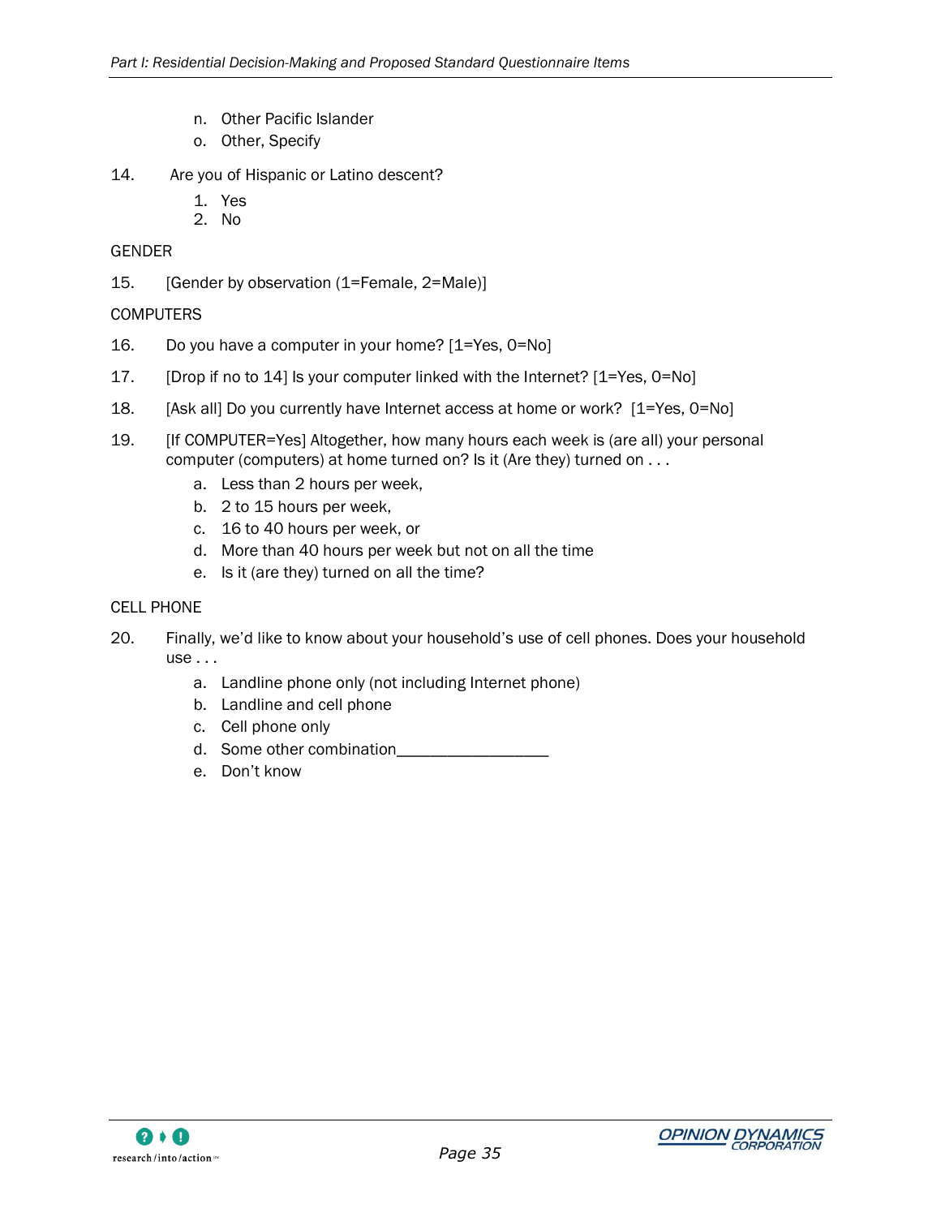n. Other Pacific Islander
o. Other, Specify

14. Are you of Hispanic or Latino descent?
   1. Yes
   2. No

GENDER

15. [Gender by observation (1=Female, 2=Male)]

COMPUTERS

16. Do you have a computer in your home? [1=Yes, 0=No]

17. [Drop if no to 14] Is your computer linked with the Internet? [1=Yes, 0=No]

18. [Ask all] Do you currently have Internet access at home or work? [1=Yes, 0=No]

19. [If COMPUTER=Yes] Altogether, how many hours each week is (are all) your personal computer (computers) at home turned on? Is it (Are they) turned on . . .
   a. Less than 2 hours per week,
   b. 2 to 15 hours per week,
   c. 16 to 40 hours per week, or
   d. More than 40 hours per week but not on all the time
   e. Is it (are they) turned on all the time?

CELL PHONE

20. Finally, we'd like to know about your household's use of cell phones. Does your household use . . .
   a. Landline phone only (not including Internet phone)
   b. Landline and cell phone
   c. Cell phone only
   d. Some other combination__________________
   e. Don't know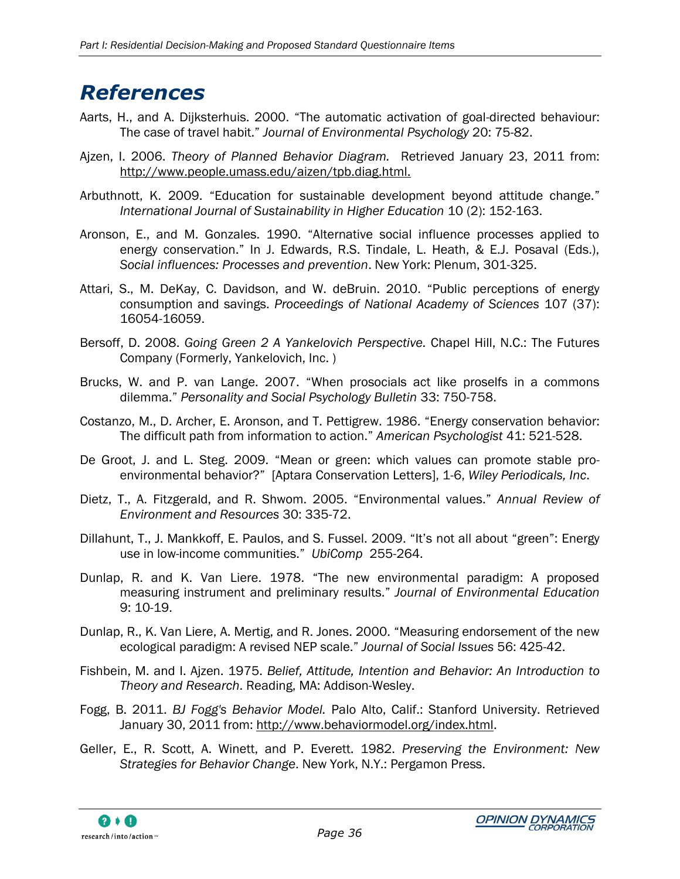# References

Aarts, H., and A. Dijksterhuis. 2000. "The automatic activation of goal-directed behaviour: The case of travel habit." *Journal of Environmental Psychology* 20: 75-82.

Ajzen, I. 2006. *Theory of Planned Behavior Diagram.* Retrieved January 23, 2011 from: http://www.people.umass.edu/aizen/tpb.diag.html.

Arbuthnott, K. 2009. "Education for sustainable development beyond attitude change." *International Journal of Sustainability in Higher Education* 10 (2): 152-163.

Aronson, E., and M. Gonzales. 1990. "Alternative social influence processes applied to energy conservation." In J. Edwards, R.S. Tindale, L. Heath, & E.J. Posaval (Eds.), *Social influences: Processes and prevention*. New York: Plenum, 301-325.

Attari, S., M. DeKay, C. Davidson, and W. deBruin. 2010. "Public perceptions of energy consumption and savings. *Proceedings of National Academy of Sciences* 107 (37): 16054-16059.

Bersoff, D. 2008. *Going Green 2 A Yankelovich Perspective.* Chapel Hill, N.C.: The Futures Company (Formerly, Yankelovich, Inc. )

Brucks, W. and P. van Lange. 2007. "When prosocials act like proselfs in a commons dilemma." *Personality and Social Psychology Bulletin* 33: 750-758.

Costanzo, M., D. Archer, E. Aronson, and T. Pettigrew. 1986. "Energy conservation behavior: The difficult path from information to action." *American Psychologist* 41: 521-528.

De Groot, J. and L. Steg. 2009. "Mean or green: which values can promote stable pro-environmental behavior?" [Aptara Conservation Letters], 1-6, *Wiley Periodicals, Inc*.

Dietz, T., A. Fitzgerald, and R. Shwom. 2005. "Environmental values." *Annual Review of Environment and Resources* 30: 335-72.

Dillahunt, T., J. Mankkoff, E. Paulos, and S. Fussel. 2009. "It's not all about "green": Energy use in low-income communities." *UbiComp* 255-264.

Dunlap, R. and K. Van Liere. 1978. "The new environmental paradigm: A proposed measuring instrument and preliminary results." *Journal of Environmental Education* 9: 10-19.

Dunlap, R., K. Van Liere, A. Mertig, and R. Jones. 2000. "Measuring endorsement of the new ecological paradigm: A revised NEP scale." *Journal of Social Issues* 56: 425-42.

Fishbein, M. and I. Ajzen. 1975. *Belief, Attitude, Intention and Behavior: An Introduction to Theory and Research*. Reading, MA: Addison-Wesley.

Fogg, B. 2011. *BJ Fogg's Behavior Model.* Palo Alto, Calif.: Stanford University. Retrieved January 30, 2011 from: http://www.behaviormodel.org/index.html.

Geller, E., R. Scott, A. Winett, and P. Everett. 1982. *Preserving the Environment: New Strategies for Behavior Change*. New York, N.Y.: Pergamon Press.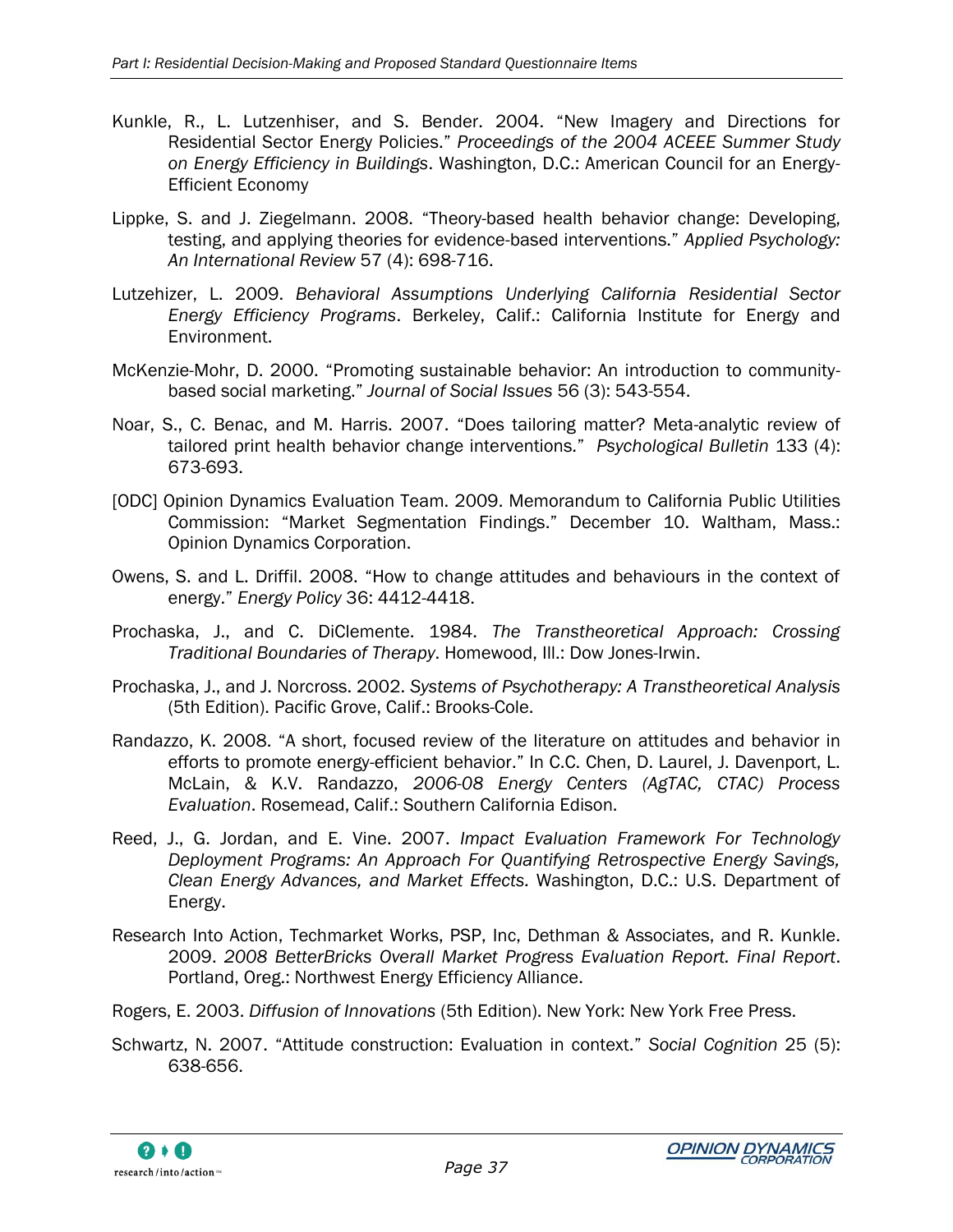Kunkle, R., L. Lutzenhiser, and S. Bender. 2004. "New Imagery and Directions for Residential Sector Energy Policies." *Proceedings of the 2004 ACEEE Summer Study on Energy Efficiency in Buildings*. Washington, D.C.: American Council for an Energy-Efficient Economy

Lippke, S. and J. Ziegelmann. 2008. "Theory-based health behavior change: Developing, testing, and applying theories for evidence-based interventions." *Applied Psychology: An International Review* 57 (4): 698-716.

Lutzehizer, L. 2009. *Behavioral Assumptions Underlying California Residential Sector Energy Efficiency Programs*. Berkeley, Calif.: California Institute for Energy and Environment.

McKenzie-Mohr, D. 2000. "Promoting sustainable behavior: An introduction to community-based social marketing." *Journal of Social Issues* 56 (3): 543-554.

Noar, S., C. Benac, and M. Harris. 2007. "Does tailoring matter? Meta-analytic review of tailored print health behavior change interventions." *Psychological Bulletin* 133 (4): 673-693.

[ODC] Opinion Dynamics Evaluation Team. 2009. Memorandum to California Public Utilities Commission: "Market Segmentation Findings." December 10. Waltham, Mass.: Opinion Dynamics Corporation.

Owens, S. and L. Driffil. 2008. "How to change attitudes and behaviours in the context of energy." *Energy Policy* 36: 4412-4418.

Prochaska, J., and C. DiClemente. 1984. *The Transtheoretical Approach: Crossing Traditional Boundaries of Therapy*. Homewood, Ill.: Dow Jones-Irwin.

Prochaska, J., and J. Norcross. 2002. *Systems of Psychotherapy: A Transtheoretical Analysis* (5th Edition). Pacific Grove, Calif.: Brooks-Cole.

Randazzo, K. 2008. "A short, focused review of the literature on attitudes and behavior in efforts to promote energy-efficient behavior." In C.C. Chen, D. Laurel, J. Davenport, L. McLain, & K.V. Randazzo, *2006-08 Energy Centers (AgTAC, CTAC) Process Evaluation*. Rosemead, Calif.: Southern California Edison.

Reed, J., G. Jordan, and E. Vine. 2007. *Impact Evaluation Framework For Technology Deployment Programs: An Approach For Quantifying Retrospective Energy Savings, Clean Energy Advances, and Market Effects*. Washington, D.C.: U.S. Department of Energy.

Research Into Action, Techmarket Works, PSP, Inc, Dethman & Associates, and R. Kunkle. 2009. *2008 BetterBricks Overall Market Progress Evaluation Report. Final Report*. Portland, Oreg.: Northwest Energy Efficiency Alliance.

Rogers, E. 2003. *Diffusion of Innovations* (5th Edition). New York: New York Free Press.

Schwartz, N. 2007. "Attitude construction: Evaluation in context." *Social Cognition* 25 (5): 638-656.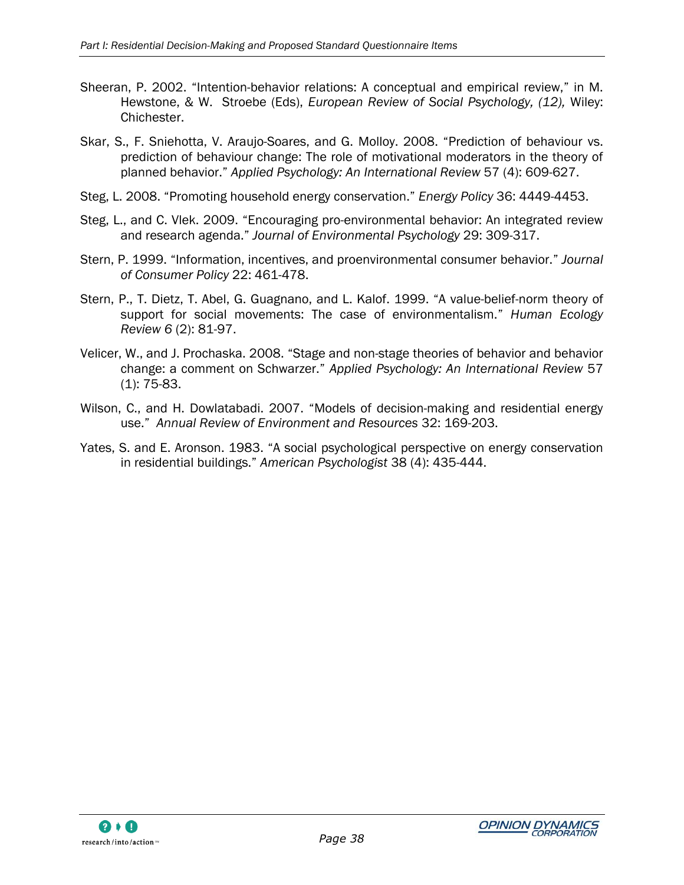Sheeran, P. 2002. "Intention-behavior relations: A conceptual and empirical review," in M. Hewstone, & W. Stroebe (Eds), *European Review of Social Psychology, (12),* Wiley: Chichester.

Skar, S., F. Sniehotta, V. Araujo-Soares, and G. Molloy. 2008. "Prediction of behaviour vs. prediction of behaviour change: The role of motivational moderators in the theory of planned behavior." *Applied Psychology: An International Review* 57 (4): 609-627.

Steg, L. 2008. "Promoting household energy conservation." *Energy Policy* 36: 4449-4453.

Steg, L., and C. Vlek. 2009. "Encouraging pro-environmental behavior: An integrated review and research agenda." *Journal of Environmental Psychology* 29: 309-317.

Stern, P. 1999. "Information, incentives, and proenvironmental consumer behavior." *Journal of Consumer Policy* 22: 461-478.

Stern, P., T. Dietz, T. Abel, G. Guagnano, and L. Kalof. 1999. "A value-belief-norm theory of support for social movements: The case of environmentalism." *Human Ecology Review 6* (2): 81-97.

Velicer, W., and J. Prochaska. 2008. "Stage and non-stage theories of behavior and behavior change: a comment on Schwarzer." *Applied Psychology: An International Review* 57 (1): 75-83.

Wilson, C., and H. Dowlatabadi. 2007. "Models of decision-making and residential energy use." *Annual Review of Environment and Resources* 32: 169-203.

Yates, S. and E. Aronson. 1983. "A social psychological perspective on energy conservation in residential buildings." *American Psychologist* 38 (4): 435-444.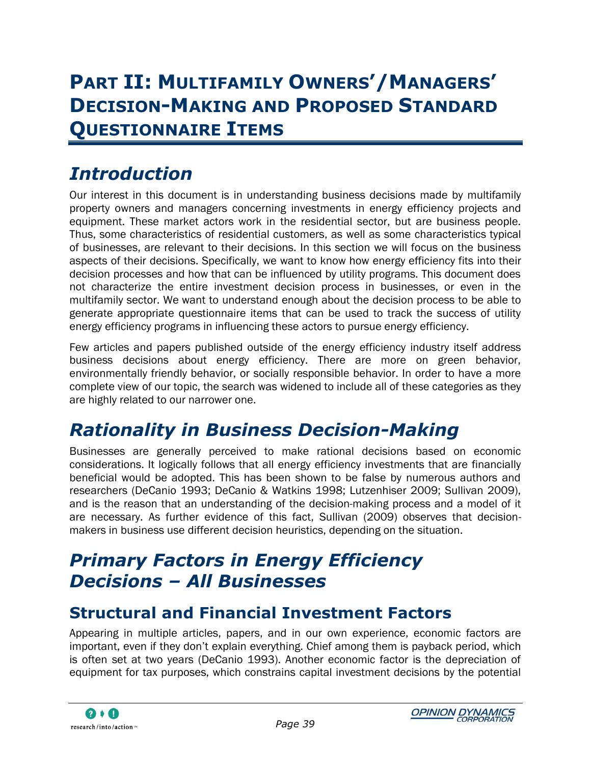# Part II: Multifamily Owners'/Managers' Decision-Making and Proposed Standard Questionnaire Items

## *Introduction*

Our interest in this document is in understanding business decisions made by multifamily property owners and managers concerning investments in energy efficiency projects and equipment. These market actors work in the residential sector, but are business people. Thus, some characteristics of residential customers, as well as some characteristics typical of businesses, are relevant to their decisions. In this section we will focus on the business aspects of their decisions. Specifically, we want to know how energy efficiency fits into their decision processes and how that can be influenced by utility programs. This document does not characterize the entire investment decision process in businesses, or even in the multifamily sector. We want to understand enough about the decision process to be able to generate appropriate questionnaire items that can be used to track the success of utility energy efficiency programs in influencing these actors to pursue energy efficiency.

Few articles and papers published outside of the energy efficiency industry itself address business decisions about energy efficiency. There are more on green behavior, environmentally friendly behavior, or socially responsible behavior. In order to have a more complete view of our topic, the search was widened to include all of these categories as they are highly related to our narrower one.

## *Rationality in Business Decision-Making*

Businesses are generally perceived to make rational decisions based on economic considerations. It logically follows that all energy efficiency investments that are financially beneficial would be adopted. This has been shown to be false by numerous authors and researchers (DeCanio 1993; DeCanio & Watkins 1998; Lutzenhiser 2009; Sullivan 2009), and is the reason that an understanding of the decision-making process and a model of it are necessary. As further evidence of this fact, Sullivan (2009) observes that decision-makers in business use different decision heuristics, depending on the situation.

## *Primary Factors in Energy Efficiency Decisions – All Businesses*

### Structural and Financial Investment Factors

Appearing in multiple articles, papers, and in our own experience, economic factors are important, even if they don't explain everything. Chief among them is payback period, which is often set at two years (DeCanio 1993). Another economic factor is the depreciation of equipment for tax purposes, which constrains capital investment decisions by the potential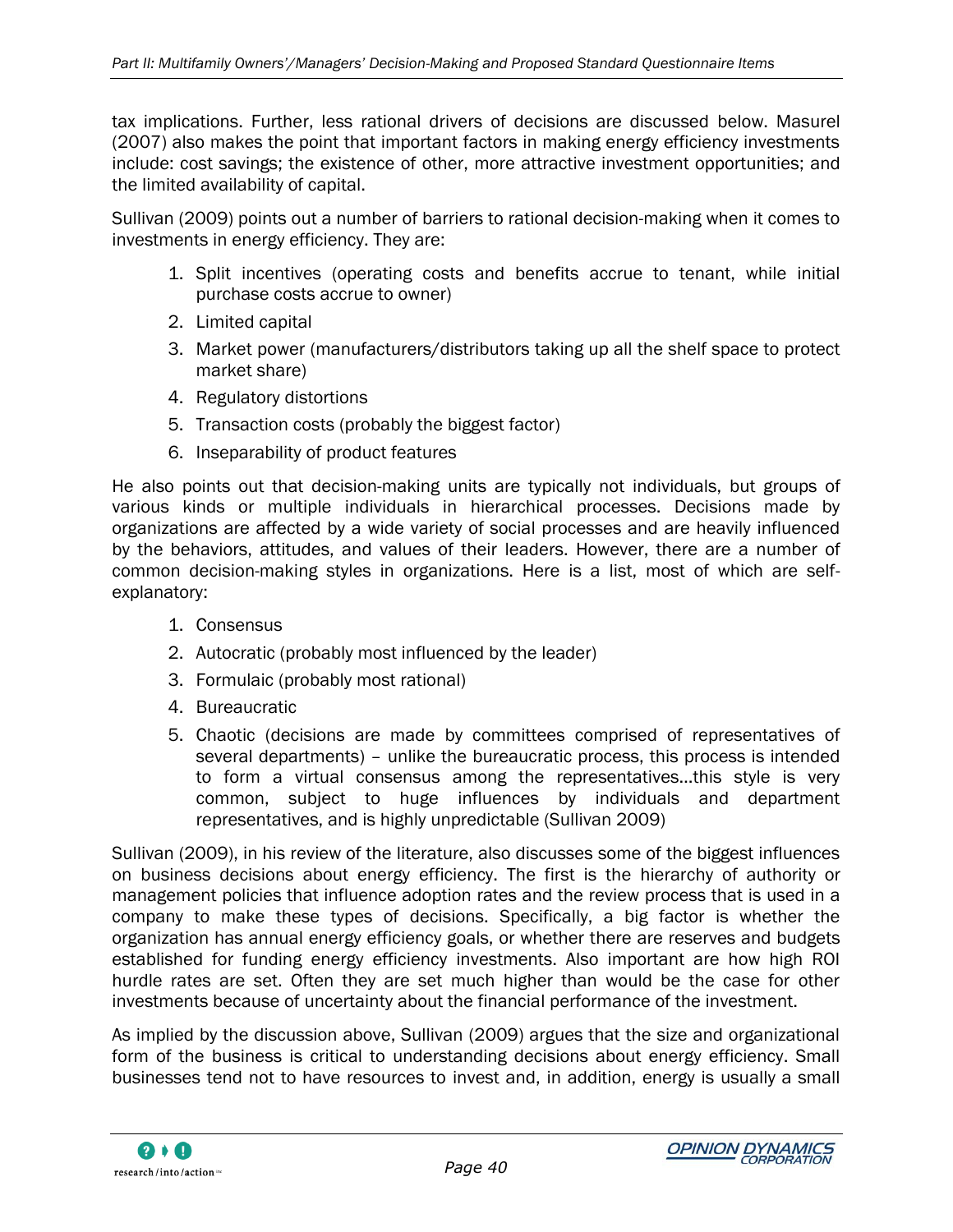tax implications. Further, less rational drivers of decisions are discussed below. Masurel (2007) also makes the point that important factors in making energy efficiency investments include: cost savings; the existence of other, more attractive investment opportunities; and the limited availability of capital.

Sullivan (2009) points out a number of barriers to rational decision-making when it comes to investments in energy efficiency. They are:

1. Split incentives (operating costs and benefits accrue to tenant, while initial purchase costs accrue to owner)
2. Limited capital
3. Market power (manufacturers/distributors taking up all the shelf space to protect market share)
4. Regulatory distortions
5. Transaction costs (probably the biggest factor)
6. Inseparability of product features

He also points out that decision-making units are typically not individuals, but groups of various kinds or multiple individuals in hierarchical processes. Decisions made by organizations are affected by a wide variety of social processes and are heavily influenced by the behaviors, attitudes, and values of their leaders. However, there are a number of common decision-making styles in organizations. Here is a list, most of which are self-explanatory:

1. Consensus
2. Autocratic (probably most influenced by the leader)
3. Formulaic (probably most rational)
4. Bureaucratic
5. Chaotic (decisions are made by committees comprised of representatives of several departments) – unlike the bureaucratic process, this process is intended to form a virtual consensus among the representatives…this style is very common, subject to huge influences by individuals and department representatives, and is highly unpredictable (Sullivan 2009)

Sullivan (2009), in his review of the literature, also discusses some of the biggest influences on business decisions about energy efficiency. The first is the hierarchy of authority or management policies that influence adoption rates and the review process that is used in a company to make these types of decisions. Specifically, a big factor is whether the organization has annual energy efficiency goals, or whether there are reserves and budgets established for funding energy efficiency investments. Also important are how high ROI hurdle rates are set. Often they are set much higher than would be the case for other investments because of uncertainty about the financial performance of the investment.

As implied by the discussion above, Sullivan (2009) argues that the size and organizational form of the business is critical to understanding decisions about energy efficiency. Small businesses tend not to have resources to invest and, in addition, energy is usually a small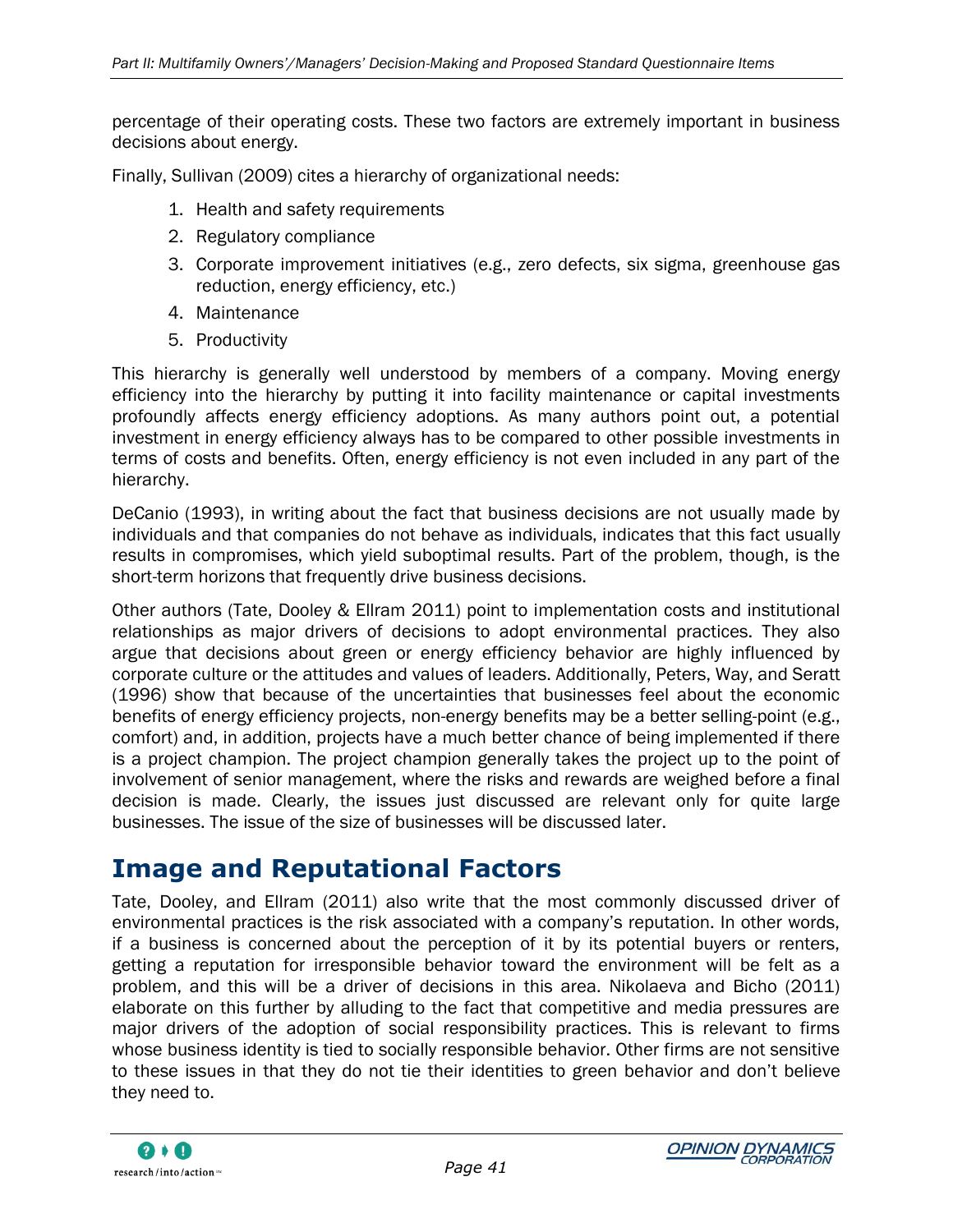percentage of their operating costs. These two factors are extremely important in business decisions about energy.

Finally, Sullivan (2009) cites a hierarchy of organizational needs:

1. Health and safety requirements
2. Regulatory compliance
3. Corporate improvement initiatives (e.g., zero defects, six sigma, greenhouse gas reduction, energy efficiency, etc.)
4. Maintenance
5. Productivity

This hierarchy is generally well understood by members of a company. Moving energy efficiency into the hierarchy by putting it into facility maintenance or capital investments profoundly affects energy efficiency adoptions. As many authors point out, a potential investment in energy efficiency always has to be compared to other possible investments in terms of costs and benefits. Often, energy efficiency is not even included in any part of the hierarchy.

DeCanio (1993), in writing about the fact that business decisions are not usually made by individuals and that companies do not behave as individuals, indicates that this fact usually results in compromises, which yield suboptimal results. Part of the problem, though, is the short-term horizons that frequently drive business decisions.

Other authors (Tate, Dooley & Ellram 2011) point to implementation costs and institutional relationships as major drivers of decisions to adopt environmental practices. They also argue that decisions about green or energy efficiency behavior are highly influenced by corporate culture or the attitudes and values of leaders. Additionally, Peters, Way, and Seratt (1996) show that because of the uncertainties that businesses feel about the economic benefits of energy efficiency projects, non-energy benefits may be a better selling-point (e.g., comfort) and, in addition, projects have a much better chance of being implemented if there is a project champion. The project champion generally takes the project up to the point of involvement of senior management, where the risks and rewards are weighed before a final decision is made. Clearly, the issues just discussed are relevant only for quite large businesses. The issue of the size of businesses will be discussed later.

# Image and Reputational Factors

Tate, Dooley, and Ellram (2011) also write that the most commonly discussed driver of environmental practices is the risk associated with a company's reputation. In other words, if a business is concerned about the perception of it by its potential buyers or renters, getting a reputation for irresponsible behavior toward the environment will be felt as a problem, and this will be a driver of decisions in this area. Nikolaeva and Bicho (2011) elaborate on this further by alluding to the fact that competitive and media pressures are major drivers of the adoption of social responsibility practices. This is relevant to firms whose business identity is tied to socially responsible behavior. Other firms are not sensitive to these issues in that they do not tie their identities to green behavior and don't believe they need to.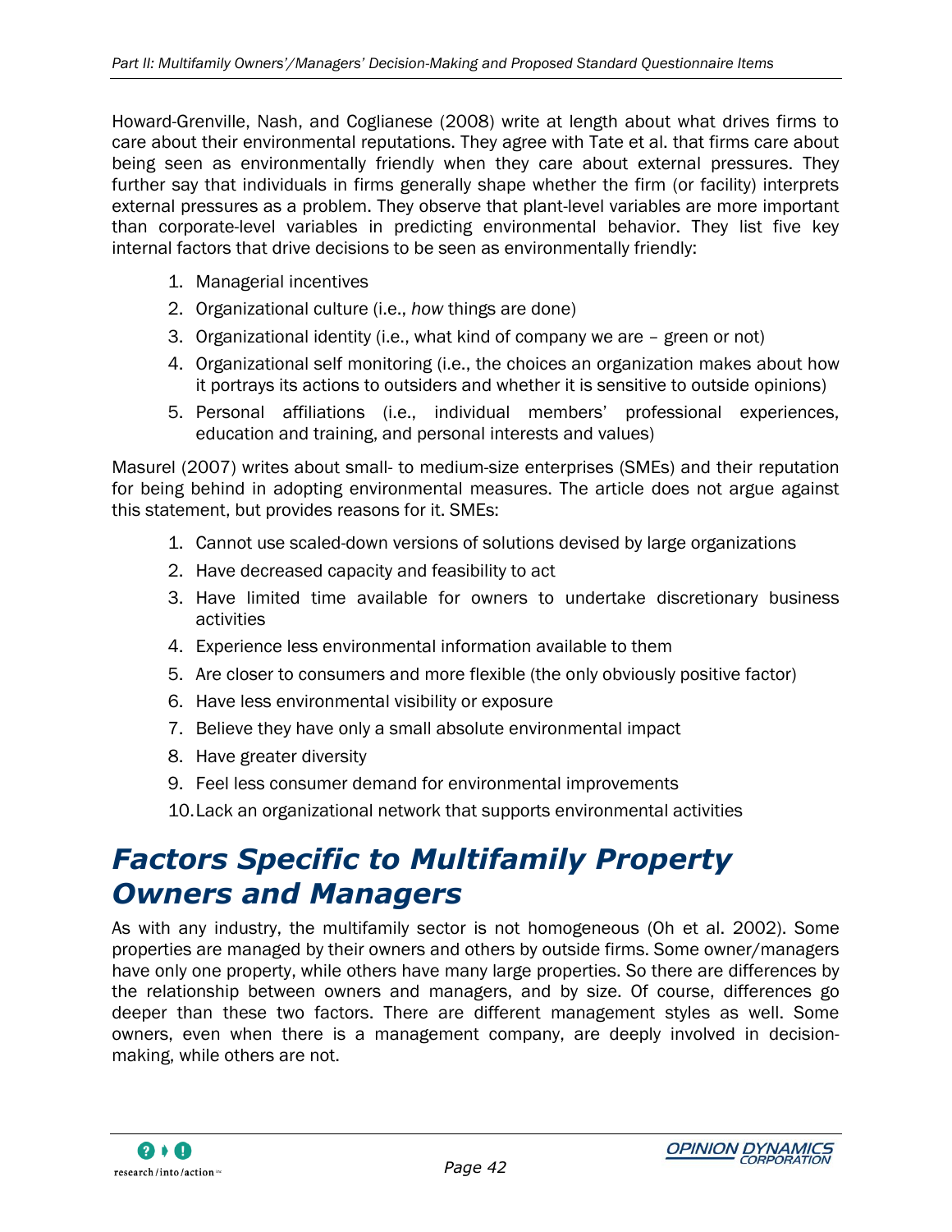Howard-Grenville, Nash, and Coglianese (2008) write at length about what drives firms to care about their environmental reputations. They agree with Tate et al. that firms care about being seen as environmentally friendly when they care about external pressures. They further say that individuals in firms generally shape whether the firm (or facility) interprets external pressures as a problem. They observe that plant-level variables are more important than corporate-level variables in predicting environmental behavior. They list five key internal factors that drive decisions to be seen as environmentally friendly:

1. Managerial incentives
2. Organizational culture (i.e., *how* things are done)
3. Organizational identity (i.e., what kind of company we are – green or not)
4. Organizational self monitoring (i.e., the choices an organization makes about how it portrays its actions to outsiders and whether it is sensitive to outside opinions)
5. Personal affiliations (i.e., individual members' professional experiences, education and training, and personal interests and values)

Masurel (2007) writes about small- to medium-size enterprises (SMEs) and their reputation for being behind in adopting environmental measures. The article does not argue against this statement, but provides reasons for it. SMEs:

1. Cannot use scaled-down versions of solutions devised by large organizations
2. Have decreased capacity and feasibility to act
3. Have limited time available for owners to undertake discretionary business activities
4. Experience less environmental information available to them
5. Are closer to consumers and more flexible (the only obviously positive factor)
6. Have less environmental visibility or exposure
7. Believe they have only a small absolute environmental impact
8. Have greater diversity
9. Feel less consumer demand for environmental improvements
10. Lack an organizational network that supports environmental activities

## *Factors Specific to Multifamily Property Owners and Managers*

As with any industry, the multifamily sector is not homogeneous (Oh et al. 2002). Some properties are managed by their owners and others by outside firms. Some owner/managers have only one property, while others have many large properties. So there are differences by the relationship between owners and managers, and by size. Of course, differences go deeper than these two factors. There are different management styles as well. Some owners, even when there is a management company, are deeply involved in decision-making, while others are not.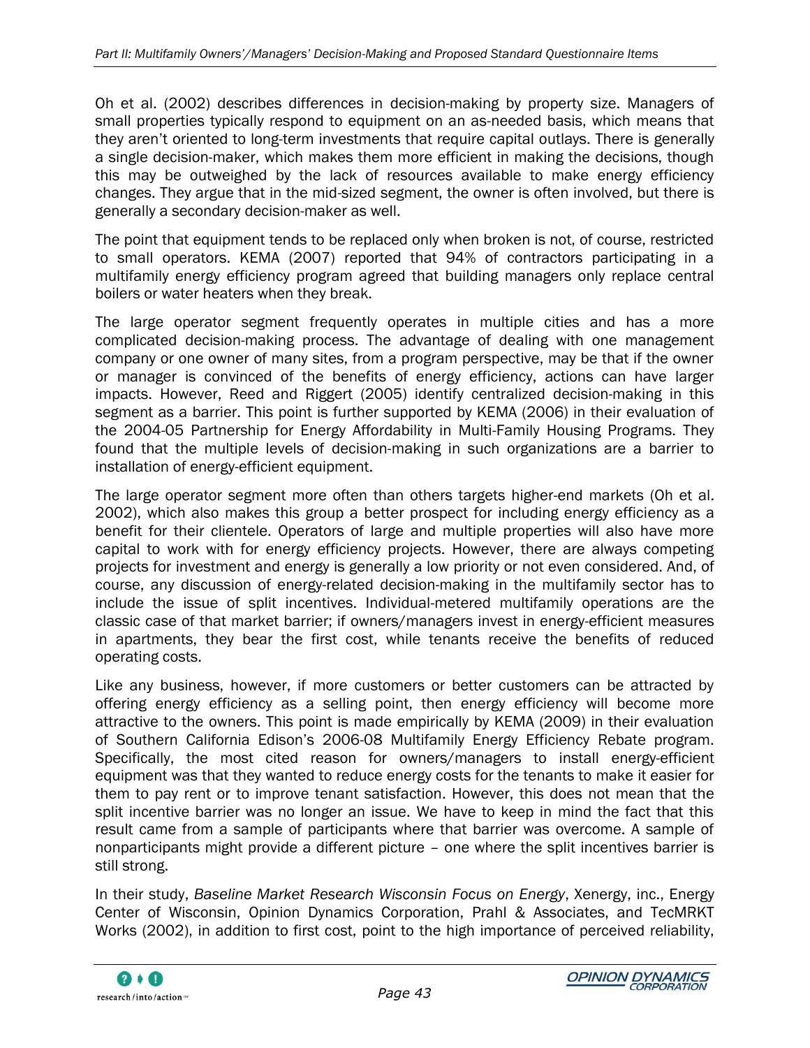Oh et al. (2002) describes differences in decision-making by property size. Managers of small properties typically respond to equipment on an as-needed basis, which means that they aren't oriented to long-term investments that require capital outlays. There is generally a single decision-maker, which makes them more efficient in making the decisions, though this may be outweighed by the lack of resources available to make energy efficiency changes. They argue that in the mid-sized segment, the owner is often involved, but there is generally a secondary decision-maker as well.

The point that equipment tends to be replaced only when broken is not, of course, restricted to small operators. KEMA (2007) reported that 94% of contractors participating in a multifamily energy efficiency program agreed that building managers only replace central boilers or water heaters when they break.

The large operator segment frequently operates in multiple cities and has a more complicated decision-making process. The advantage of dealing with one management company or one owner of many sites, from a program perspective, may be that if the owner or manager is convinced of the benefits of energy efficiency, actions can have larger impacts. However, Reed and Riggert (2005) identify centralized decision-making in this segment as a barrier. This point is further supported by KEMA (2006) in their evaluation of the 2004-05 Partnership for Energy Affordability in Multi-Family Housing Programs. They found that the multiple levels of decision-making in such organizations are a barrier to installation of energy-efficient equipment.

The large operator segment more often than others targets higher-end markets (Oh et al. 2002), which also makes this group a better prospect for including energy efficiency as a benefit for their clientele. Operators of large and multiple properties will also have more capital to work with for energy efficiency projects. However, there are always competing projects for investment and energy is generally a low priority or not even considered. And, of course, any discussion of energy-related decision-making in the multifamily sector has to include the issue of split incentives. Individual-metered multifamily operations are the classic case of that market barrier; if owners/managers invest in energy-efficient measures in apartments, they bear the first cost, while tenants receive the benefits of reduced operating costs.

Like any business, however, if more customers or better customers can be attracted by offering energy efficiency as a selling point, then energy efficiency will become more attractive to the owners. This point is made empirically by KEMA (2009) in their evaluation of Southern California Edison's 2006-08 Multifamily Energy Efficiency Rebate program. Specifically, the most cited reason for owners/managers to install energy-efficient equipment was that they wanted to reduce energy costs for the tenants to make it easier for them to pay rent or to improve tenant satisfaction. However, this does not mean that the split incentive barrier was no longer an issue. We have to keep in mind the fact that this result came from a sample of participants where that barrier was overcome. A sample of nonparticipants might provide a different picture – one where the split incentives barrier is still strong.

In their study, *Baseline Market Research Wisconsin Focus on Energy*, Xenergy, inc., Energy Center of Wisconsin, Opinion Dynamics Corporation, Prahl & Associates, and TecMRKT Works (2002), in addition to first cost, point to the high importance of perceived reliability,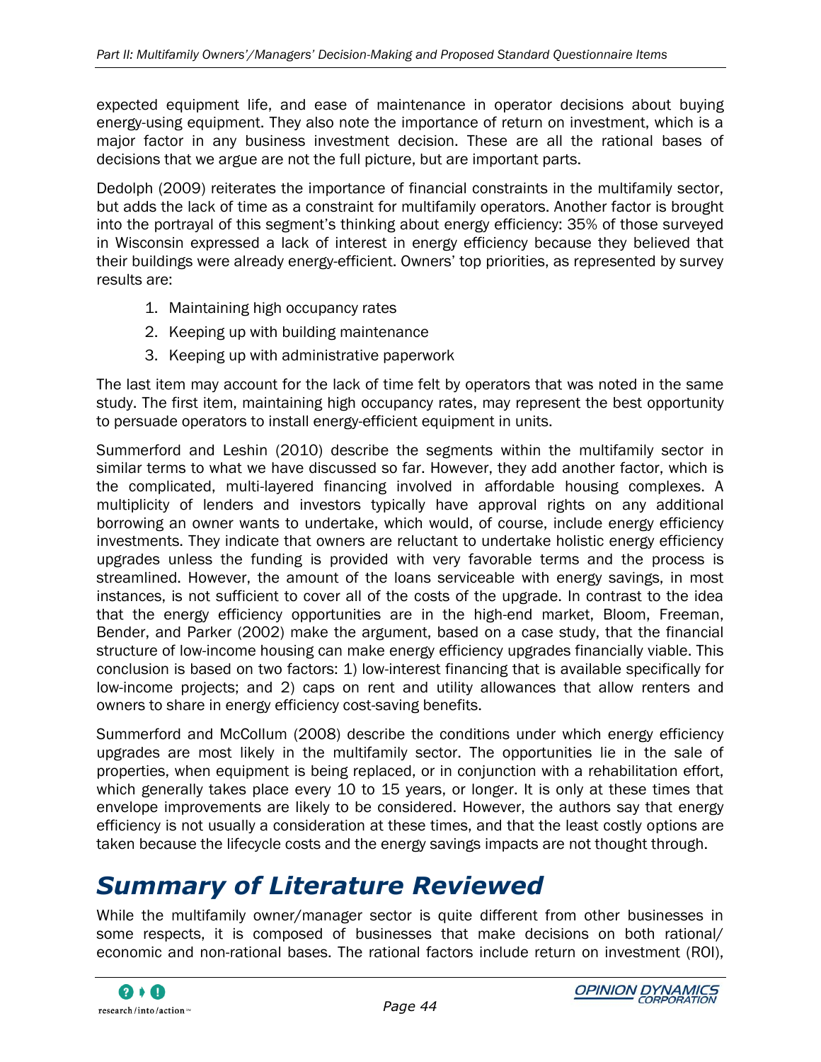expected equipment life, and ease of maintenance in operator decisions about buying energy-using equipment. They also note the importance of return on investment, which is a major factor in any business investment decision. These are all the rational bases of decisions that we argue are not the full picture, but are important parts.

Dedolph (2009) reiterates the importance of financial constraints in the multifamily sector, but adds the lack of time as a constraint for multifamily operators. Another factor is brought into the portrayal of this segment's thinking about energy efficiency: 35% of those surveyed in Wisconsin expressed a lack of interest in energy efficiency because they believed that their buildings were already energy-efficient. Owners' top priorities, as represented by survey results are:

1. Maintaining high occupancy rates
2. Keeping up with building maintenance
3. Keeping up with administrative paperwork

The last item may account for the lack of time felt by operators that was noted in the same study. The first item, maintaining high occupancy rates, may represent the best opportunity to persuade operators to install energy-efficient equipment in units.

Summerford and Leshin (2010) describe the segments within the multifamily sector in similar terms to what we have discussed so far. However, they add another factor, which is the complicated, multi-layered financing involved in affordable housing complexes. A multiplicity of lenders and investors typically have approval rights on any additional borrowing an owner wants to undertake, which would, of course, include energy efficiency investments. They indicate that owners are reluctant to undertake holistic energy efficiency upgrades unless the funding is provided with very favorable terms and the process is streamlined. However, the amount of the loans serviceable with energy savings, in most instances, is not sufficient to cover all of the costs of the upgrade. In contrast to the idea that the energy efficiency opportunities are in the high-end market, Bloom, Freeman, Bender, and Parker (2002) make the argument, based on a case study, that the financial structure of low-income housing can make energy efficiency upgrades financially viable. This conclusion is based on two factors: 1) low-interest financing that is available specifically for low-income projects; and 2) caps on rent and utility allowances that allow renters and owners to share in energy efficiency cost-saving benefits.

Summerford and McCollum (2008) describe the conditions under which energy efficiency upgrades are most likely in the multifamily sector. The opportunities lie in the sale of properties, when equipment is being replaced, or in conjunction with a rehabilitation effort, which generally takes place every 10 to 15 years, or longer. It is only at these times that envelope improvements are likely to be considered. However, the authors say that energy efficiency is not usually a consideration at these times, and that the least costly options are taken because the lifecycle costs and the energy savings impacts are not thought through.

# *Summary of Literature Reviewed*

While the multifamily owner/manager sector is quite different from other businesses in some respects, it is composed of businesses that make decisions on both rational/economic and non-rational bases. The rational factors include return on investment (ROI),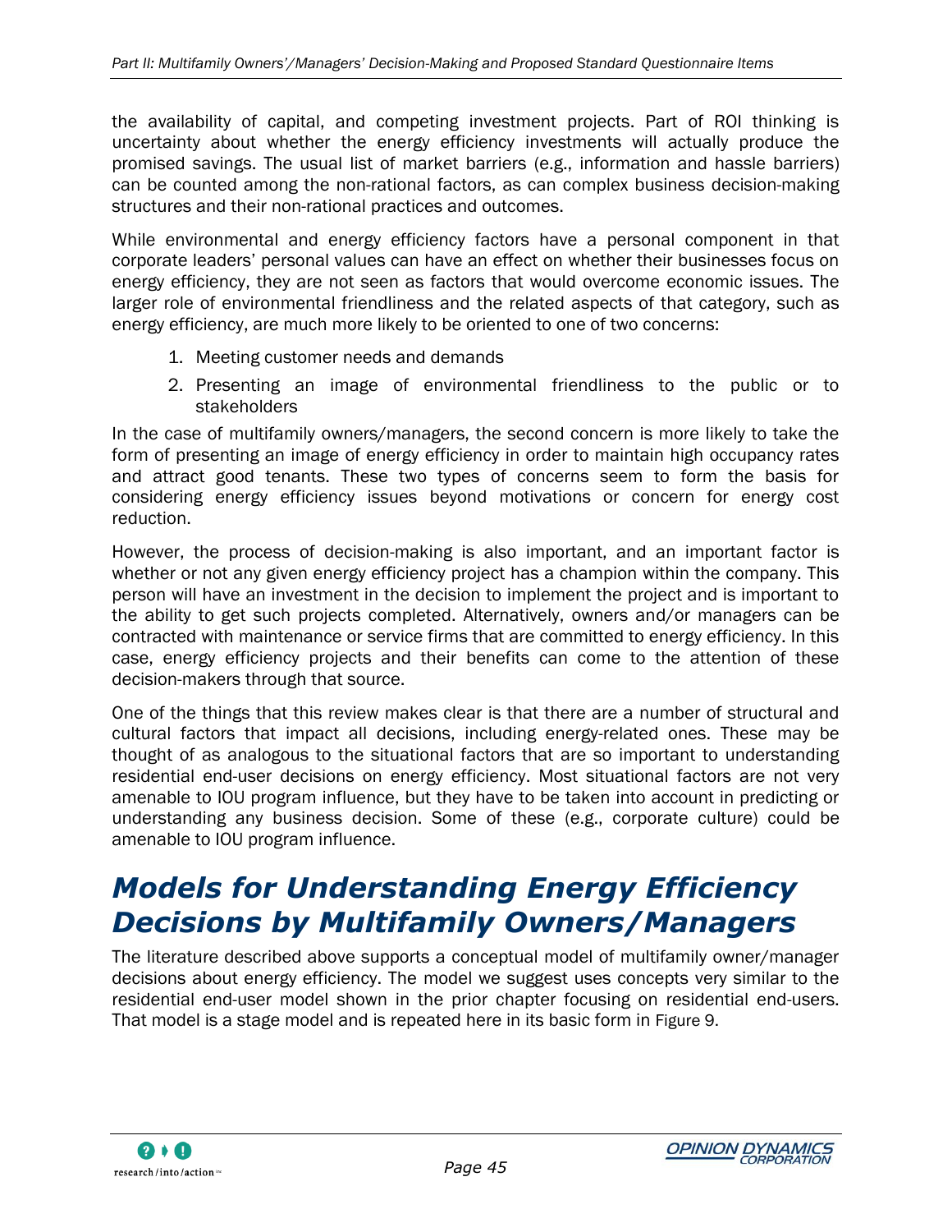the availability of capital, and competing investment projects. Part of ROI thinking is uncertainty about whether the energy efficiency investments will actually produce the promised savings. The usual list of market barriers (e.g., information and hassle barriers) can be counted among the non-rational factors, as can complex business decision-making structures and their non-rational practices and outcomes.

While environmental and energy efficiency factors have a personal component in that corporate leaders' personal values can have an effect on whether their businesses focus on energy efficiency, they are not seen as factors that would overcome economic issues. The larger role of environmental friendliness and the related aspects of that category, such as energy efficiency, are much more likely to be oriented to one of two concerns:

1. Meeting customer needs and demands
2. Presenting an image of environmental friendliness to the public or to stakeholders

In the case of multifamily owners/managers, the second concern is more likely to take the form of presenting an image of energy efficiency in order to maintain high occupancy rates and attract good tenants. These two types of concerns seem to form the basis for considering energy efficiency issues beyond motivations or concern for energy cost reduction.

However, the process of decision-making is also important, and an important factor is whether or not any given energy efficiency project has a champion within the company. This person will have an investment in the decision to implement the project and is important to the ability to get such projects completed. Alternatively, owners and/or managers can be contracted with maintenance or service firms that are committed to energy efficiency. In this case, energy efficiency projects and their benefits can come to the attention of these decision-makers through that source.

One of the things that this review makes clear is that there are a number of structural and cultural factors that impact all decisions, including energy-related ones. These may be thought of as analogous to the situational factors that are so important to understanding residential end-user decisions on energy efficiency. Most situational factors are not very amenable to IOU program influence, but they have to be taken into account in predicting or understanding any business decision. Some of these (e.g., corporate culture) could be amenable to IOU program influence.

# *Models for Understanding Energy Efficiency Decisions by Multifamily Owners/Managers*

The literature described above supports a conceptual model of multifamily owner/manager decisions about energy efficiency. The model we suggest uses concepts very similar to the residential end-user model shown in the prior chapter focusing on residential end-users. That model is a stage model and is repeated here in its basic form in Figure 9.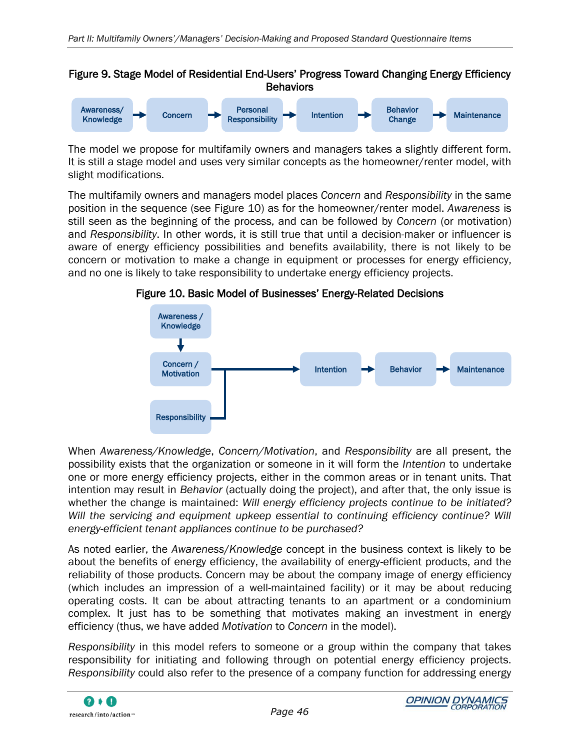**Figure 9. Stage Model of Residential End-Users' Progress Toward Changing Energy Efficiency Behaviors**

Awareness/ Knowledge → Concern → Personal Responsibility → Intention → Behavior Change → Maintenance

The model we propose for multifamily owners and managers takes a slightly different form. It is still a stage model and uses very similar concepts as the homeowner/renter model, with slight modifications.

The multifamily owners and managers model places *Concern* and *Responsibility* in the same position in the sequence (see Figure 10) as for the homeowner/renter model. *Awareness* is still seen as the beginning of the process, and can be followed by *Concern* (or motivation) and *Responsibility*. In other words, it is still true that until a decision-maker or influencer is aware of energy efficiency possibilities and benefits availability, there is not likely to be concern or motivation to make a change in equipment or processes for energy efficiency, and no one is likely to take responsibility to undertake energy efficiency projects.

**Figure 10. Basic Model of Businesses' Energy-Related Decisions**

Awareness / Knowledge → Concern / Motivation; Concern / Motivation + Responsibility → Intention → Behavior → Maintenance

When *Awareness/Knowledge*, *Concern/Motivation*, and *Responsibility* are all present, the possibility exists that the organization or someone in it will form the *Intention* to undertake one or more energy efficiency projects, either in the common areas or in tenant units. That intention may result in *Behavior* (actually doing the project), and after that, the only issue is whether the change is maintained: *Will energy efficiency projects continue to be initiated? Will the servicing and equipment upkeep essential to continuing efficiency continue? Will energy-efficient tenant appliances continue to be purchased?*

As noted earlier, the *Awareness/Knowledge* concept in the business context is likely to be about the benefits of energy efficiency, the availability of energy-efficient products, and the reliability of those products. Concern may be about the company image of energy efficiency (which includes an impression of a well-maintained facility) or it may be about reducing operating costs. It can be about attracting tenants to an apartment or a condominium complex. It just has to be something that motivates making an investment in energy efficiency (thus, we have added *Motivation* to *Concern* in the model).

*Responsibility* in this model refers to someone or a group within the company that takes responsibility for initiating and following through on potential energy efficiency projects. *Responsibility* could also refer to the presence of a company function for addressing energy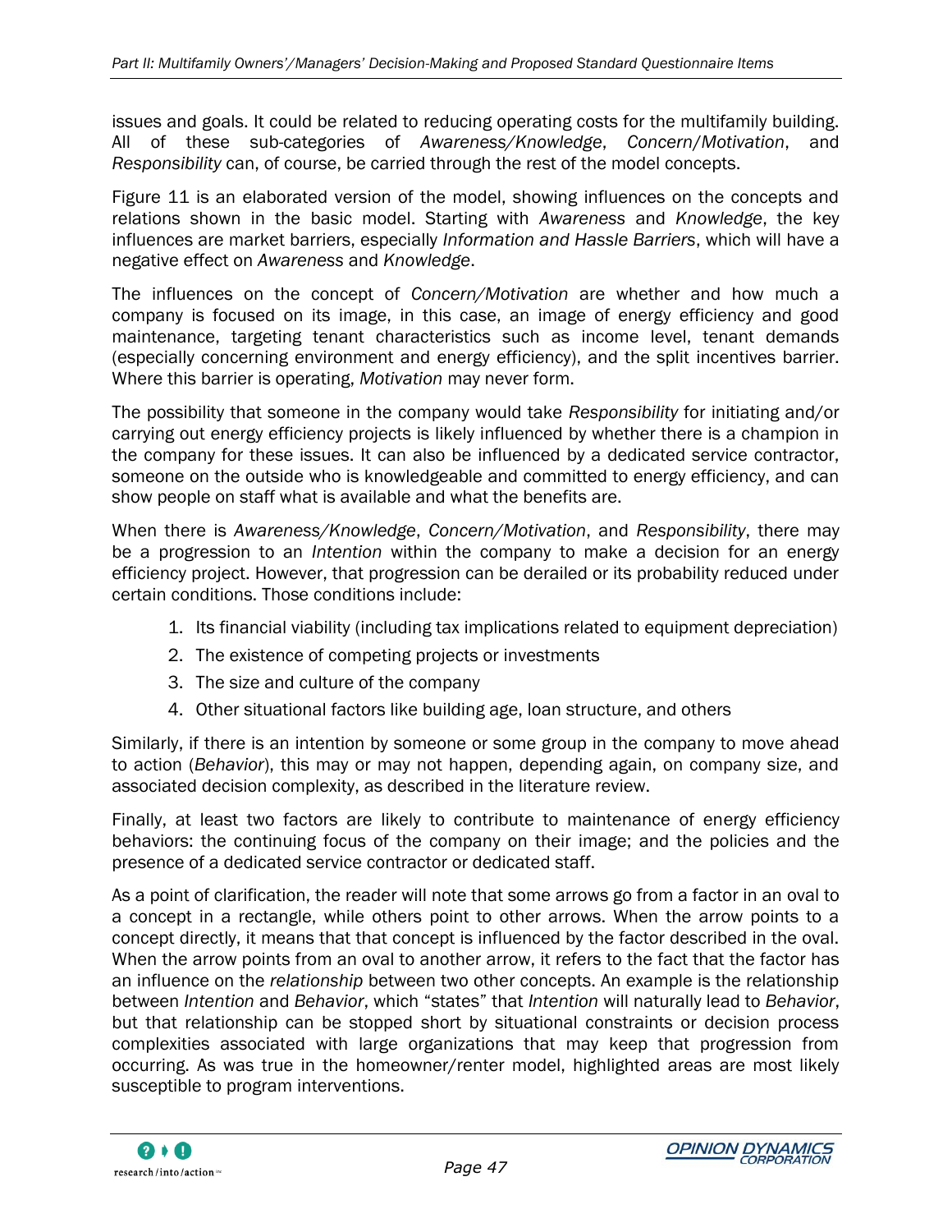issues and goals. It could be related to reducing operating costs for the multifamily building. All of these sub-categories of *Awareness/Knowledge*, *Concern/Motivation*, and *Responsibility* can, of course, be carried through the rest of the model concepts.

Figure 11 is an elaborated version of the model, showing influences on the concepts and relations shown in the basic model. Starting with *Awareness* and *Knowledge*, the key influences are market barriers, especially *Information and Hassle Barriers*, which will have a negative effect on *Awareness* and *Knowledge*.

The influences on the concept of *Concern/Motivation* are whether and how much a company is focused on its image, in this case, an image of energy efficiency and good maintenance, targeting tenant characteristics such as income level, tenant demands (especially concerning environment and energy efficiency), and the split incentives barrier. Where this barrier is operating, *Motivation* may never form.

The possibility that someone in the company would take *Responsibility* for initiating and/or carrying out energy efficiency projects is likely influenced by whether there is a champion in the company for these issues. It can also be influenced by a dedicated service contractor, someone on the outside who is knowledgeable and committed to energy efficiency, and can show people on staff what is available and what the benefits are.

When there is *Awareness/Knowledge*, *Concern/Motivation*, and *Responsibility*, there may be a progression to an *Intention* within the company to make a decision for an energy efficiency project. However, that progression can be derailed or its probability reduced under certain conditions. Those conditions include:

1. Its financial viability (including tax implications related to equipment depreciation)
2. The existence of competing projects or investments
3. The size and culture of the company
4. Other situational factors like building age, loan structure, and others

Similarly, if there is an intention by someone or some group in the company to move ahead to action (*Behavior*), this may or may not happen, depending again, on company size, and associated decision complexity, as described in the literature review.

Finally, at least two factors are likely to contribute to maintenance of energy efficiency behaviors: the continuing focus of the company on their image; and the policies and the presence of a dedicated service contractor or dedicated staff.

As a point of clarification, the reader will note that some arrows go from a factor in an oval to a concept in a rectangle, while others point to other arrows. When the arrow points to a concept directly, it means that that concept is influenced by the factor described in the oval. When the arrow points from an oval to another arrow, it refers to the fact that the factor has an influence on the *relationship* between two other concepts. An example is the relationship between *Intention* and *Behavior*, which "states" that *Intention* will naturally lead to *Behavior*, but that relationship can be stopped short by situational constraints or decision process complexities associated with large organizations that may keep that progression from occurring. As was true in the homeowner/renter model, highlighted areas are most likely susceptible to program interventions.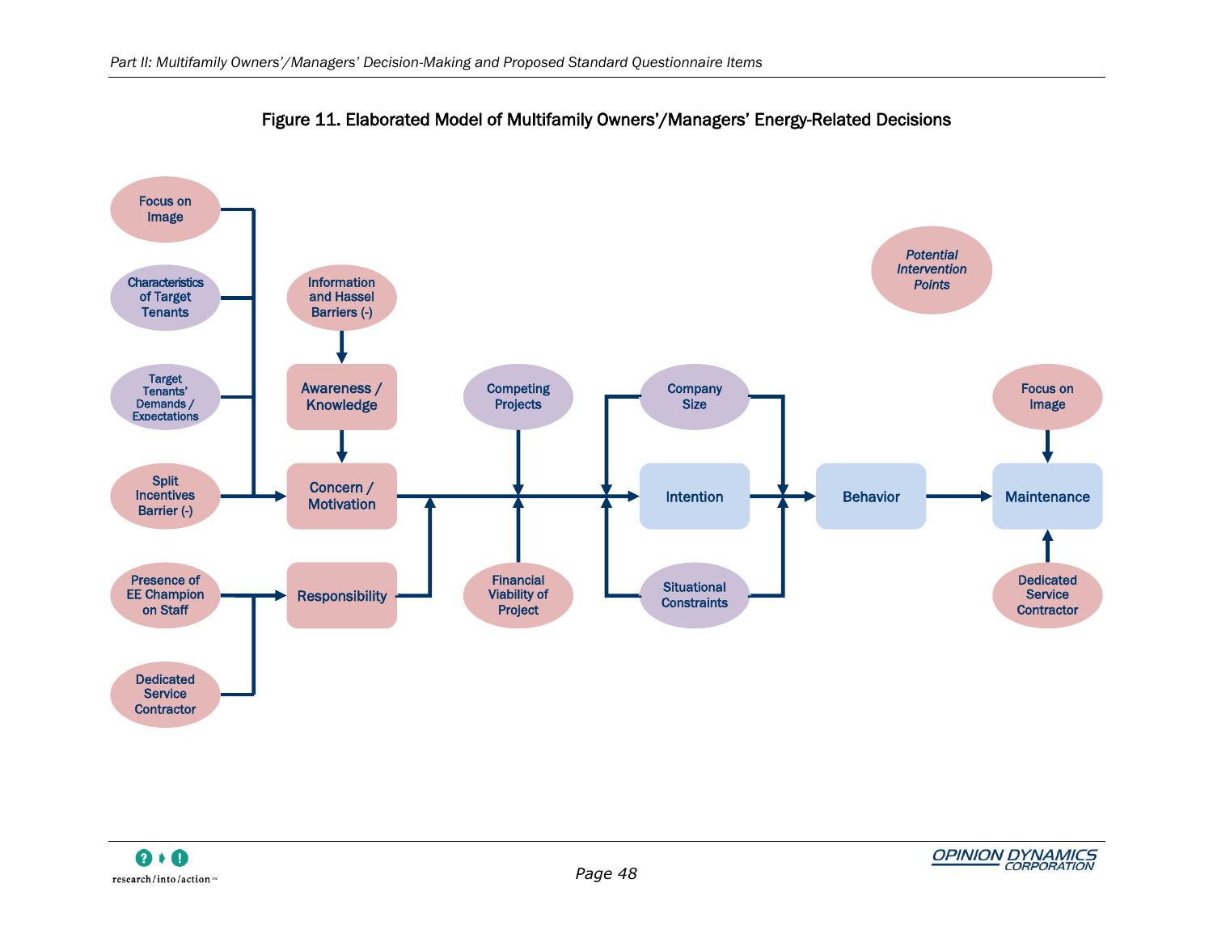Figure 11. Elaborated Model of Multifamily Owners'/Managers' Energy-Related Decisions

Focus on Image

Characteristics of Target Tenants

Target Tenants' Demands / Expectations

Split Incentives Barrier (-)

Presence of EE Champion on Staff

Dedicated Service Contractor

Information and Hassel Barriers (-)

Awareness / Knowledge

Concern / Motivation

Responsibility

Competing Projects

Financial Viability of Project

Company Size

Intention

Situational Constraints

Behavior

*Potential Intervention Points*

Focus on Image

Maintenance

Dedicated Service Contractor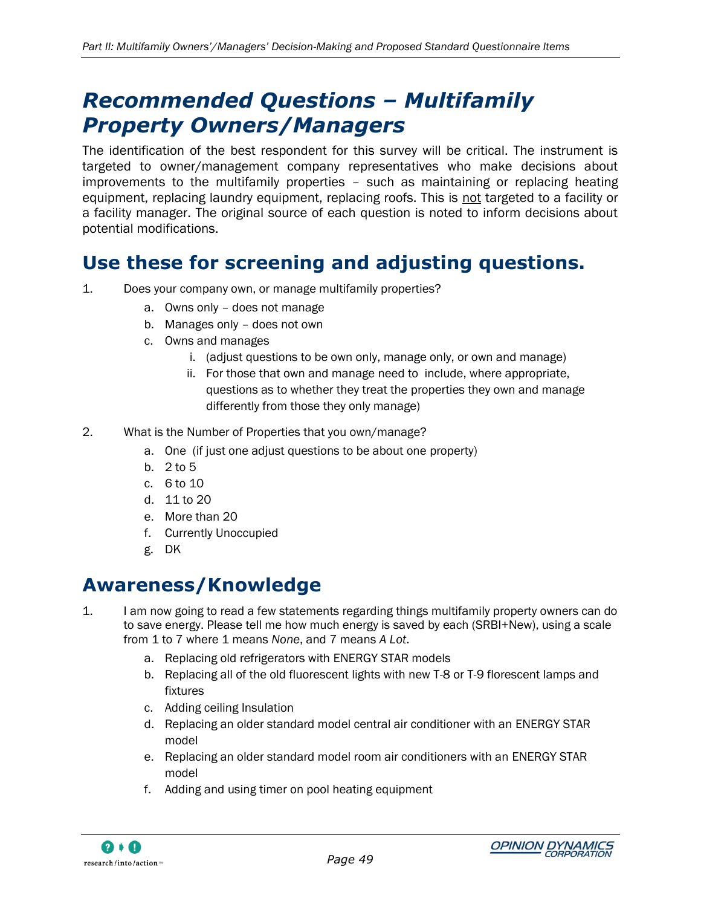# Recommended Questions – Multifamily Property Owners/Managers

The identification of the best respondent for this survey will be critical. The instrument is targeted to owner/management company representatives who make decisions about improvements to the multifamily properties – such as maintaining or replacing heating equipment, replacing laundry equipment, replacing roofs. This is <u>not</u> targeted to a facility or a facility manager. The original source of each question is noted to inform decisions about potential modifications.

## Use these for screening and adjusting questions.

1. Does your company own, or manage multifamily properties?
   a. Owns only – does not manage
   b. Manages only – does not own
   c. Owns and manages
      i. (adjust questions to be own only, manage only, or own and manage)
      ii. For those that own and manage need to include, where appropriate, questions as to whether they treat the properties they own and manage differently from those they only manage)

2. What is the Number of Properties that you own/manage?
   a. One (if just one adjust questions to be about one property)
   b. 2 to 5
   c. 6 to 10
   d. 11 to 20
   e. More than 20
   f. Currently Unoccupied
   g. DK

## Awareness/Knowledge

1. I am now going to read a few statements regarding things multifamily property owners can do to save energy. Please tell me how much energy is saved by each (SRBI+New), using a scale from 1 to 7 where 1 means *None*, and 7 means *A Lot*.
   a. Replacing old refrigerators with ENERGY STAR models
   b. Replacing all of the old fluorescent lights with new T-8 or T-9 florescent lamps and fixtures
   c. Adding ceiling Insulation
   d. Replacing an older standard model central air conditioner with an ENERGY STAR model
   e. Replacing an older standard model room air conditioners with an ENERGY STAR model
   f. Adding and using timer on pool heating equipment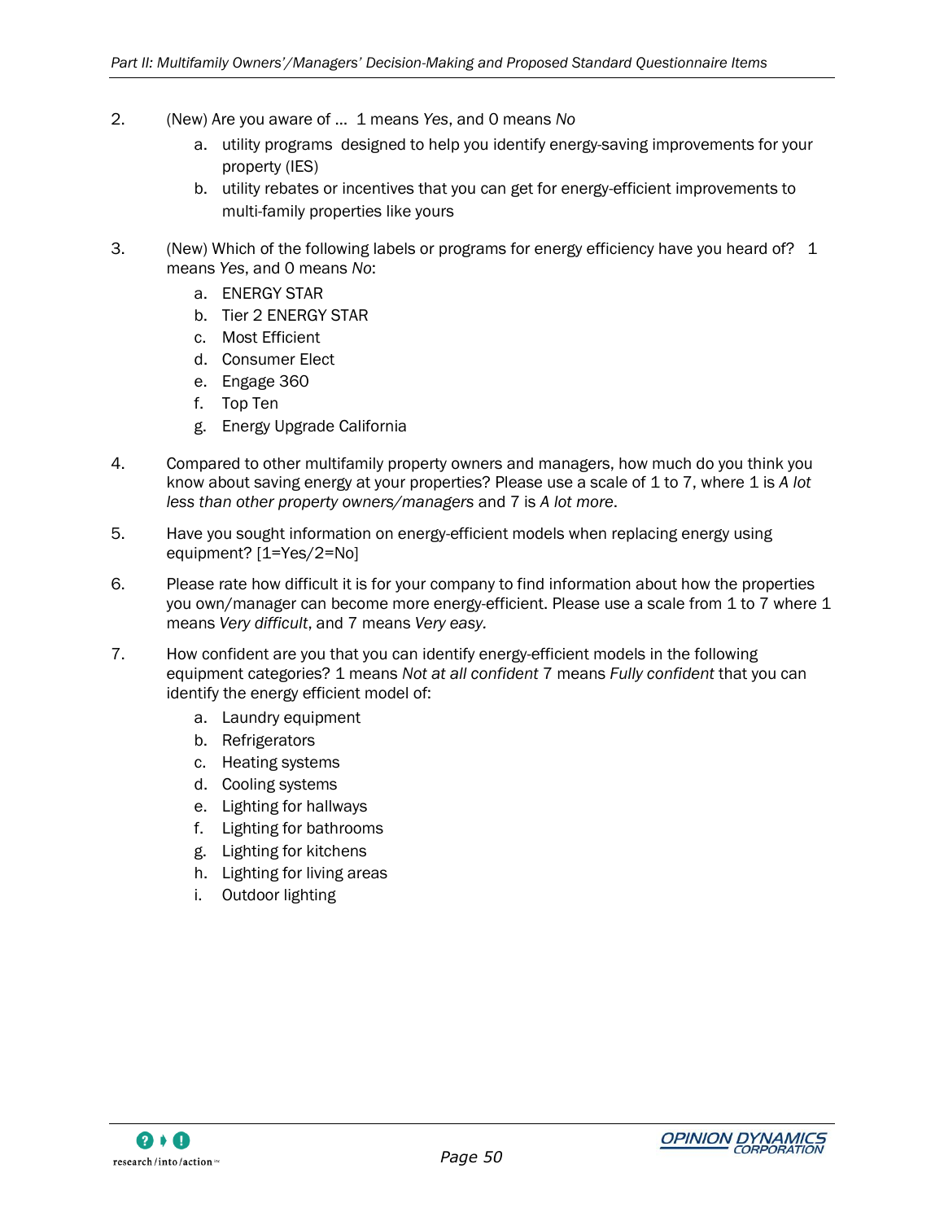2. (New) Are you aware of … 1 means *Yes*, and 0 means *No*
   a. utility programs designed to help you identify energy-saving improvements for your property (IES)
   b. utility rebates or incentives that you can get for energy-efficient improvements to multi-family properties like yours

3. (New) Which of the following labels or programs for energy efficiency have you heard of? 1 means *Yes*, and 0 means *No*:
   a. ENERGY STAR
   b. Tier 2 ENERGY STAR
   c. Most Efficient
   d. Consumer Elect
   e. Engage 360
   f. Top Ten
   g. Energy Upgrade California

4. Compared to other multifamily property owners and managers, how much do you think you know about saving energy at your properties? Please use a scale of 1 to 7, where 1 is *A lot less than other property owners/managers* and 7 is *A lot more*.

5. Have you sought information on energy-efficient models when replacing energy using equipment? [1=Yes/2=No]

6. Please rate how difficult it is for your company to find information about how the properties you own/manager can become more energy-efficient. Please use a scale from 1 to 7 where 1 means *Very difficult*, and 7 means *Very easy.*

7. How confident are you that you can identify energy-efficient models in the following equipment categories? 1 means *Not at all confident* 7 means *Fully confident* that you can identify the energy efficient model of:
   a. Laundry equipment
   b. Refrigerators
   c. Heating systems
   d. Cooling systems
   e. Lighting for hallways
   f. Lighting for bathrooms
   g. Lighting for kitchens
   h. Lighting for living areas
   i. Outdoor lighting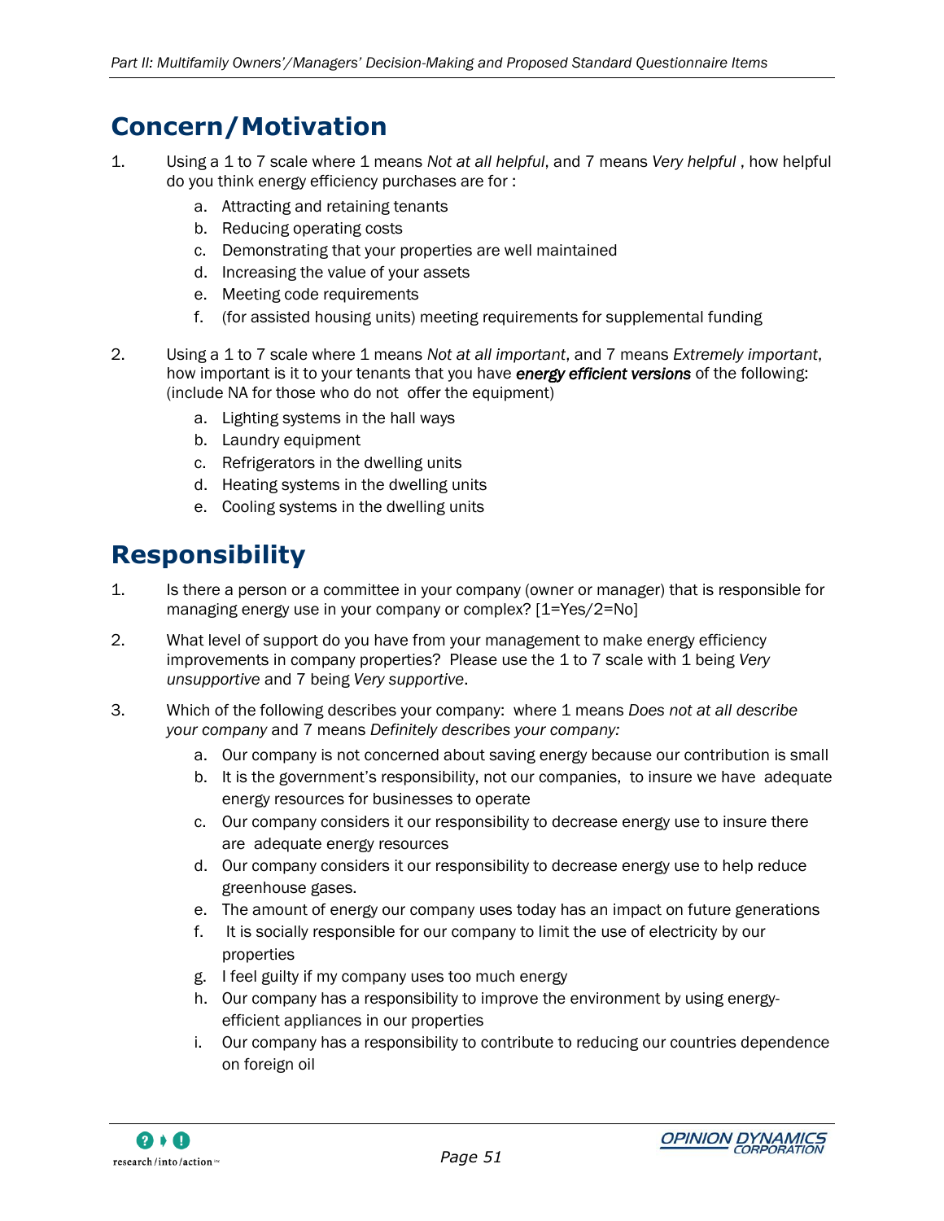## Concern/Motivation

1. Using a 1 to 7 scale where 1 means *Not at all helpful*, and 7 means *Very helpful* , how helpful do you think energy efficiency purchases are for :
    a. Attracting and retaining tenants
    b. Reducing operating costs
    c. Demonstrating that your properties are well maintained
    d. Increasing the value of your assets
    e. Meeting code requirements
    f. (for assisted housing units) meeting requirements for supplemental funding

2. Using a 1 to 7 scale where 1 means *Not at all important*, and 7 means *Extremely important*, how important is it to your tenants that you have ***energy efficient versions*** of the following: (include NA for those who do not offer the equipment)
    a. Lighting systems in the hall ways
    b. Laundry equipment
    c. Refrigerators in the dwelling units
    d. Heating systems in the dwelling units
    e. Cooling systems in the dwelling units

## Responsibility

1. Is there a person or a committee in your company (owner or manager) that is responsible for managing energy use in your company or complex? [1=Yes/2=No]

2. What level of support do you have from your management to make energy efficiency improvements in company properties? Please use the 1 to 7 scale with 1 being *Very unsupportive* and 7 being *Very supportive*.

3. Which of the following describes your company: where 1 means *Does not at all describe your company* and 7 means *Definitely describes your company:*
    a. Our company is not concerned about saving energy because our contribution is small
    b. It is the government's responsibility, not our companies, to insure we have adequate energy resources for businesses to operate
    c. Our company considers it our responsibility to decrease energy use to insure there are adequate energy resources
    d. Our company considers it our responsibility to decrease energy use to help reduce greenhouse gases.
    e. The amount of energy our company uses today has an impact on future generations
    f. It is socially responsible for our company to limit the use of electricity by our properties
    g. I feel guilty if my company uses too much energy
    h. Our company has a responsibility to improve the environment by using energy-efficient appliances in our properties
    i. Our company has a responsibility to contribute to reducing our countries dependence on foreign oil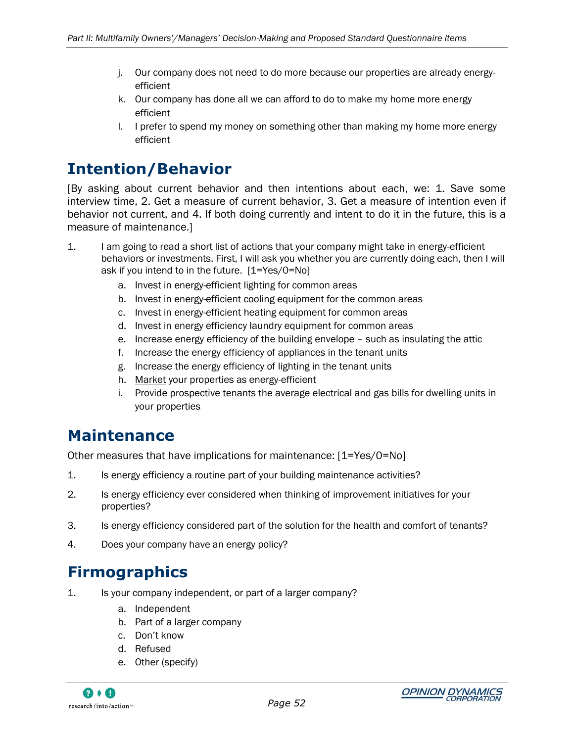j. Our company does not need to do more because our properties are already energy-efficient
k. Our company has done all we can afford to do to make my home more energy efficient
l. I prefer to spend my money on something other than making my home more energy efficient

## Intention/Behavior

[By asking about current behavior and then intentions about each, we: 1. Save some interview time, 2. Get a measure of current behavior, 3. Get a measure of intention even if behavior not current, and 4. If both doing currently and intent to do it in the future, this is a measure of maintenance.]

1. I am going to read a short list of actions that your company might take in energy-efficient behaviors or investments. First, I will ask you whether you are currently doing each, then I will ask if you intend to in the future. [1=Yes/0=No]
   a. Invest in energy-efficient lighting for common areas
   b. Invest in energy-efficient cooling equipment for the common areas
   c. Invest in energy-efficient heating equipment for common areas
   d. Invest in energy efficiency laundry equipment for common areas
   e. Increase energy efficiency of the building envelope – such as insulating the attic
   f. Increase the energy efficiency of appliances in the tenant units
   g. Increase the energy efficiency of lighting in the tenant units
   h. <u>Market</u> your properties as energy-efficient
   i. Provide prospective tenants the average electrical and gas bills for dwelling units in your properties

## Maintenance

Other measures that have implications for maintenance: [1=Yes/0=No]

1. Is energy efficiency a routine part of your building maintenance activities?
2. Is energy efficiency ever considered when thinking of improvement initiatives for your properties?
3. Is energy efficiency considered part of the solution for the health and comfort of tenants?
4. Does your company have an energy policy?

## Firmographics

1. Is your company independent, or part of a larger company?
   a. Independent
   b. Part of a larger company
   c. Don't know
   d. Refused
   e. Other (specify)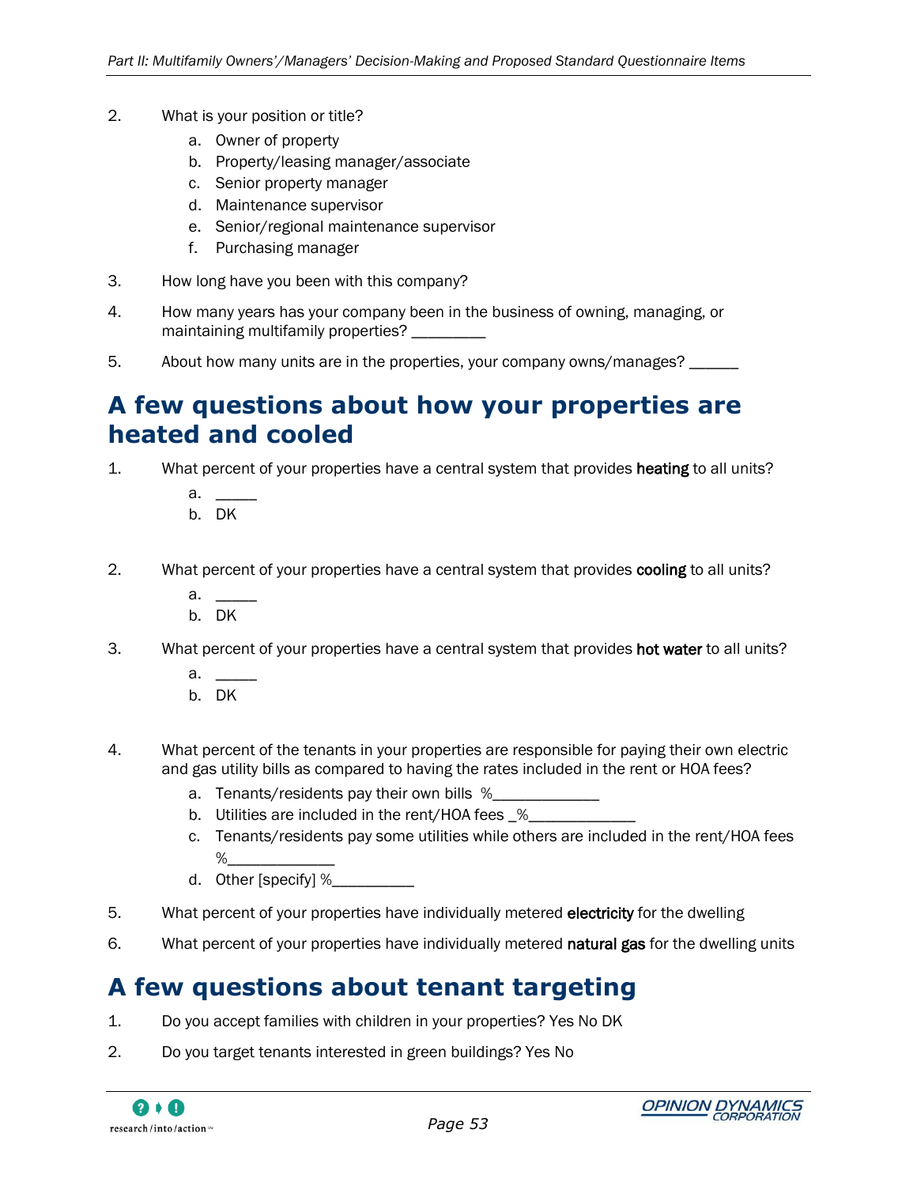2. What is your position or title?
    a. Owner of property
    b. Property/leasing manager/associate
    c. Senior property manager
    d. Maintenance supervisor
    e. Senior/regional maintenance supervisor
    f. Purchasing manager

3. How long have you been with this company?

4. How many years has your company been in the business of owning, managing, or maintaining multifamily properties? _________

5. About how many units are in the properties, your company owns/manages? ______

## A few questions about how your properties are heated and cooled

1. What percent of your properties have a central system that provides **heating** to all units?
    a. _____
    b. DK

2. What percent of your properties have a central system that provides **cooling** to all units?
    a. _____
    b. DK

3. What percent of your properties have a central system that provides **hot water** to all units?
    a. _____
    b. DK

4. What percent of the tenants in your properties are responsible for paying their own electric and gas utility bills as compared to having the rates included in the rent or HOA fees?
    a. Tenants/residents pay their own bills %_____________
    b. Utilities are included in the rent/HOA fees _%_____________
    c. Tenants/residents pay some utilities while others are included in the rent/HOA fees %_____________
    d. Other [specify] %__________

5. What percent of your properties have individually metered **electricity** for the dwelling

6. What percent of your properties have individually metered **natural gas** for the dwelling units

## A few questions about tenant targeting

1. Do you accept families with children in your properties? Yes No DK

2. Do you target tenants interested in green buildings? Yes No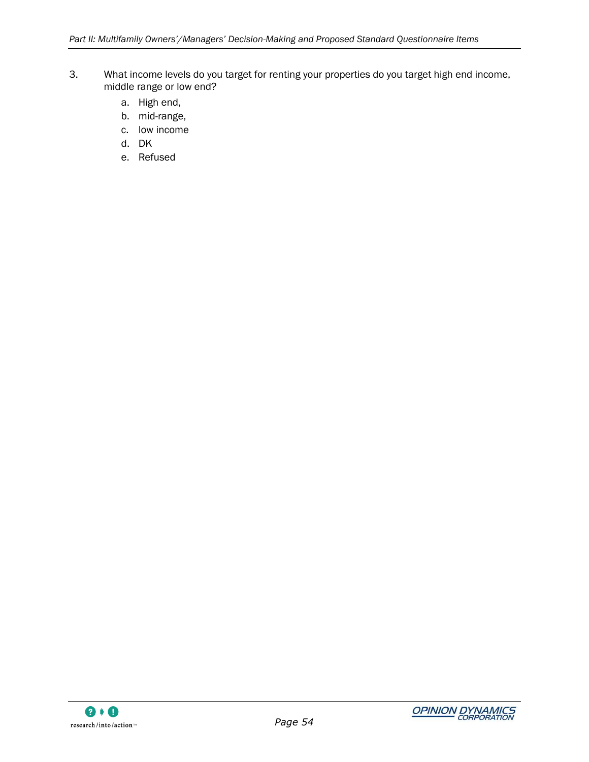3. What income levels do you target for renting your properties do you target high end income, middle range or low end?
    a. High end,
    b. mid-range,
    c. low income
    d. DK
    e. Refused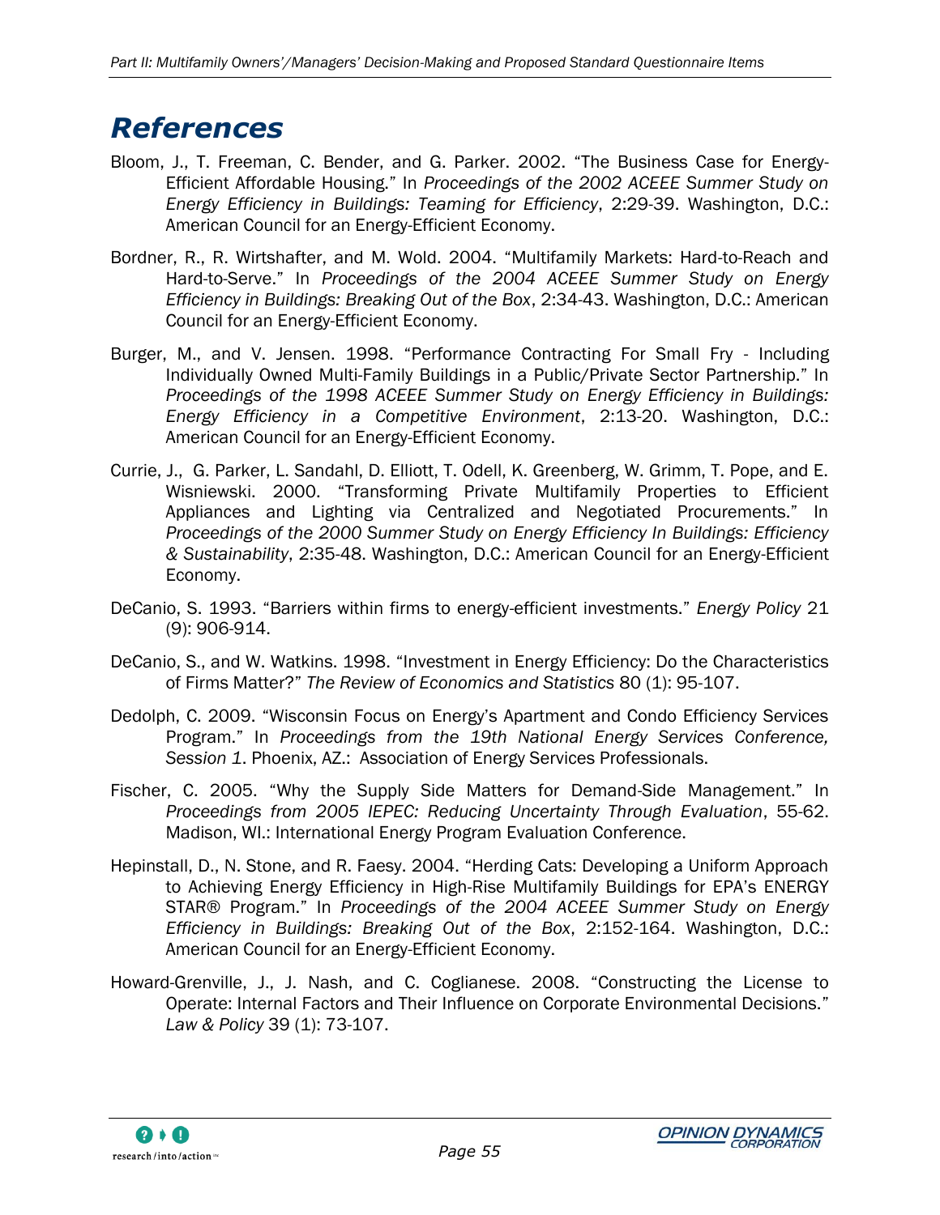# References

Bloom, J., T. Freeman, C. Bender, and G. Parker. 2002. "The Business Case for Energy-Efficient Affordable Housing." In *Proceedings of the 2002 ACEEE Summer Study on Energy Efficiency in Buildings: Teaming for Efficiency*, 2:29-39. Washington, D.C.: American Council for an Energy-Efficient Economy.

Bordner, R., R. Wirtshafter, and M. Wold. 2004. "Multifamily Markets: Hard-to-Reach and Hard-to-Serve." In *Proceedings of the 2004 ACEEE Summer Study on Energy Efficiency in Buildings: Breaking Out of the Box*, 2:34-43. Washington, D.C.: American Council for an Energy-Efficient Economy.

Burger, M., and V. Jensen. 1998. "Performance Contracting For Small Fry - Including Individually Owned Multi-Family Buildings in a Public/Private Sector Partnership." In *Proceedings of the 1998 ACEEE Summer Study on Energy Efficiency in Buildings: Energy Efficiency in a Competitive Environment*, 2:13-20. Washington, D.C.: American Council for an Energy-Efficient Economy.

Currie, J., G. Parker, L. Sandahl, D. Elliott, T. Odell, K. Greenberg, W. Grimm, T. Pope, and E. Wisniewski. 2000. "Transforming Private Multifamily Properties to Efficient Appliances and Lighting via Centralized and Negotiated Procurements." In *Proceedings of the 2000 Summer Study on Energy Efficiency In Buildings: Efficiency & Sustainability*, 2:35-48. Washington, D.C.: American Council for an Energy-Efficient Economy.

DeCanio, S. 1993. "Barriers within firms to energy-efficient investments." *Energy Policy* 21 (9): 906-914.

DeCanio, S., and W. Watkins. 1998. "Investment in Energy Efficiency: Do the Characteristics of Firms Matter?" *The Review of Economics and Statistics* 80 (1): 95-107.

Dedolph, C. 2009. "Wisconsin Focus on Energy's Apartment and Condo Efficiency Services Program." In *Proceedings from the 19th National Energy Services Conference, Session 1*. Phoenix, AZ.: Association of Energy Services Professionals.

Fischer, C. 2005. "Why the Supply Side Matters for Demand-Side Management." In *Proceedings from 2005 IEPEC: Reducing Uncertainty Through Evaluation*, 55-62. Madison, WI.: International Energy Program Evaluation Conference.

Hepinstall, D., N. Stone, and R. Faesy. 2004. "Herding Cats: Developing a Uniform Approach to Achieving Energy Efficiency in High-Rise Multifamily Buildings for EPA's ENERGY STAR® Program." In *Proceedings of the 2004 ACEEE Summer Study on Energy Efficiency in Buildings: Breaking Out of the Box*, 2:152-164. Washington, D.C.: American Council for an Energy-Efficient Economy.

Howard-Grenville, J., J. Nash, and C. Coglianese. 2008. "Constructing the License to Operate: Internal Factors and Their Influence on Corporate Environmental Decisions." *Law & Policy* 39 (1): 73-107.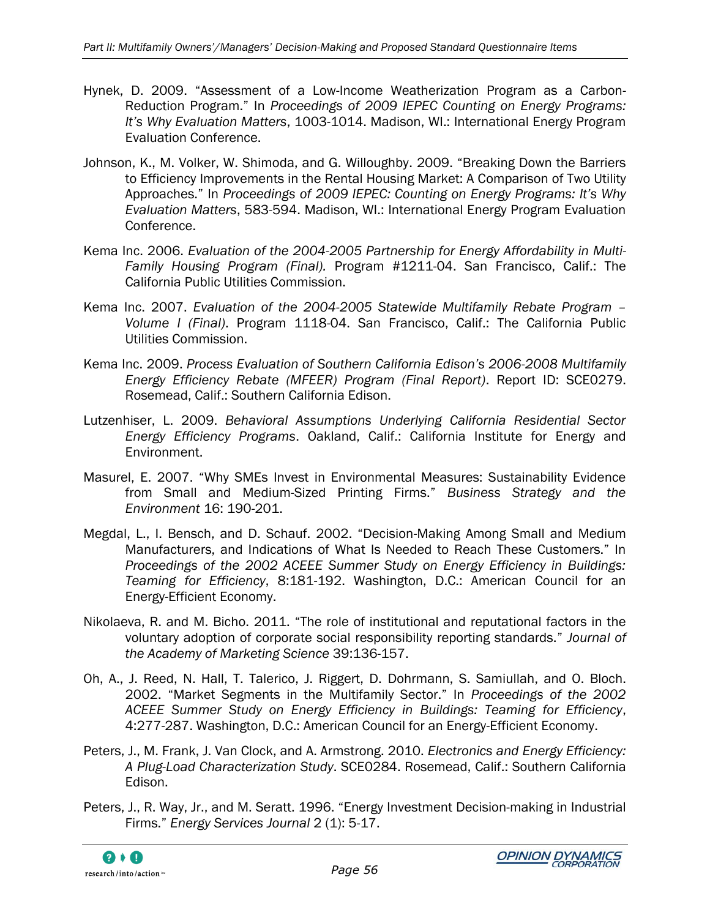Hynek, D. 2009. "Assessment of a Low-Income Weatherization Program as a Carbon-Reduction Program." In *Proceedings of 2009 IEPEC Counting on Energy Programs: It's Why Evaluation Matters*, 1003-1014. Madison, WI.: International Energy Program Evaluation Conference.

Johnson, K., M. Volker, W. Shimoda, and G. Willoughby. 2009. "Breaking Down the Barriers to Efficiency Improvements in the Rental Housing Market: A Comparison of Two Utility Approaches." In *Proceedings of 2009 IEPEC: Counting on Energy Programs: It's Why Evaluation Matters*, 583-594. Madison, WI.: International Energy Program Evaluation Conference.

Kema Inc. 2006. *Evaluation of the 2004-2005 Partnership for Energy Affordability in Multi-Family Housing Program (Final).* Program #1211-04. San Francisco, Calif.: The California Public Utilities Commission.

Kema Inc. 2007. *Evaluation of the 2004-2005 Statewide Multifamily Rebate Program – Volume I (Final)*. Program 1118-04. San Francisco, Calif.: The California Public Utilities Commission.

Kema Inc. 2009. *Process Evaluation of Southern California Edison's 2006-2008 Multifamily Energy Efficiency Rebate (MFEER) Program (Final Report)*. Report ID: SCE0279. Rosemead, Calif.: Southern California Edison.

Lutzenhiser, L. 2009. *Behavioral Assumptions Underlying California Residential Sector Energy Efficiency Programs*. Oakland, Calif.: California Institute for Energy and Environment.

Masurel, E. 2007. "Why SMEs Invest in Environmental Measures: Sustainability Evidence from Small and Medium-Sized Printing Firms." *Business Strategy and the Environment* 16: 190-201.

Megdal, L., I. Bensch, and D. Schauf. 2002. "Decision-Making Among Small and Medium Manufacturers, and Indications of What Is Needed to Reach These Customers." In *Proceedings of the 2002 ACEEE Summer Study on Energy Efficiency in Buildings: Teaming for Efficiency*, 8:181-192. Washington, D.C.: American Council for an Energy-Efficient Economy.

Nikolaeva, R. and M. Bicho. 2011. "The role of institutional and reputational factors in the voluntary adoption of corporate social responsibility reporting standards." *Journal of the Academy of Marketing Science* 39:136-157.

Oh, A., J. Reed, N. Hall, T. Talerico, J. Riggert, D. Dohrmann, S. Samiullah, and O. Bloch. 2002. "Market Segments in the Multifamily Sector." In *Proceedings of the 2002 ACEEE Summer Study on Energy Efficiency in Buildings: Teaming for Efficiency*, 4:277-287. Washington, D.C.: American Council for an Energy-Efficient Economy.

Peters, J., M. Frank, J. Van Clock, and A. Armstrong. 2010. *Electronics and Energy Efficiency: A Plug-Load Characterization Study*. SCE0284. Rosemead, Calif.: Southern California Edison.

Peters, J., R. Way, Jr., and M. Seratt. 1996. "Energy Investment Decision-making in Industrial Firms." *Energy Services Journal* 2 (1): 5-17.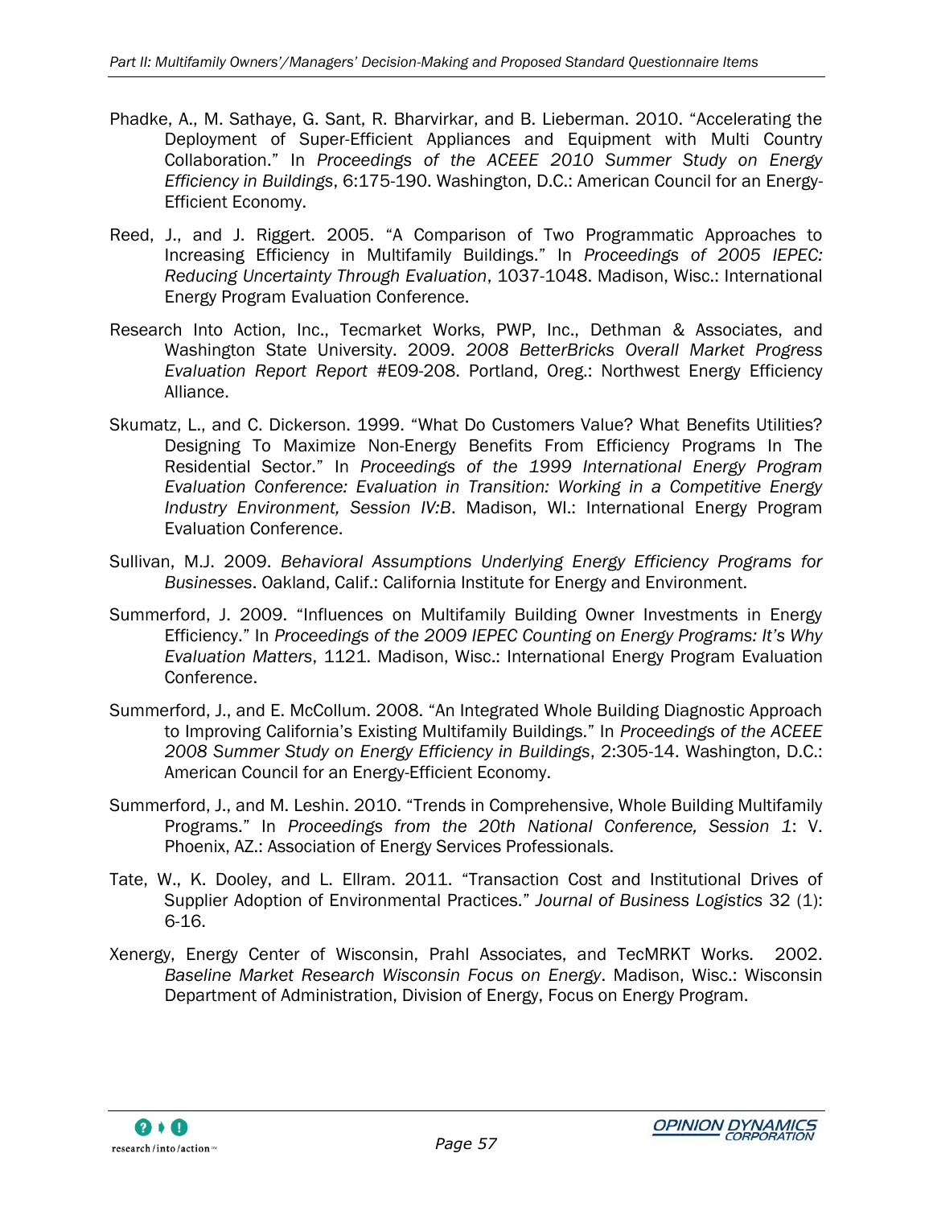Phadke, A., M. Sathaye, G. Sant, R. Bharvirkar, and B. Lieberman. 2010. "Accelerating the Deployment of Super-Efficient Appliances and Equipment with Multi Country Collaboration." In *Proceedings of the ACEEE 2010 Summer Study on Energy Efficiency in Buildings*, 6:175-190. Washington, D.C.: American Council for an Energy-Efficient Economy.

Reed, J., and J. Riggert. 2005. "A Comparison of Two Programmatic Approaches to Increasing Efficiency in Multifamily Buildings." In *Proceedings of 2005 IEPEC: Reducing Uncertainty Through Evaluation*, 1037-1048. Madison, Wisc.: International Energy Program Evaluation Conference.

Research Into Action, Inc., Tecmarket Works, PWP, Inc., Dethman & Associates, and Washington State University. 2009. *2008 BetterBricks Overall Market Progress Evaluation Report Report* #E09-208. Portland, Oreg.: Northwest Energy Efficiency Alliance.

Skumatz, L., and C. Dickerson. 1999. "What Do Customers Value? What Benefits Utilities? Designing To Maximize Non-Energy Benefits From Efficiency Programs In The Residential Sector." In *Proceedings of the 1999 International Energy Program Evaluation Conference: Evaluation in Transition: Working in a Competitive Energy Industry Environment, Session IV:B*. Madison, WI.: International Energy Program Evaluation Conference.

Sullivan, M.J. 2009. *Behavioral Assumptions Underlying Energy Efficiency Programs for Businesses*. Oakland, Calif.: California Institute for Energy and Environment.

Summerford, J. 2009. "Influences on Multifamily Building Owner Investments in Energy Efficiency." In *Proceedings of the 2009 IEPEC Counting on Energy Programs: It's Why Evaluation Matters*, 1121. Madison, Wisc.: International Energy Program Evaluation Conference.

Summerford, J., and E. McCollum. 2008. "An Integrated Whole Building Diagnostic Approach to Improving California's Existing Multifamily Buildings." In *Proceedings of the ACEEE 2008 Summer Study on Energy Efficiency in Buildings*, 2:305-14. Washington, D.C.: American Council for an Energy-Efficient Economy.

Summerford, J., and M. Leshin. 2010. "Trends in Comprehensive, Whole Building Multifamily Programs." In *Proceedings from the 20th National Conference, Session 1*: V. Phoenix, AZ.: Association of Energy Services Professionals.

Tate, W., K. Dooley, and L. Ellram. 2011. "Transaction Cost and Institutional Drives of Supplier Adoption of Environmental Practices." *Journal of Business Logistics* 32 (1): 6-16.

Xenergy, Energy Center of Wisconsin, Prahl Associates, and TecMRKT Works. 2002. *Baseline Market Research Wisconsin Focus on Energy*. Madison, Wisc.: Wisconsin Department of Administration, Division of Energy, Focus on Energy Program.